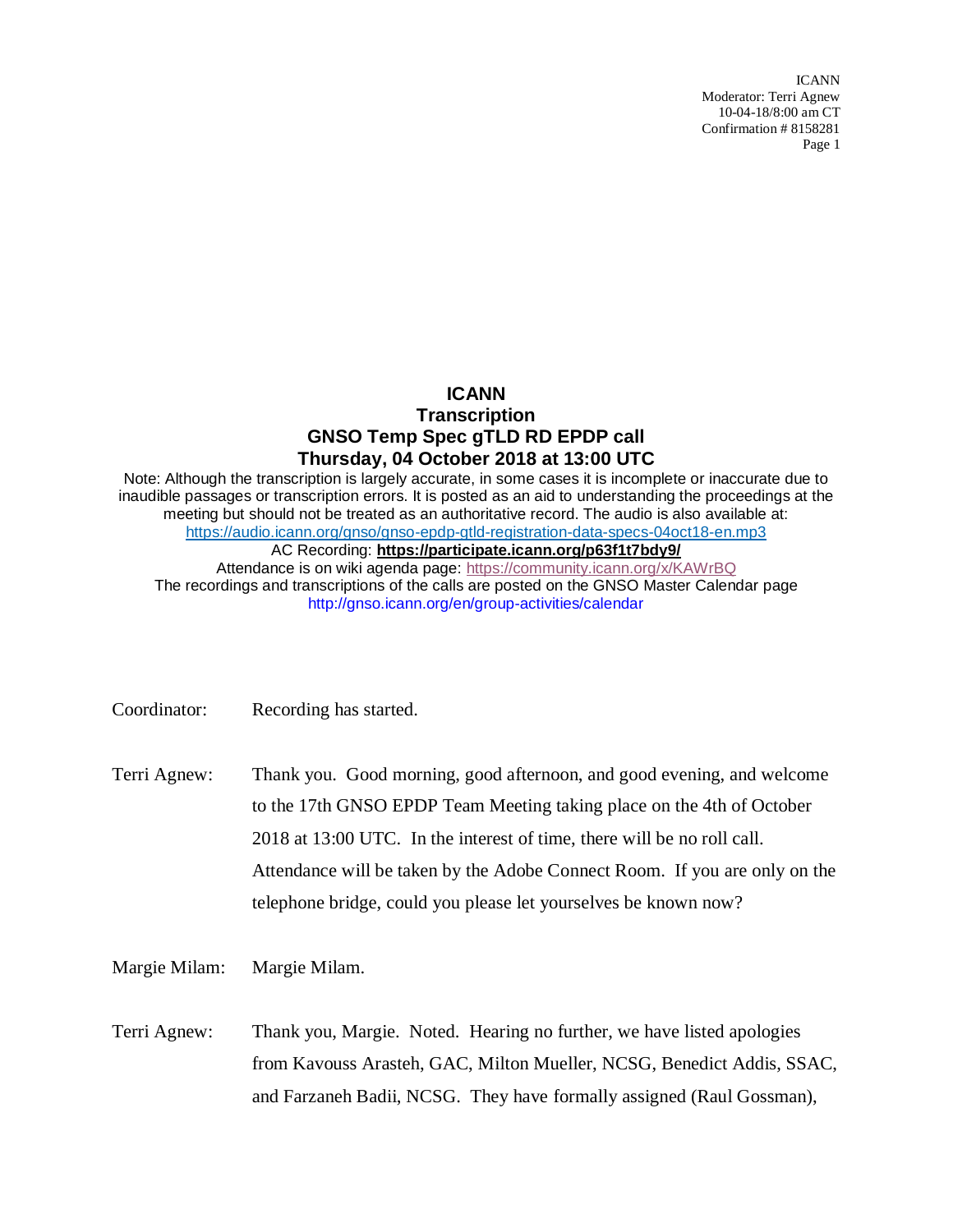# ICANN
# Transcription
# GNSO Temp Spec gTLD RD EPDP call
# Thursday, 04 October 2018 at 13:00 UTC

Note: Although the transcription is largely accurate, in some cases it is incomplete or inaccurate due to inaudible passages or transcription errors. It is posted as an aid to understanding the proceedings at the meeting but should not be treated as an authoritative record. The audio is also available at: https://audio.icann.org/gnso/gnso-epdp-gtld-registration-data-specs-04oct18-en.mp3

AC Recording: **https://participate.icann.org/p63f1t7bdy9/**

Attendance is on wiki agenda page: https://community.icann.org/x/KAWrBQ

The recordings and transcriptions of the calls are posted on the GNSO Master Calendar page http://gnso.icann.org/en/group-activities/calendar

Coordinator: Recording has started.

Terri Agnew: Thank you. Good morning, good afternoon, and good evening, and welcome to the 17th GNSO EPDP Team Meeting taking place on the 4th of October 2018 at 13:00 UTC. In the interest of time, there will be no roll call. Attendance will be taken by the Adobe Connect Room. If you are only on the telephone bridge, could you please let yourselves be known now?

Margie Milam: Margie Milam.

Terri Agnew: Thank you, Margie. Noted. Hearing no further, we have listed apologies from Kavouss Arasteh, GAC, Milton Mueller, NCSG, Benedict Addis, SSAC, and Farzaneh Badii, NCSG. They have formally assigned (Raul Gossman),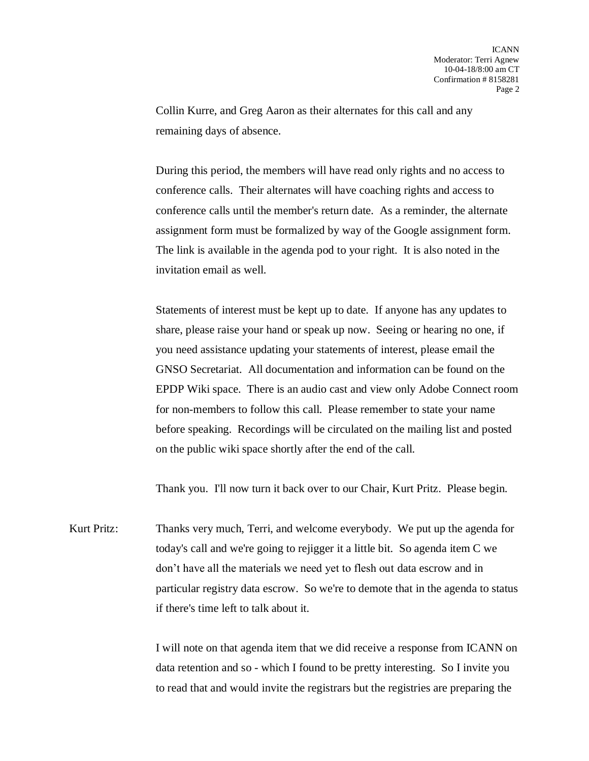Collin Kurre, and Greg Aaron as their alternates for this call and any remaining days of absence.

During this period, the members will have read only rights and no access to conference calls. Their alternates will have coaching rights and access to conference calls until the member's return date. As a reminder, the alternate assignment form must be formalized by way of the Google assignment form. The link is available in the agenda pod to your right. It is also noted in the invitation email as well.

Statements of interest must be kept up to date. If anyone has any updates to share, please raise your hand or speak up now. Seeing or hearing no one, if you need assistance updating your statements of interest, please email the GNSO Secretariat. All documentation and information can be found on the EPDP Wiki space. There is an audio cast and view only Adobe Connect room for non-members to follow this call. Please remember to state your name before speaking. Recordings will be circulated on the mailing list and posted on the public wiki space shortly after the end of the call.

Thank you. I'll now turn it back over to our Chair, Kurt Pritz. Please begin.

Kurt Pritz: Thanks very much, Terri, and welcome everybody. We put up the agenda for today's call and we're going to rejigger it a little bit. So agenda item C we don't have all the materials we need yet to flesh out data escrow and in particular registry data escrow. So we're to demote that in the agenda to status if there's time left to talk about it.

I will note on that agenda item that we did receive a response from ICANN on data retention and so - which I found to be pretty interesting. So I invite you to read that and would invite the registrars but the registries are preparing the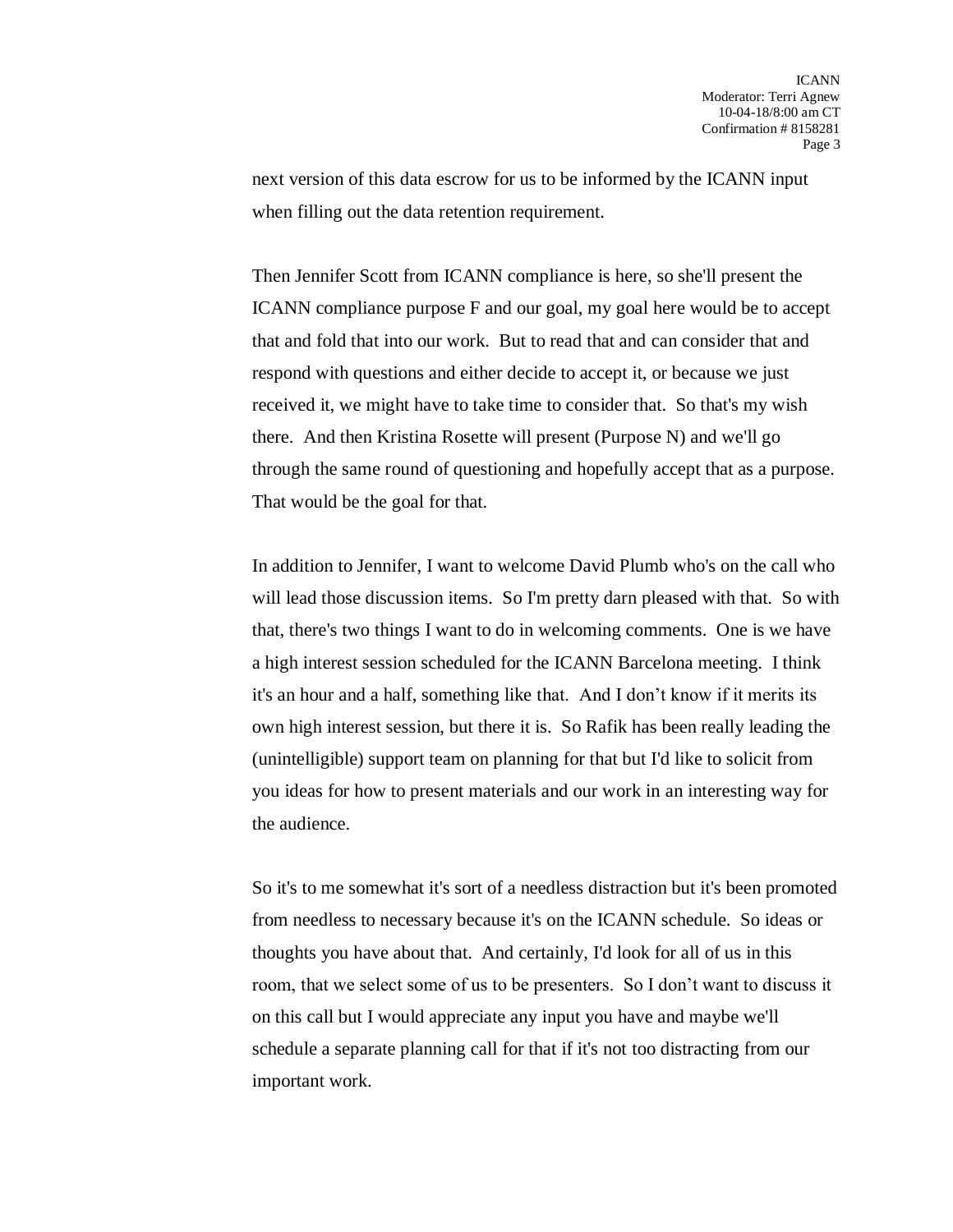next version of this data escrow for us to be informed by the ICANN input when filling out the data retention requirement.

Then Jennifer Scott from ICANN compliance is here, so she'll present the ICANN compliance purpose F and our goal, my goal here would be to accept that and fold that into our work. But to read that and can consider that and respond with questions and either decide to accept it, or because we just received it, we might have to take time to consider that. So that's my wish there. And then Kristina Rosette will present (Purpose N) and we'll go through the same round of questioning and hopefully accept that as a purpose. That would be the goal for that.

In addition to Jennifer, I want to welcome David Plumb who's on the call who will lead those discussion items. So I'm pretty darn pleased with that. So with that, there's two things I want to do in welcoming comments. One is we have a high interest session scheduled for the ICANN Barcelona meeting. I think it's an hour and a half, something like that. And I don't know if it merits its own high interest session, but there it is. So Rafik has been really leading the (unintelligible) support team on planning for that but I'd like to solicit from you ideas for how to present materials and our work in an interesting way for the audience.

So it's to me somewhat it's sort of a needless distraction but it's been promoted from needless to necessary because it's on the ICANN schedule. So ideas or thoughts you have about that. And certainly, I'd look for all of us in this room, that we select some of us to be presenters. So I don't want to discuss it on this call but I would appreciate any input you have and maybe we'll schedule a separate planning call for that if it's not too distracting from our important work.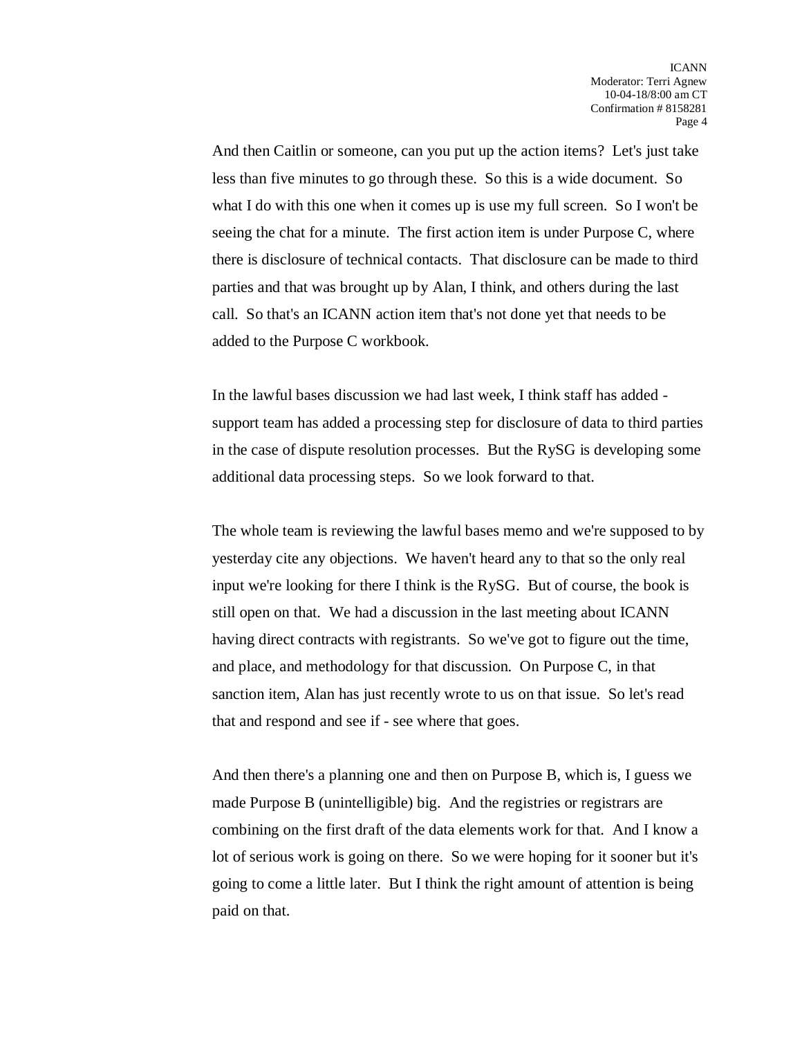And then Caitlin or someone, can you put up the action items? Let's just take less than five minutes to go through these. So this is a wide document. So what I do with this one when it comes up is use my full screen. So I won't be seeing the chat for a minute. The first action item is under Purpose C, where there is disclosure of technical contacts. That disclosure can be made to third parties and that was brought up by Alan, I think, and others during the last call. So that's an ICANN action item that's not done yet that needs to be added to the Purpose C workbook.

In the lawful bases discussion we had last week, I think staff has added - support team has added a processing step for disclosure of data to third parties in the case of dispute resolution processes. But the RySG is developing some additional data processing steps. So we look forward to that.

The whole team is reviewing the lawful bases memo and we're supposed to by yesterday cite any objections. We haven't heard any to that so the only real input we're looking for there I think is the RySG. But of course, the book is still open on that. We had a discussion in the last meeting about ICANN having direct contracts with registrants. So we've got to figure out the time, and place, and methodology for that discussion. On Purpose C, in that sanction item, Alan has just recently wrote to us on that issue. So let's read that and respond and see if - see where that goes.

And then there's a planning one and then on Purpose B, which is, I guess we made Purpose B (unintelligible) big. And the registries or registrars are combining on the first draft of the data elements work for that. And I know a lot of serious work is going on there. So we were hoping for it sooner but it's going to come a little later. But I think the right amount of attention is being paid on that.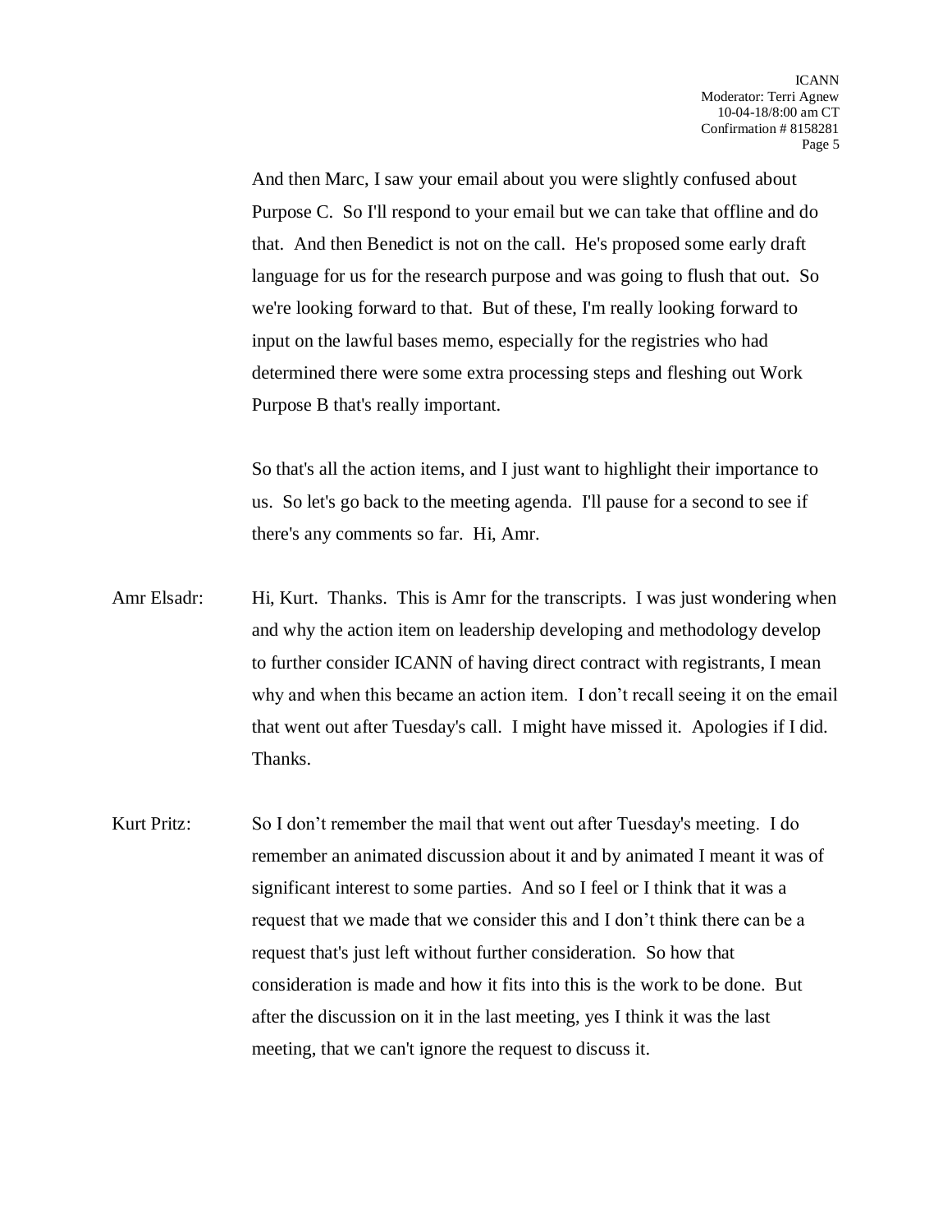And then Marc, I saw your email about you were slightly confused about Purpose C. So I'll respond to your email but we can take that offline and do that. And then Benedict is not on the call. He's proposed some early draft language for us for the research purpose and was going to flush that out. So we're looking forward to that. But of these, I'm really looking forward to input on the lawful bases memo, especially for the registries who had determined there were some extra processing steps and fleshing out Work Purpose B that's really important.

So that's all the action items, and I just want to highlight their importance to us. So let's go back to the meeting agenda. I'll pause for a second to see if there's any comments so far. Hi, Amr.

Amr Elsadr: Hi, Kurt. Thanks. This is Amr for the transcripts. I was just wondering when and why the action item on leadership developing and methodology develop to further consider ICANN of having direct contract with registrants, I mean why and when this became an action item. I don't recall seeing it on the email that went out after Tuesday's call. I might have missed it. Apologies if I did. Thanks.

Kurt Pritz: So I don't remember the mail that went out after Tuesday's meeting. I do remember an animated discussion about it and by animated I meant it was of significant interest to some parties. And so I feel or I think that it was a request that we made that we consider this and I don't think there can be a request that's just left without further consideration. So how that consideration is made and how it fits into this is the work to be done. But after the discussion on it in the last meeting, yes I think it was the last meeting, that we can't ignore the request to discuss it.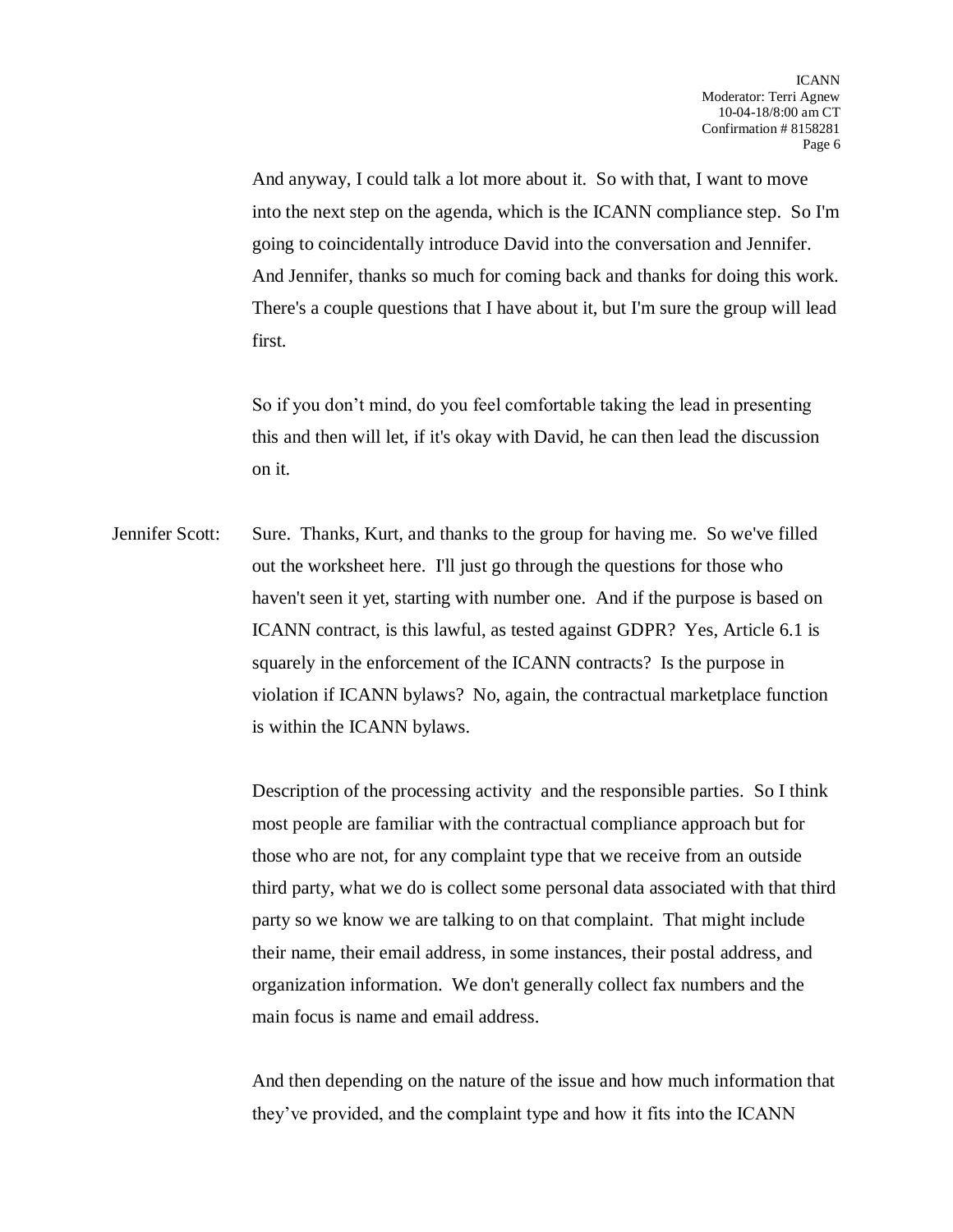And anyway, I could talk a lot more about it. So with that, I want to move into the next step on the agenda, which is the ICANN compliance step. So I'm going to coincidentally introduce David into the conversation and Jennifer. And Jennifer, thanks so much for coming back and thanks for doing this work. There's a couple questions that I have about it, but I'm sure the group will lead first.

So if you don't mind, do you feel comfortable taking the lead in presenting this and then will let, if it's okay with David, he can then lead the discussion on it.

Jennifer Scott: Sure. Thanks, Kurt, and thanks to the group for having me. So we've filled out the worksheet here. I'll just go through the questions for those who haven't seen it yet, starting with number one. And if the purpose is based on ICANN contract, is this lawful, as tested against GDPR? Yes, Article 6.1 is squarely in the enforcement of the ICANN contracts? Is the purpose in violation if ICANN bylaws? No, again, the contractual marketplace function is within the ICANN bylaws.

Description of the processing activity and the responsible parties. So I think most people are familiar with the contractual compliance approach but for those who are not, for any complaint type that we receive from an outside third party, what we do is collect some personal data associated with that third party so we know we are talking to on that complaint. That might include their name, their email address, in some instances, their postal address, and organization information. We don't generally collect fax numbers and the main focus is name and email address.

And then depending on the nature of the issue and how much information that they've provided, and the complaint type and how it fits into the ICANN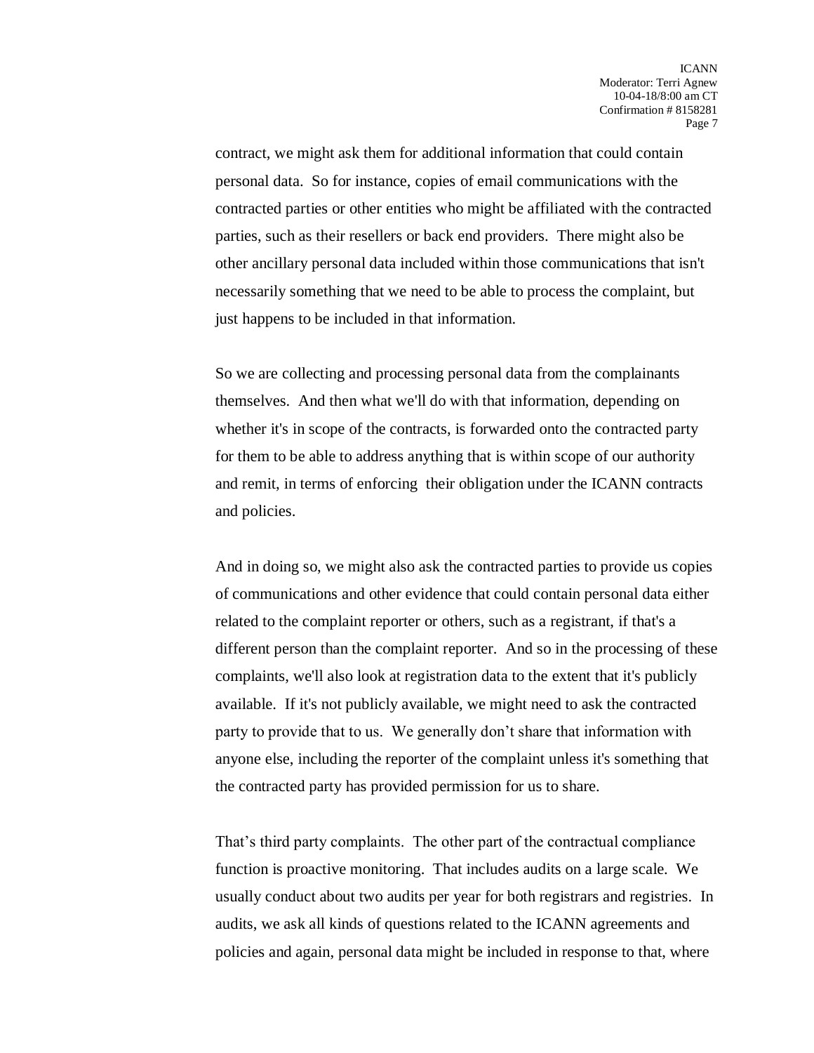contract, we might ask them for additional information that could contain personal data. So for instance, copies of email communications with the contracted parties or other entities who might be affiliated with the contracted parties, such as their resellers or back end providers. There might also be other ancillary personal data included within those communications that isn't necessarily something that we need to be able to process the complaint, but just happens to be included in that information.

So we are collecting and processing personal data from the complainants themselves. And then what we'll do with that information, depending on whether it's in scope of the contracts, is forwarded onto the contracted party for them to be able to address anything that is within scope of our authority and remit, in terms of enforcing their obligation under the ICANN contracts and policies.

And in doing so, we might also ask the contracted parties to provide us copies of communications and other evidence that could contain personal data either related to the complaint reporter or others, such as a registrant, if that's a different person than the complaint reporter. And so in the processing of these complaints, we'll also look at registration data to the extent that it's publicly available. If it's not publicly available, we might need to ask the contracted party to provide that to us. We generally don't share that information with anyone else, including the reporter of the complaint unless it's something that the contracted party has provided permission for us to share.

That's third party complaints. The other part of the contractual compliance function is proactive monitoring. That includes audits on a large scale. We usually conduct about two audits per year for both registrars and registries. In audits, we ask all kinds of questions related to the ICANN agreements and policies and again, personal data might be included in response to that, where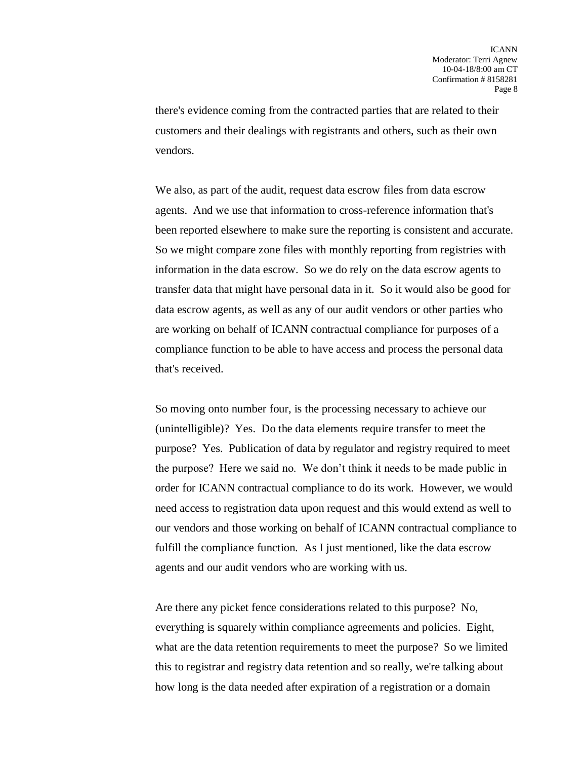there's evidence coming from the contracted parties that are related to their customers and their dealings with registrants and others, such as their own vendors.

We also, as part of the audit, request data escrow files from data escrow agents. And we use that information to cross-reference information that's been reported elsewhere to make sure the reporting is consistent and accurate. So we might compare zone files with monthly reporting from registries with information in the data escrow. So we do rely on the data escrow agents to transfer data that might have personal data in it. So it would also be good for data escrow agents, as well as any of our audit vendors or other parties who are working on behalf of ICANN contractual compliance for purposes of a compliance function to be able to have access and process the personal data that's received.

So moving onto number four, is the processing necessary to achieve our (unintelligible)? Yes. Do the data elements require transfer to meet the purpose? Yes. Publication of data by regulator and registry required to meet the purpose? Here we said no. We don't think it needs to be made public in order for ICANN contractual compliance to do its work. However, we would need access to registration data upon request and this would extend as well to our vendors and those working on behalf of ICANN contractual compliance to fulfill the compliance function. As I just mentioned, like the data escrow agents and our audit vendors who are working with us.

Are there any picket fence considerations related to this purpose? No, everything is squarely within compliance agreements and policies. Eight, what are the data retention requirements to meet the purpose? So we limited this to registrar and registry data retention and so really, we're talking about how long is the data needed after expiration of a registration or a domain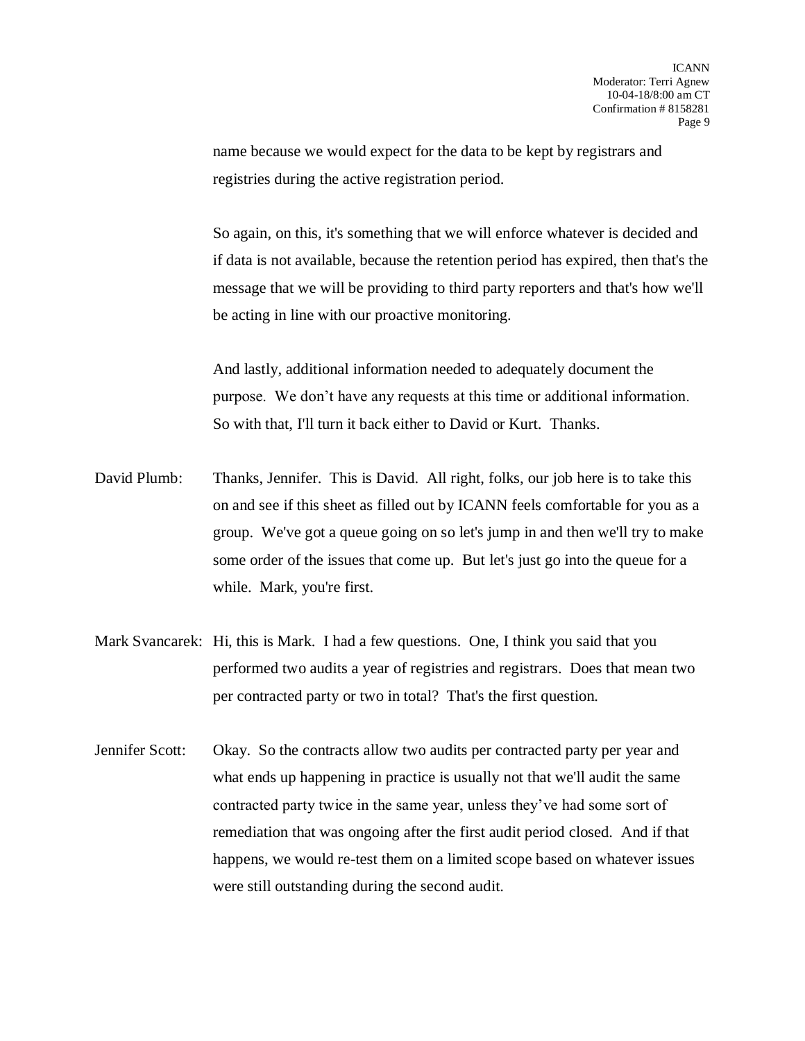name because we would expect for the data to be kept by registrars and registries during the active registration period.

So again, on this, it's something that we will enforce whatever is decided and if data is not available, because the retention period has expired, then that's the message that we will be providing to third party reporters and that's how we'll be acting in line with our proactive monitoring.

And lastly, additional information needed to adequately document the purpose. We don't have any requests at this time or additional information. So with that, I'll turn it back either to David or Kurt. Thanks.

David Plumb: Thanks, Jennifer. This is David. All right, folks, our job here is to take this on and see if this sheet as filled out by ICANN feels comfortable for you as a group. We've got a queue going on so let's jump in and then we'll try to make some order of the issues that come up. But let's just go into the queue for a while. Mark, you're first.

Mark Svancarek: Hi, this is Mark. I had a few questions. One, I think you said that you performed two audits a year of registries and registrars. Does that mean two per contracted party or two in total? That's the first question.

Jennifer Scott: Okay. So the contracts allow two audits per contracted party per year and what ends up happening in practice is usually not that we'll audit the same contracted party twice in the same year, unless they've had some sort of remediation that was ongoing after the first audit period closed. And if that happens, we would re-test them on a limited scope based on whatever issues were still outstanding during the second audit.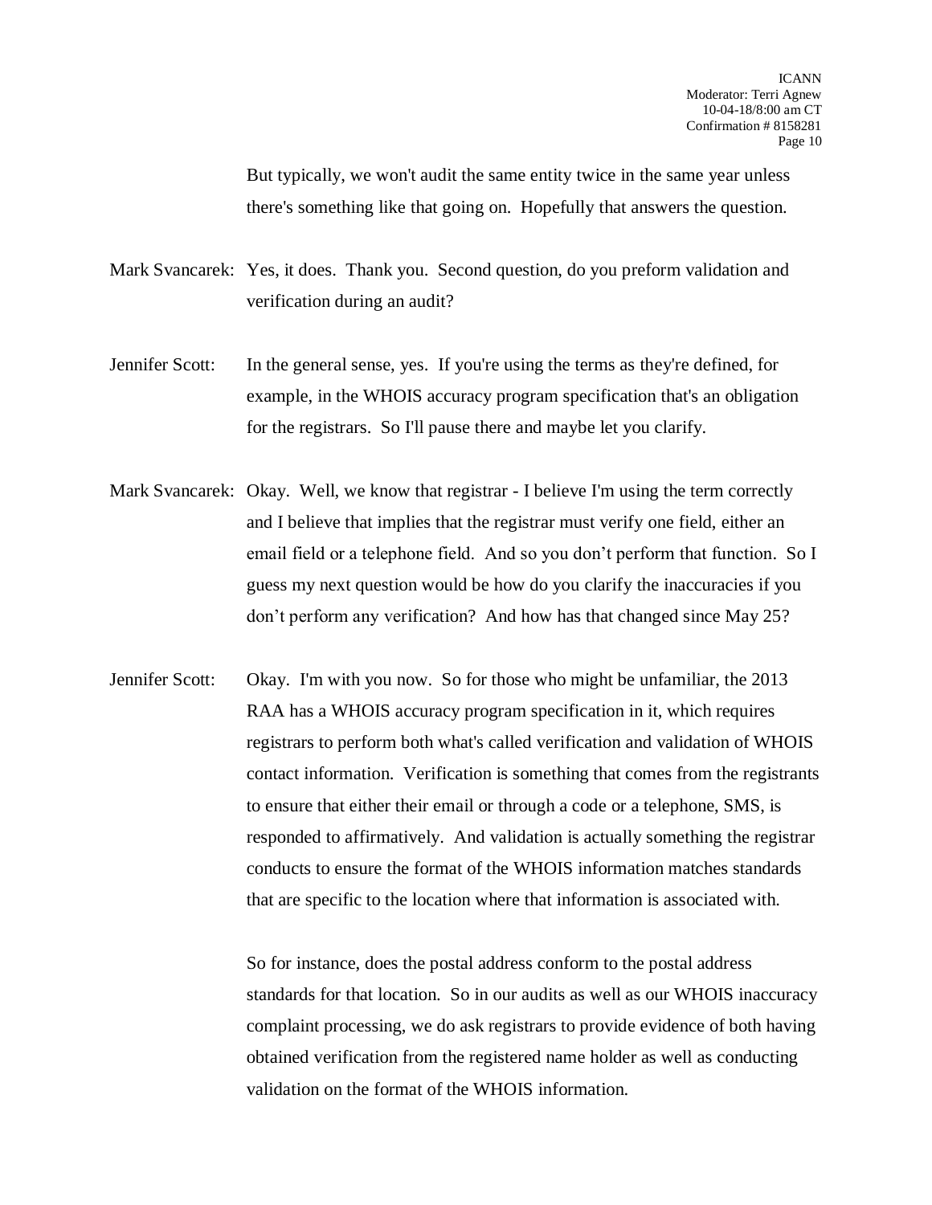But typically, we won't audit the same entity twice in the same year unless there's something like that going on. Hopefully that answers the question.

Mark Svancarek: Yes, it does. Thank you. Second question, do you preform validation and verification during an audit?

Jennifer Scott: In the general sense, yes. If you're using the terms as they're defined, for example, in the WHOIS accuracy program specification that's an obligation for the registrars. So I'll pause there and maybe let you clarify.

Mark Svancarek: Okay. Well, we know that registrar - I believe I'm using the term correctly and I believe that implies that the registrar must verify one field, either an email field or a telephone field. And so you don't perform that function. So I guess my next question would be how do you clarify the inaccuracies if you don't perform any verification? And how has that changed since May 25?

Jennifer Scott: Okay. I'm with you now. So for those who might be unfamiliar, the 2013 RAA has a WHOIS accuracy program specification in it, which requires registrars to perform both what's called verification and validation of WHOIS contact information. Verification is something that comes from the registrants to ensure that either their email or through a code or a telephone, SMS, is responded to affirmatively. And validation is actually something the registrar conducts to ensure the format of the WHOIS information matches standards that are specific to the location where that information is associated with.

So for instance, does the postal address conform to the postal address standards for that location. So in our audits as well as our WHOIS inaccuracy complaint processing, we do ask registrars to provide evidence of both having obtained verification from the registered name holder as well as conducting validation on the format of the WHOIS information.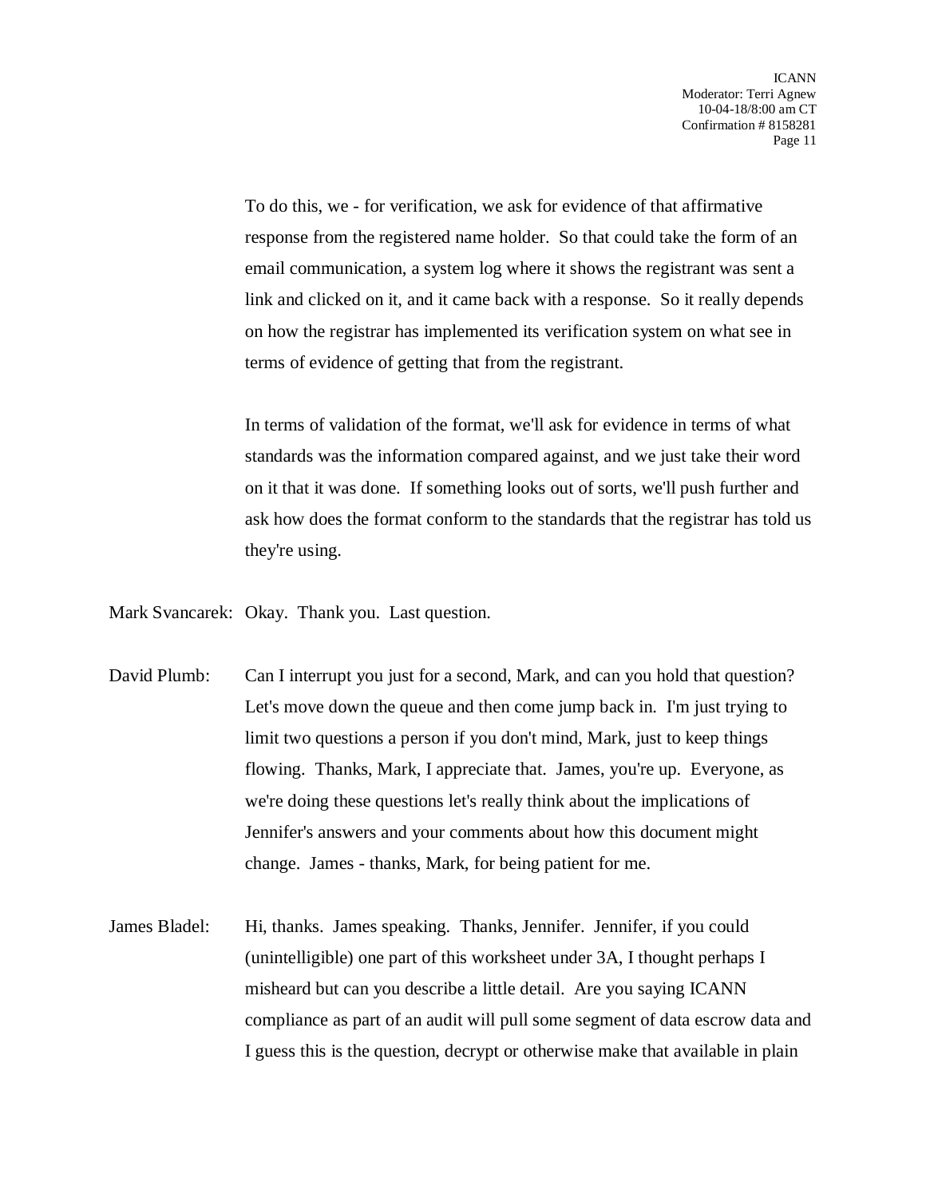To do this, we - for verification, we ask for evidence of that affirmative response from the registered name holder. So that could take the form of an email communication, a system log where it shows the registrant was sent a link and clicked on it, and it came back with a response. So it really depends on how the registrar has implemented its verification system on what see in terms of evidence of getting that from the registrant.

In terms of validation of the format, we'll ask for evidence in terms of what standards was the information compared against, and we just take their word on it that it was done. If something looks out of sorts, we'll push further and ask how does the format conform to the standards that the registrar has told us they're using.

Mark Svancarek: Okay. Thank you. Last question.

David Plumb: Can I interrupt you just for a second, Mark, and can you hold that question? Let's move down the queue and then come jump back in. I'm just trying to limit two questions a person if you don't mind, Mark, just to keep things flowing. Thanks, Mark, I appreciate that. James, you're up. Everyone, as we're doing these questions let's really think about the implications of Jennifer's answers and your comments about how this document might change. James - thanks, Mark, for being patient for me.

James Bladel: Hi, thanks. James speaking. Thanks, Jennifer. Jennifer, if you could (unintelligible) one part of this worksheet under 3A, I thought perhaps I misheard but can you describe a little detail. Are you saying ICANN compliance as part of an audit will pull some segment of data escrow data and I guess this is the question, decrypt or otherwise make that available in plain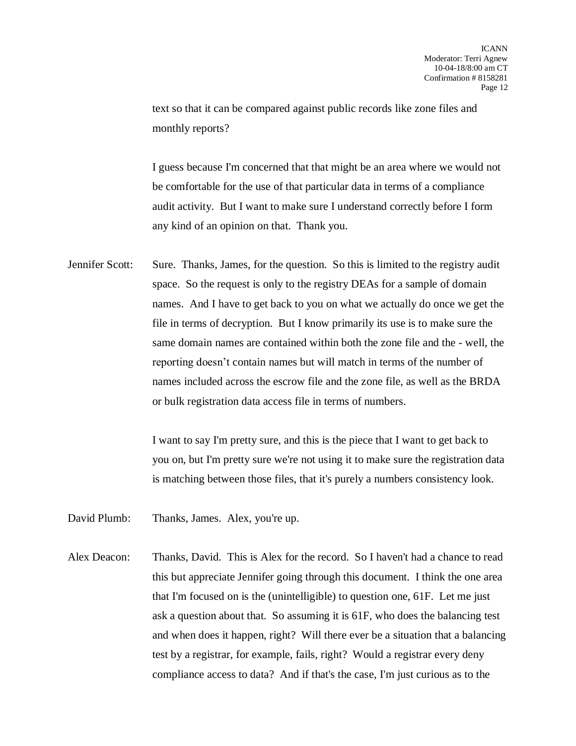text so that it can be compared against public records like zone files and monthly reports?

I guess because I'm concerned that that might be an area where we would not be comfortable for the use of that particular data in terms of a compliance audit activity. But I want to make sure I understand correctly before I form any kind of an opinion on that. Thank you.

Jennifer Scott: Sure. Thanks, James, for the question. So this is limited to the registry audit space. So the request is only to the registry DEAs for a sample of domain names. And I have to get back to you on what we actually do once we get the file in terms of decryption. But I know primarily its use is to make sure the same domain names are contained within both the zone file and the - well, the reporting doesn't contain names but will match in terms of the number of names included across the escrow file and the zone file, as well as the BRDA or bulk registration data access file in terms of numbers.

I want to say I'm pretty sure, and this is the piece that I want to get back to you on, but I'm pretty sure we're not using it to make sure the registration data is matching between those files, that it's purely a numbers consistency look.

David Plumb: Thanks, James. Alex, you're up.

Alex Deacon: Thanks, David. This is Alex for the record. So I haven't had a chance to read this but appreciate Jennifer going through this document. I think the one area that I'm focused on is the (unintelligible) to question one, 61F. Let me just ask a question about that. So assuming it is 61F, who does the balancing test and when does it happen, right? Will there ever be a situation that a balancing test by a registrar, for example, fails, right? Would a registrar every deny compliance access to data? And if that's the case, I'm just curious as to the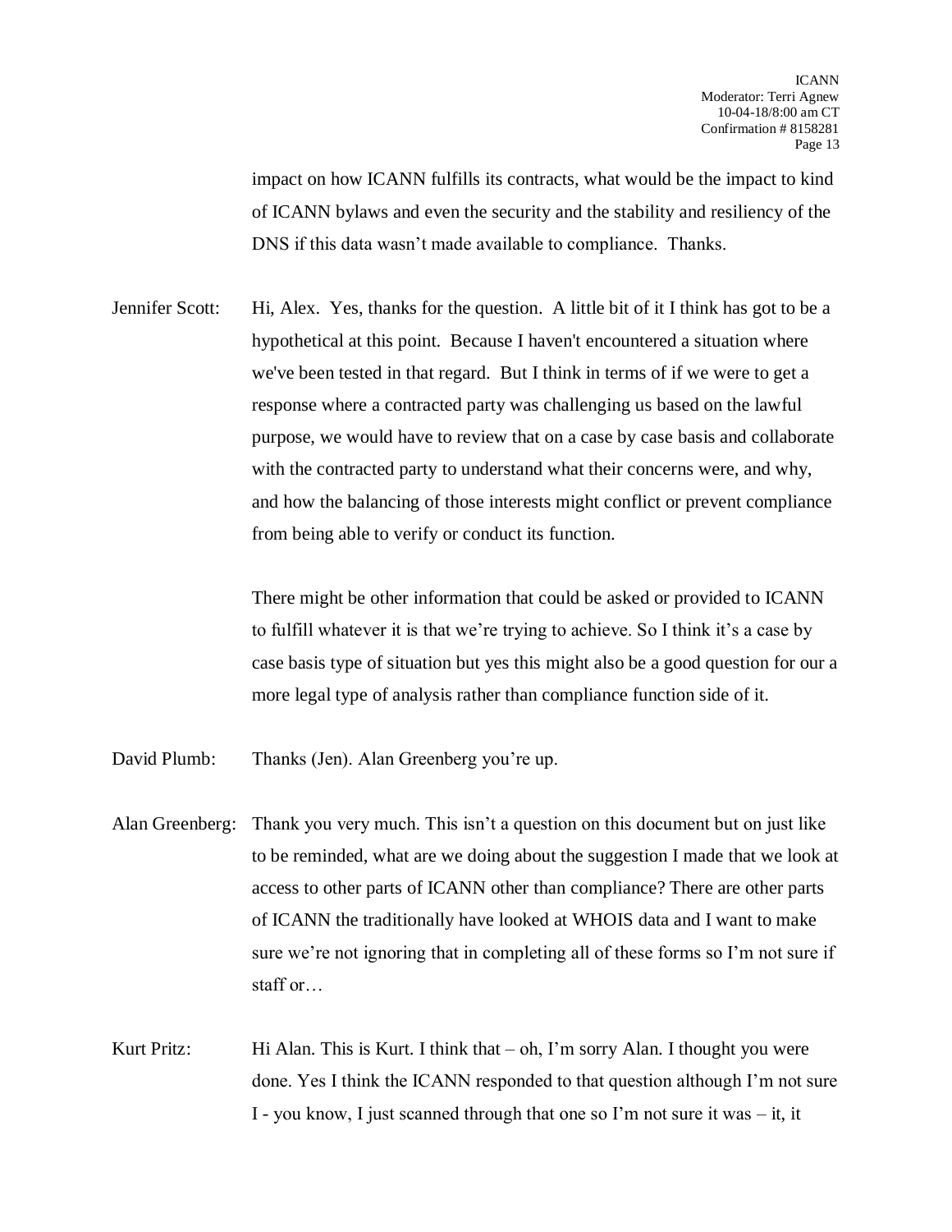impact on how ICANN fulfills its contracts, what would be the impact to kind of ICANN bylaws and even the security and the stability and resiliency of the DNS if this data wasn't made available to compliance. Thanks.

Jennifer Scott: Hi, Alex. Yes, thanks for the question. A little bit of it I think has got to be a hypothetical at this point. Because I haven't encountered a situation where we've been tested in that regard. But I think in terms of if we were to get a response where a contracted party was challenging us based on the lawful purpose, we would have to review that on a case by case basis and collaborate with the contracted party to understand what their concerns were, and why, and how the balancing of those interests might conflict or prevent compliance from being able to verify or conduct its function.

There might be other information that could be asked or provided to ICANN to fulfill whatever it is that we're trying to achieve. So I think it's a case by case basis type of situation but yes this might also be a good question for our a more legal type of analysis rather than compliance function side of it.

David Plumb: Thanks (Jen). Alan Greenberg you're up.

Alan Greenberg: Thank you very much. This isn't a question on this document but on just like to be reminded, what are we doing about the suggestion I made that we look at access to other parts of ICANN other than compliance? There are other parts of ICANN the traditionally have looked at WHOIS data and I want to make sure we're not ignoring that in completing all of these forms so I'm not sure if staff or…

Kurt Pritz: Hi Alan. This is Kurt. I think that – oh, I'm sorry Alan. I thought you were done. Yes I think the ICANN responded to that question although I'm not sure I - you know, I just scanned through that one so I'm not sure it was – it, it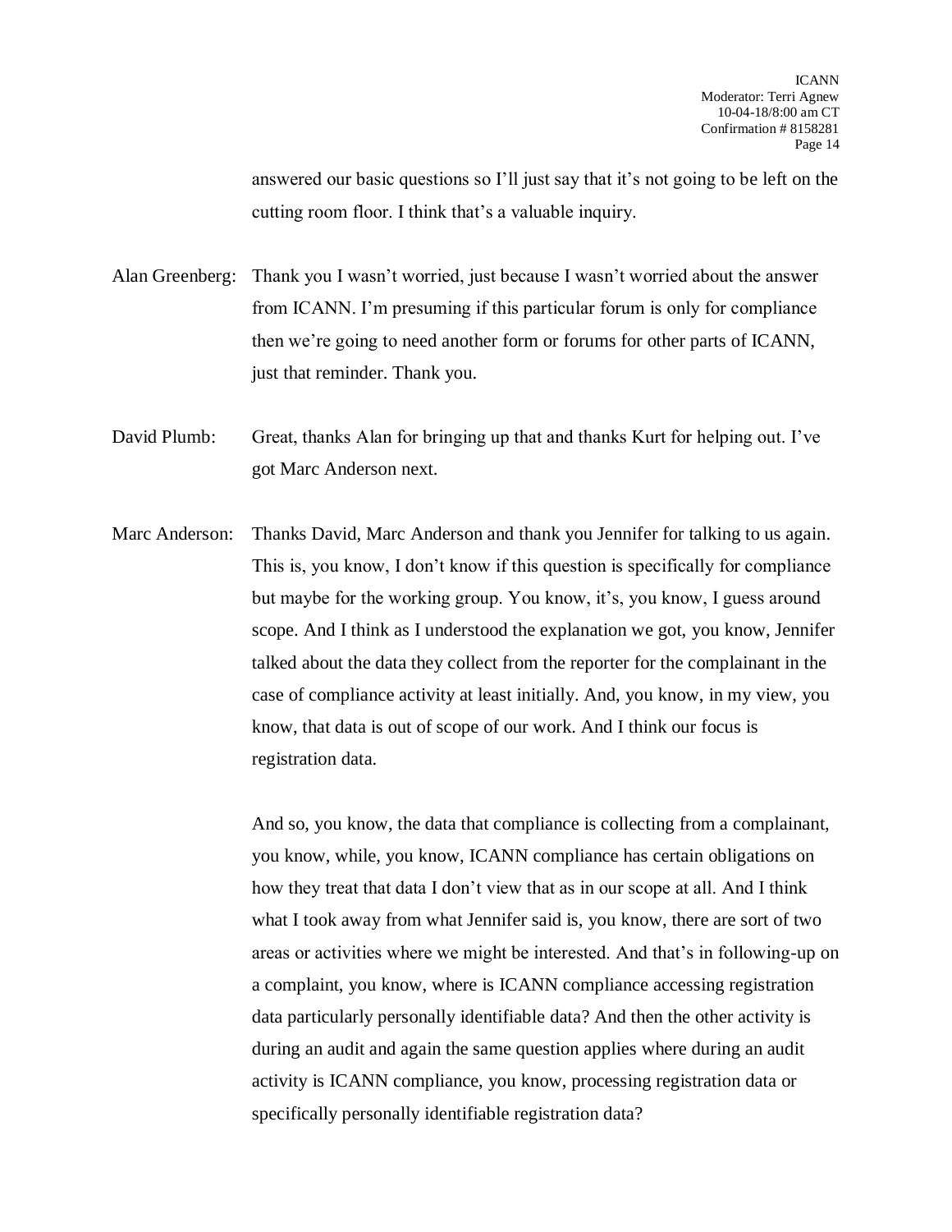answered our basic questions so I'll just say that it's not going to be left on the cutting room floor. I think that's a valuable inquiry.

Alan Greenberg: Thank you I wasn't worried, just because I wasn't worried about the answer from ICANN. I'm presuming if this particular forum is only for compliance then we're going to need another form or forums for other parts of ICANN, just that reminder. Thank you.

David Plumb: Great, thanks Alan for bringing up that and thanks Kurt for helping out. I've got Marc Anderson next.

Marc Anderson: Thanks David, Marc Anderson and thank you Jennifer for talking to us again. This is, you know, I don't know if this question is specifically for compliance but maybe for the working group. You know, it's, you know, I guess around scope. And I think as I understood the explanation we got, you know, Jennifer talked about the data they collect from the reporter for the complainant in the case of compliance activity at least initially. And, you know, in my view, you know, that data is out of scope of our work. And I think our focus is registration data.

And so, you know, the data that compliance is collecting from a complainant, you know, while, you know, ICANN compliance has certain obligations on how they treat that data I don't view that as in our scope at all. And I think what I took away from what Jennifer said is, you know, there are sort of two areas or activities where we might be interested. And that's in following-up on a complaint, you know, where is ICANN compliance accessing registration data particularly personally identifiable data? And then the other activity is during an audit and again the same question applies where during an audit activity is ICANN compliance, you know, processing registration data or specifically personally identifiable registration data?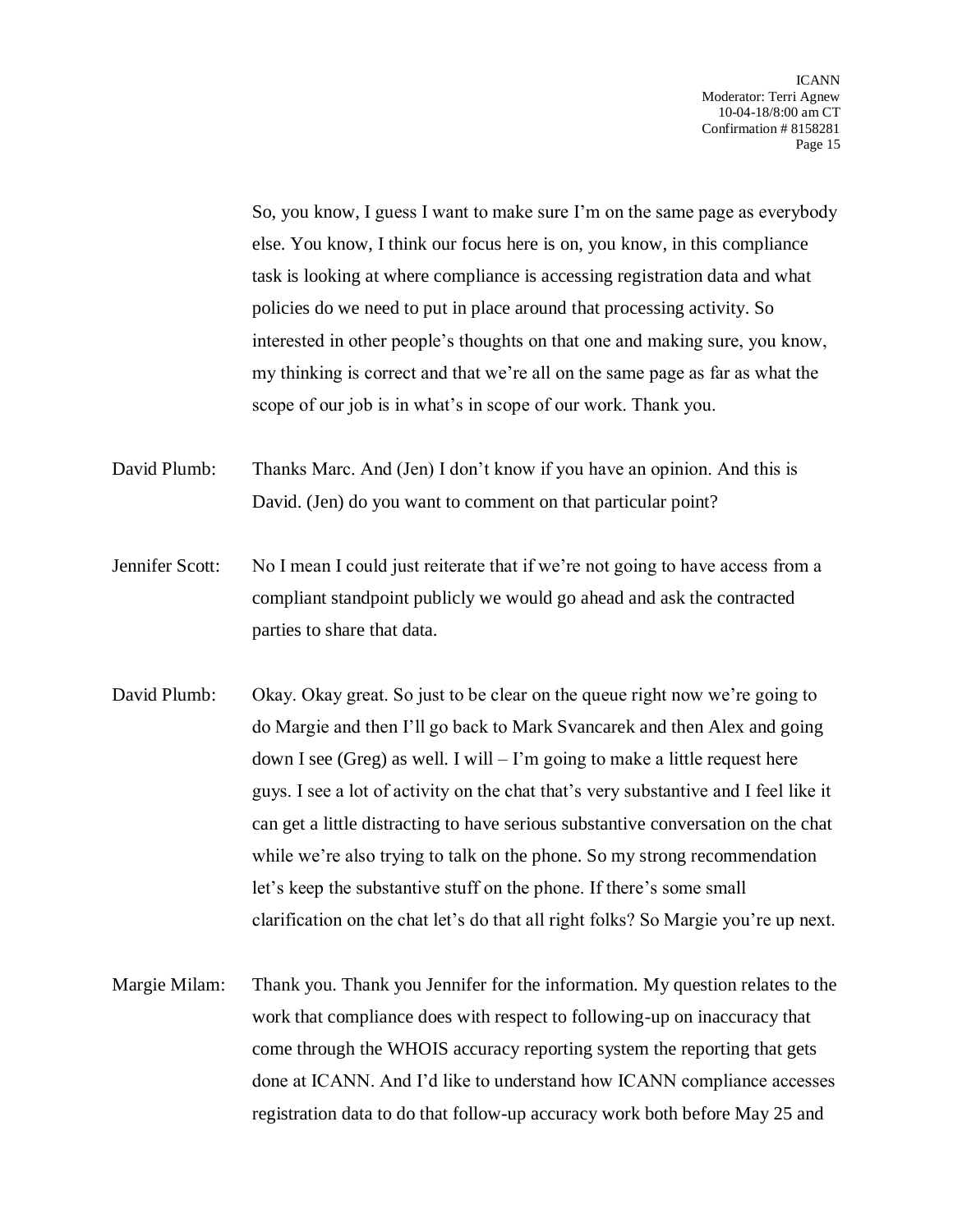So, you know, I guess I want to make sure I'm on the same page as everybody else. You know, I think our focus here is on, you know, in this compliance task is looking at where compliance is accessing registration data and what policies do we need to put in place around that processing activity. So interested in other people's thoughts on that one and making sure, you know, my thinking is correct and that we're all on the same page as far as what the scope of our job is in what's in scope of our work. Thank you.

David Plumb: Thanks Marc. And (Jen) I don't know if you have an opinion. And this is David. (Jen) do you want to comment on that particular point?

Jennifer Scott: No I mean I could just reiterate that if we're not going to have access from a compliant standpoint publicly we would go ahead and ask the contracted parties to share that data.

David Plumb: Okay. Okay great. So just to be clear on the queue right now we're going to do Margie and then I'll go back to Mark Svancarek and then Alex and going down I see (Greg) as well. I will – I'm going to make a little request here guys. I see a lot of activity on the chat that's very substantive and I feel like it can get a little distracting to have serious substantive conversation on the chat while we're also trying to talk on the phone. So my strong recommendation let's keep the substantive stuff on the phone. If there's some small clarification on the chat let's do that all right folks? So Margie you're up next.

Margie Milam: Thank you. Thank you Jennifer for the information. My question relates to the work that compliance does with respect to following-up on inaccuracy that come through the WHOIS accuracy reporting system the reporting that gets done at ICANN. And I'd like to understand how ICANN compliance accesses registration data to do that follow-up accuracy work both before May 25 and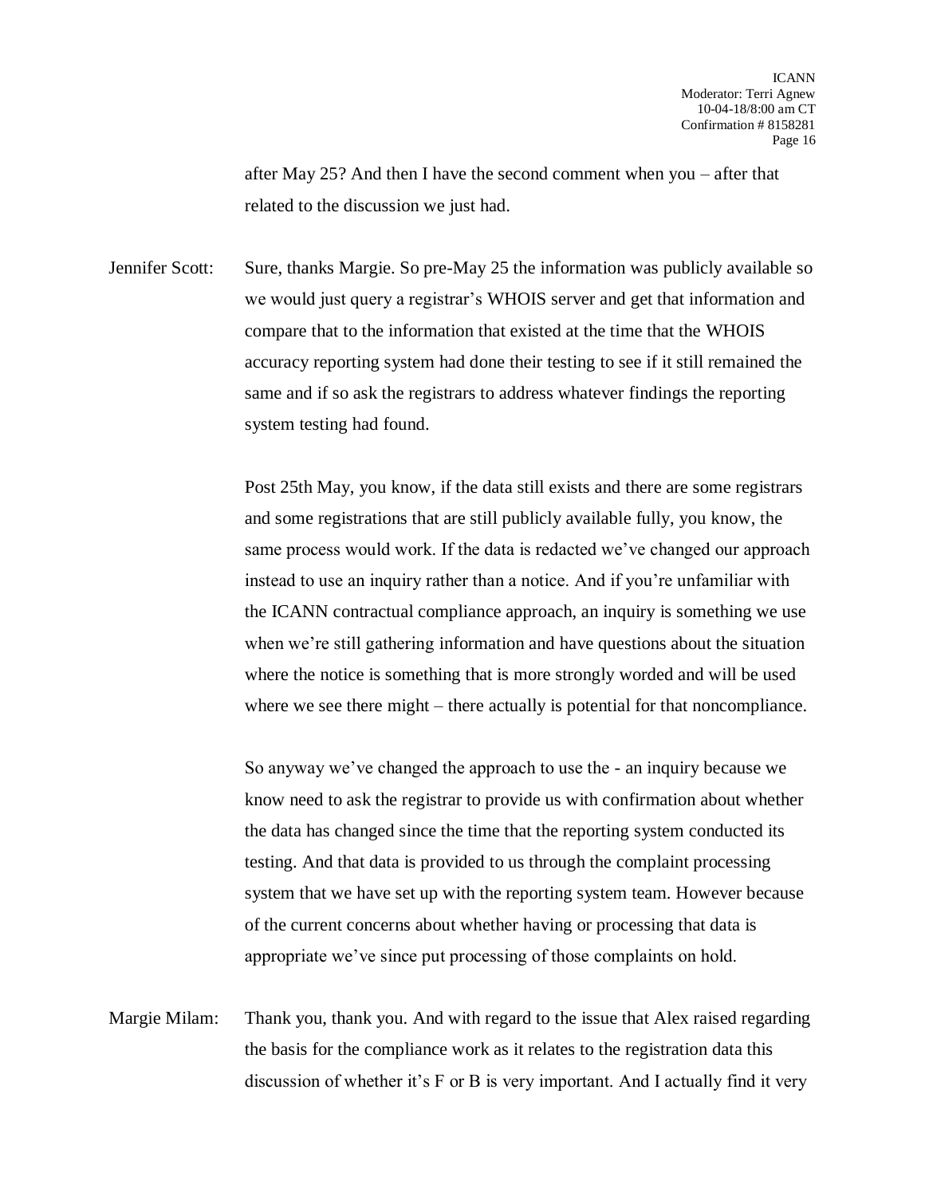after May 25? And then I have the second comment when you – after that related to the discussion we just had.

Jennifer Scott: Sure, thanks Margie. So pre-May 25 the information was publicly available so we would just query a registrar's WHOIS server and get that information and compare that to the information that existed at the time that the WHOIS accuracy reporting system had done their testing to see if it still remained the same and if so ask the registrars to address whatever findings the reporting system testing had found.

Post 25th May, you know, if the data still exists and there are some registrars and some registrations that are still publicly available fully, you know, the same process would work. If the data is redacted we've changed our approach instead to use an inquiry rather than a notice. And if you're unfamiliar with the ICANN contractual compliance approach, an inquiry is something we use when we're still gathering information and have questions about the situation where the notice is something that is more strongly worded and will be used where we see there might – there actually is potential for that noncompliance.

So anyway we've changed the approach to use the - an inquiry because we know need to ask the registrar to provide us with confirmation about whether the data has changed since the time that the reporting system conducted its testing. And that data is provided to us through the complaint processing system that we have set up with the reporting system team. However because of the current concerns about whether having or processing that data is appropriate we've since put processing of those complaints on hold.

Margie Milam: Thank you, thank you. And with regard to the issue that Alex raised regarding the basis for the compliance work as it relates to the registration data this discussion of whether it's F or B is very important. And I actually find it very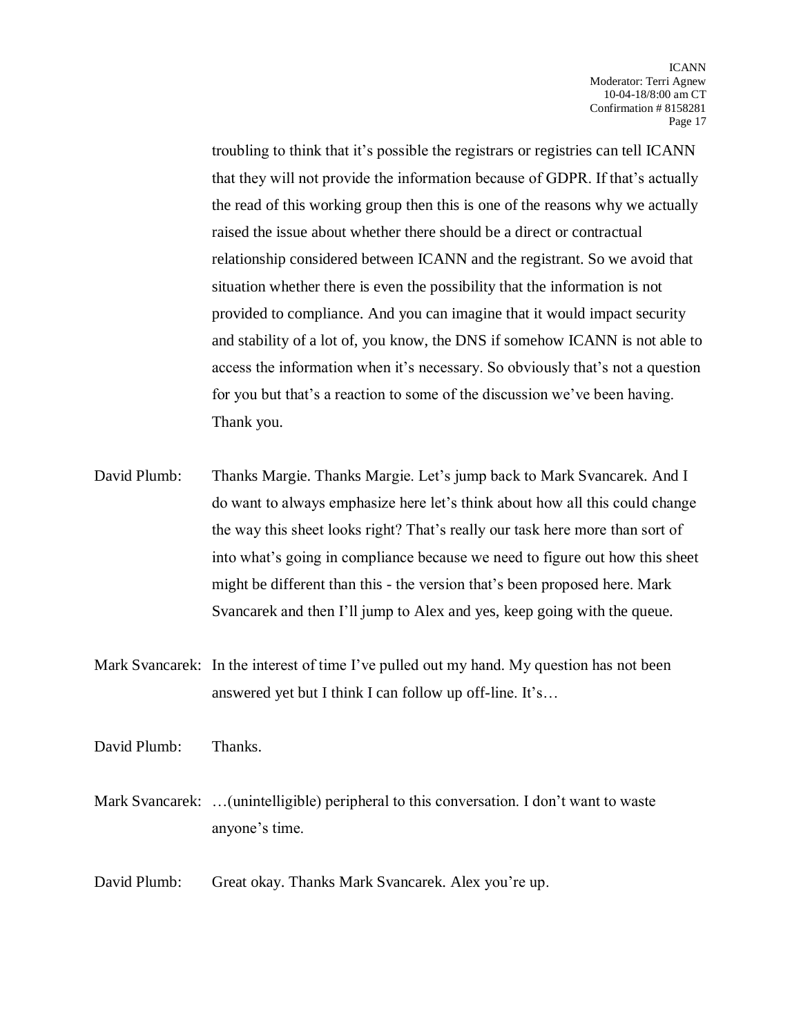troubling to think that it's possible the registrars or registries can tell ICANN that they will not provide the information because of GDPR. If that's actually the read of this working group then this is one of the reasons why we actually raised the issue about whether there should be a direct or contractual relationship considered between ICANN and the registrant. So we avoid that situation whether there is even the possibility that the information is not provided to compliance. And you can imagine that it would impact security and stability of a lot of, you know, the DNS if somehow ICANN is not able to access the information when it's necessary. So obviously that's not a question for you but that's a reaction to some of the discussion we've been having. Thank you.

David Plumb: Thanks Margie. Thanks Margie. Let's jump back to Mark Svancarek. And I do want to always emphasize here let's think about how all this could change the way this sheet looks right? That's really our task here more than sort of into what's going in compliance because we need to figure out how this sheet might be different than this - the version that's been proposed here. Mark Svancarek and then I'll jump to Alex and yes, keep going with the queue.

Mark Svancarek: In the interest of time I've pulled out my hand. My question has not been answered yet but I think I can follow up off-line. It's…

David Plumb: Thanks.

Mark Svancarek: …(unintelligible) peripheral to this conversation. I don't want to waste anyone's time.

David Plumb: Great okay. Thanks Mark Svancarek. Alex you're up.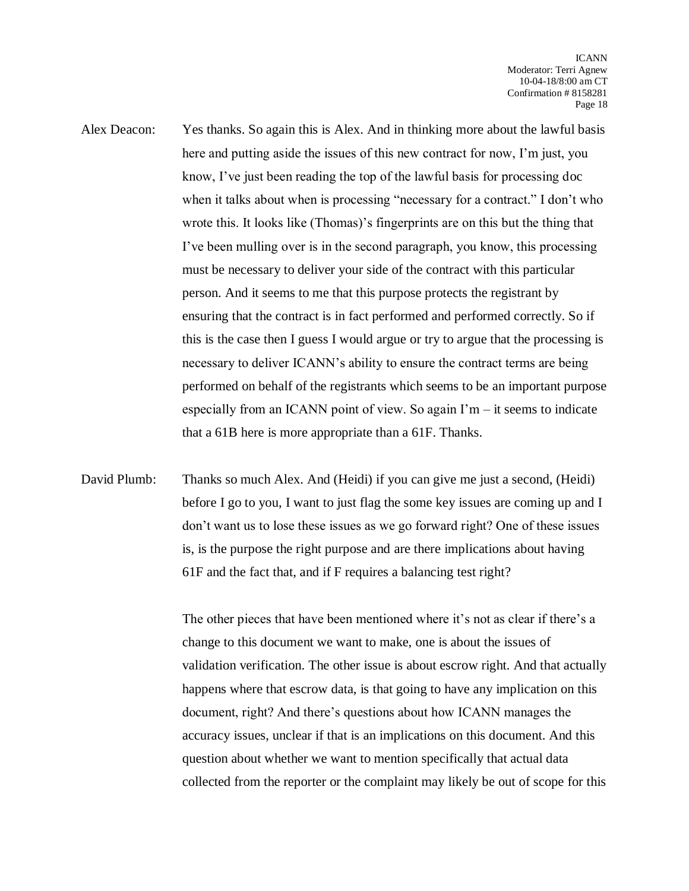Alex Deacon: Yes thanks. So again this is Alex. And in thinking more about the lawful basis here and putting aside the issues of this new contract for now, I'm just, you know, I've just been reading the top of the lawful basis for processing doc when it talks about when is processing "necessary for a contract." I don't who wrote this. It looks like (Thomas)'s fingerprints are on this but the thing that I've been mulling over is in the second paragraph, you know, this processing must be necessary to deliver your side of the contract with this particular person. And it seems to me that this purpose protects the registrant by ensuring that the contract is in fact performed and performed correctly. So if this is the case then I guess I would argue or try to argue that the processing is necessary to deliver ICANN's ability to ensure the contract terms are being performed on behalf of the registrants which seems to be an important purpose especially from an ICANN point of view. So again I'm – it seems to indicate that a 61B here is more appropriate than a 61F. Thanks.

David Plumb: Thanks so much Alex. And (Heidi) if you can give me just a second, (Heidi) before I go to you, I want to just flag the some key issues are coming up and I don't want us to lose these issues as we go forward right? One of these issues is, is the purpose the right purpose and are there implications about having 61F and the fact that, and if F requires a balancing test right?

The other pieces that have been mentioned where it's not as clear if there's a change to this document we want to make, one is about the issues of validation verification. The other issue is about escrow right. And that actually happens where that escrow data, is that going to have any implication on this document, right? And there's questions about how ICANN manages the accuracy issues, unclear if that is an implications on this document. And this question about whether we want to mention specifically that actual data collected from the reporter or the complaint may likely be out of scope for this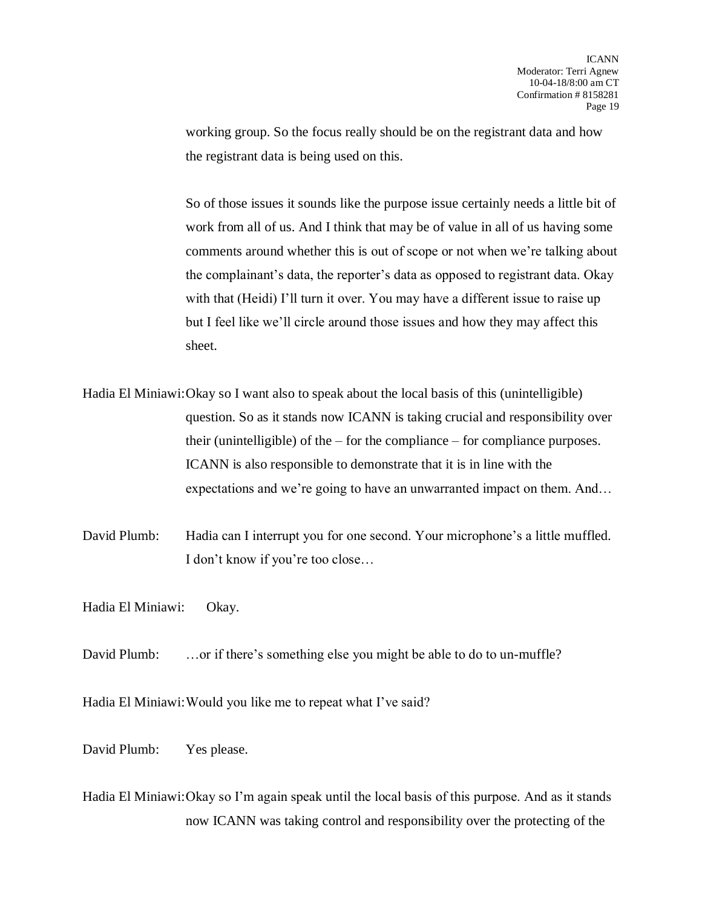working group. So the focus really should be on the registrant data and how the registrant data is being used on this.

So of those issues it sounds like the purpose issue certainly needs a little bit of work from all of us. And I think that may be of value in all of us having some comments around whether this is out of scope or not when we're talking about the complainant's data, the reporter's data as opposed to registrant data. Okay with that (Heidi) I'll turn it over. You may have a different issue to raise up but I feel like we'll circle around those issues and how they may affect this sheet.

Hadia El Miniawi: Okay so I want also to speak about the local basis of this (unintelligible) question. So as it stands now ICANN is taking crucial and responsibility over their (unintelligible) of the – for the compliance – for compliance purposes. ICANN is also responsible to demonstrate that it is in line with the expectations and we're going to have an unwarranted impact on them. And…

David Plumb: Hadia can I interrupt you for one second. Your microphone's a little muffled. I don't know if you're too close…

Hadia El Miniawi: Okay.

David Plumb: …or if there's something else you might be able to do to un-muffle?

Hadia El Miniawi: Would you like me to repeat what I've said?

David Plumb: Yes please.

Hadia El Miniawi: Okay so I'm again speak until the local basis of this purpose. And as it stands now ICANN was taking control and responsibility over the protecting of the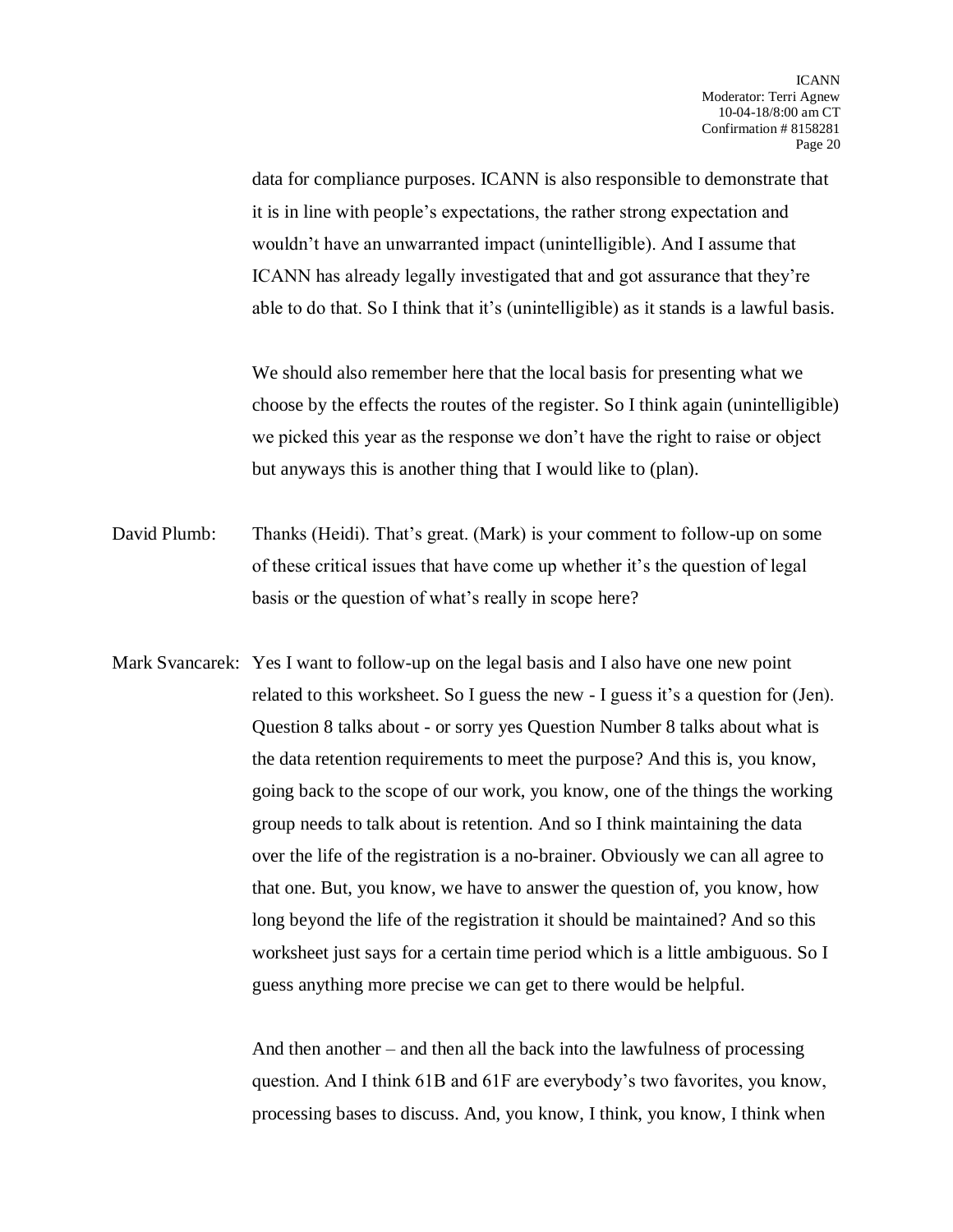data for compliance purposes. ICANN is also responsible to demonstrate that it is in line with people's expectations, the rather strong expectation and wouldn't have an unwarranted impact (unintelligible). And I assume that ICANN has already legally investigated that and got assurance that they're able to do that. So I think that it's (unintelligible) as it stands is a lawful basis.

We should also remember here that the local basis for presenting what we choose by the effects the routes of the register. So I think again (unintelligible) we picked this year as the response we don't have the right to raise or object but anyways this is another thing that I would like to (plan).

David Plumb: Thanks (Heidi). That's great. (Mark) is your comment to follow-up on some of these critical issues that have come up whether it's the question of legal basis or the question of what's really in scope here?

Mark Svancarek: Yes I want to follow-up on the legal basis and I also have one new point related to this worksheet. So I guess the new - I guess it's a question for (Jen). Question 8 talks about - or sorry yes Question Number 8 talks about what is the data retention requirements to meet the purpose? And this is, you know, going back to the scope of our work, you know, one of the things the working group needs to talk about is retention. And so I think maintaining the data over the life of the registration is a no-brainer. Obviously we can all agree to that one. But, you know, we have to answer the question of, you know, how long beyond the life of the registration it should be maintained? And so this worksheet just says for a certain time period which is a little ambiguous. So I guess anything more precise we can get to there would be helpful.

And then another – and then all the back into the lawfulness of processing question. And I think 61B and 61F are everybody's two favorites, you know, processing bases to discuss. And, you know, I think, you know, I think when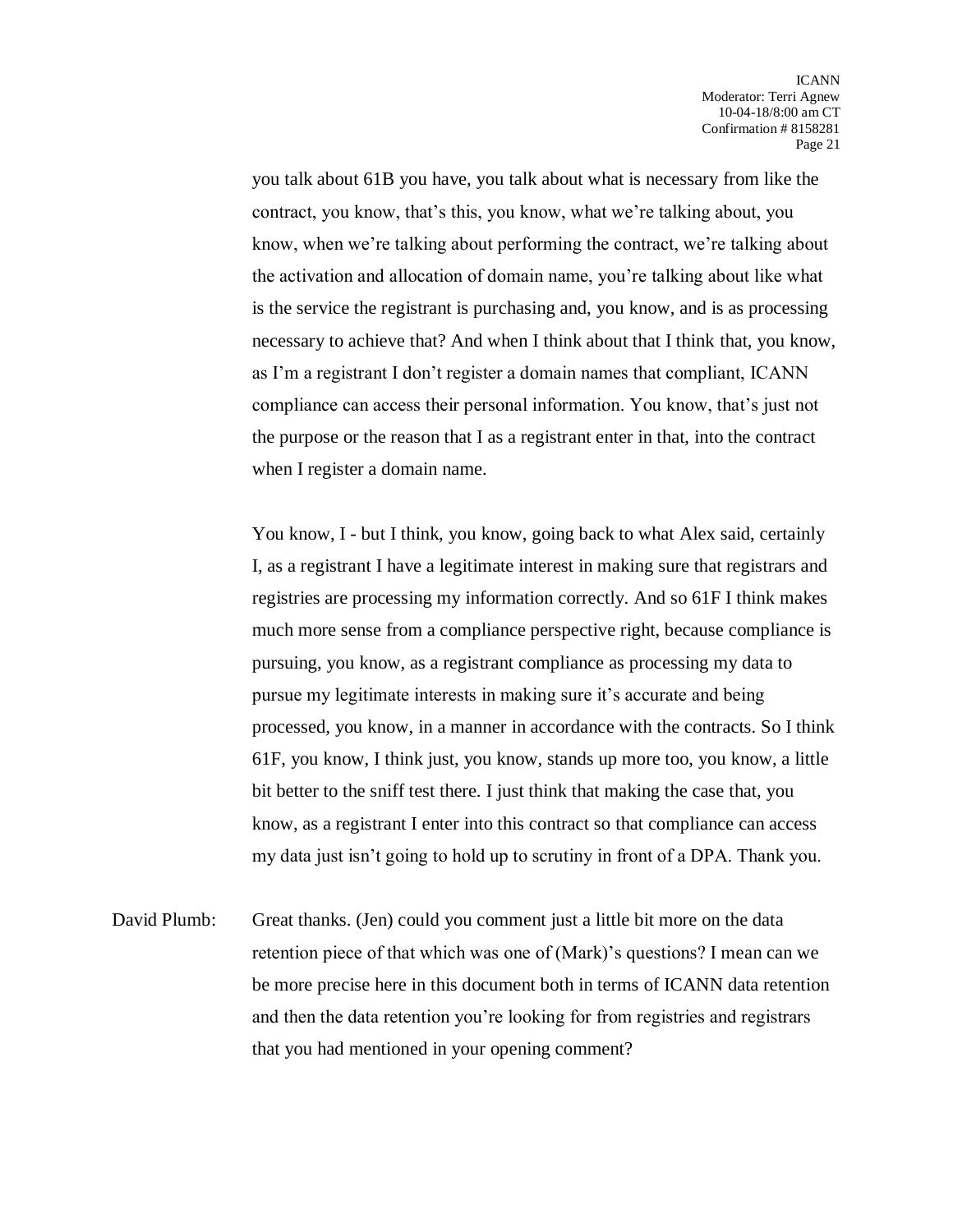you talk about 61B you have, you talk about what is necessary from like the contract, you know, that's this, you know, what we're talking about, you know, when we're talking about performing the contract, we're talking about the activation and allocation of domain name, you're talking about like what is the service the registrant is purchasing and, you know, and is as processing necessary to achieve that? And when I think about that I think that, you know, as I'm a registrant I don't register a domain names that compliant, ICANN compliance can access their personal information. You know, that's just not the purpose or the reason that I as a registrant enter in that, into the contract when I register a domain name.

You know, I - but I think, you know, going back to what Alex said, certainly I, as a registrant I have a legitimate interest in making sure that registrars and registries are processing my information correctly. And so 61F I think makes much more sense from a compliance perspective right, because compliance is pursuing, you know, as a registrant compliance as processing my data to pursue my legitimate interests in making sure it's accurate and being processed, you know, in a manner in accordance with the contracts. So I think 61F, you know, I think just, you know, stands up more too, you know, a little bit better to the sniff test there. I just think that making the case that, you know, as a registrant I enter into this contract so that compliance can access my data just isn't going to hold up to scrutiny in front of a DPA. Thank you.

David Plumb: Great thanks. (Jen) could you comment just a little bit more on the data retention piece of that which was one of (Mark)'s questions? I mean can we be more precise here in this document both in terms of ICANN data retention and then the data retention you're looking for from registries and registrars that you had mentioned in your opening comment?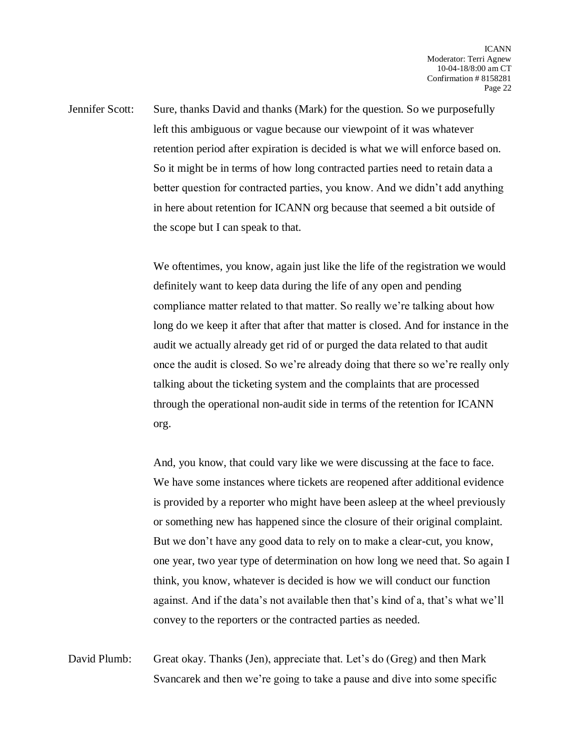Jennifer Scott: Sure, thanks David and thanks (Mark) for the question. So we purposefully left this ambiguous or vague because our viewpoint of it was whatever retention period after expiration is decided is what we will enforce based on. So it might be in terms of how long contracted parties need to retain data a better question for contracted parties, you know. And we didn't add anything in here about retention for ICANN org because that seemed a bit outside of the scope but I can speak to that.

We oftentimes, you know, again just like the life of the registration we would definitely want to keep data during the life of any open and pending compliance matter related to that matter. So really we're talking about how long do we keep it after that after that matter is closed. And for instance in the audit we actually already get rid of or purged the data related to that audit once the audit is closed. So we're already doing that there so we're really only talking about the ticketing system and the complaints that are processed through the operational non-audit side in terms of the retention for ICANN org.

And, you know, that could vary like we were discussing at the face to face. We have some instances where tickets are reopened after additional evidence is provided by a reporter who might have been asleep at the wheel previously or something new has happened since the closure of their original complaint. But we don't have any good data to rely on to make a clear-cut, you know, one year, two year type of determination on how long we need that. So again I think, you know, whatever is decided is how we will conduct our function against. And if the data's not available then that's kind of a, that's what we'll convey to the reporters or the contracted parties as needed.

David Plumb: Great okay. Thanks (Jen), appreciate that. Let's do (Greg) and then Mark Svancarek and then we're going to take a pause and dive into some specific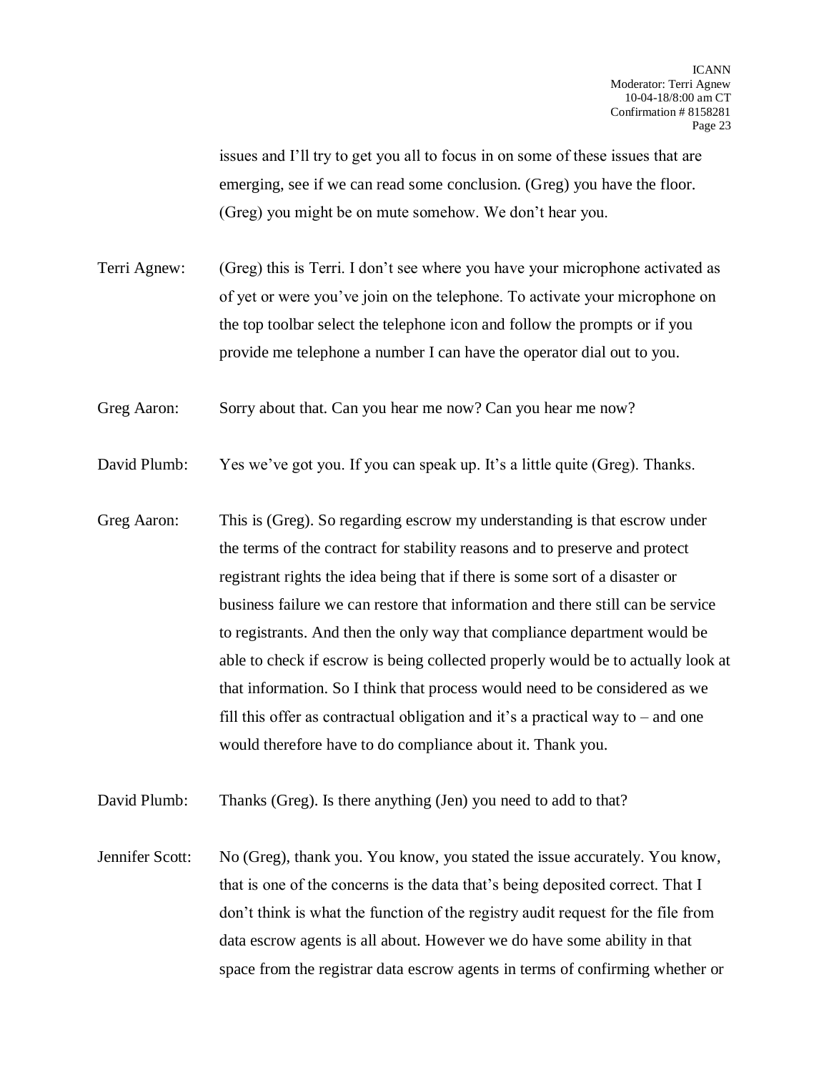issues and I'll try to get you all to focus in on some of these issues that are emerging, see if we can read some conclusion. (Greg) you have the floor. (Greg) you might be on mute somehow. We don't hear you.

Terri Agnew: (Greg) this is Terri. I don't see where you have your microphone activated as of yet or were you've join on the telephone. To activate your microphone on the top toolbar select the telephone icon and follow the prompts or if you provide me telephone a number I can have the operator dial out to you.

Greg Aaron: Sorry about that. Can you hear me now? Can you hear me now?

David Plumb: Yes we've got you. If you can speak up. It's a little quite (Greg). Thanks.

Greg Aaron: This is (Greg). So regarding escrow my understanding is that escrow under the terms of the contract for stability reasons and to preserve and protect registrant rights the idea being that if there is some sort of a disaster or business failure we can restore that information and there still can be service to registrants. And then the only way that compliance department would be able to check if escrow is being collected properly would be to actually look at that information. So I think that process would need to be considered as we fill this offer as contractual obligation and it's a practical way to – and one would therefore have to do compliance about it. Thank you.

David Plumb: Thanks (Greg). Is there anything (Jen) you need to add to that?

Jennifer Scott: No (Greg), thank you. You know, you stated the issue accurately. You know, that is one of the concerns is the data that's being deposited correct. That I don't think is what the function of the registry audit request for the file from data escrow agents is all about. However we do have some ability in that space from the registrar data escrow agents in terms of confirming whether or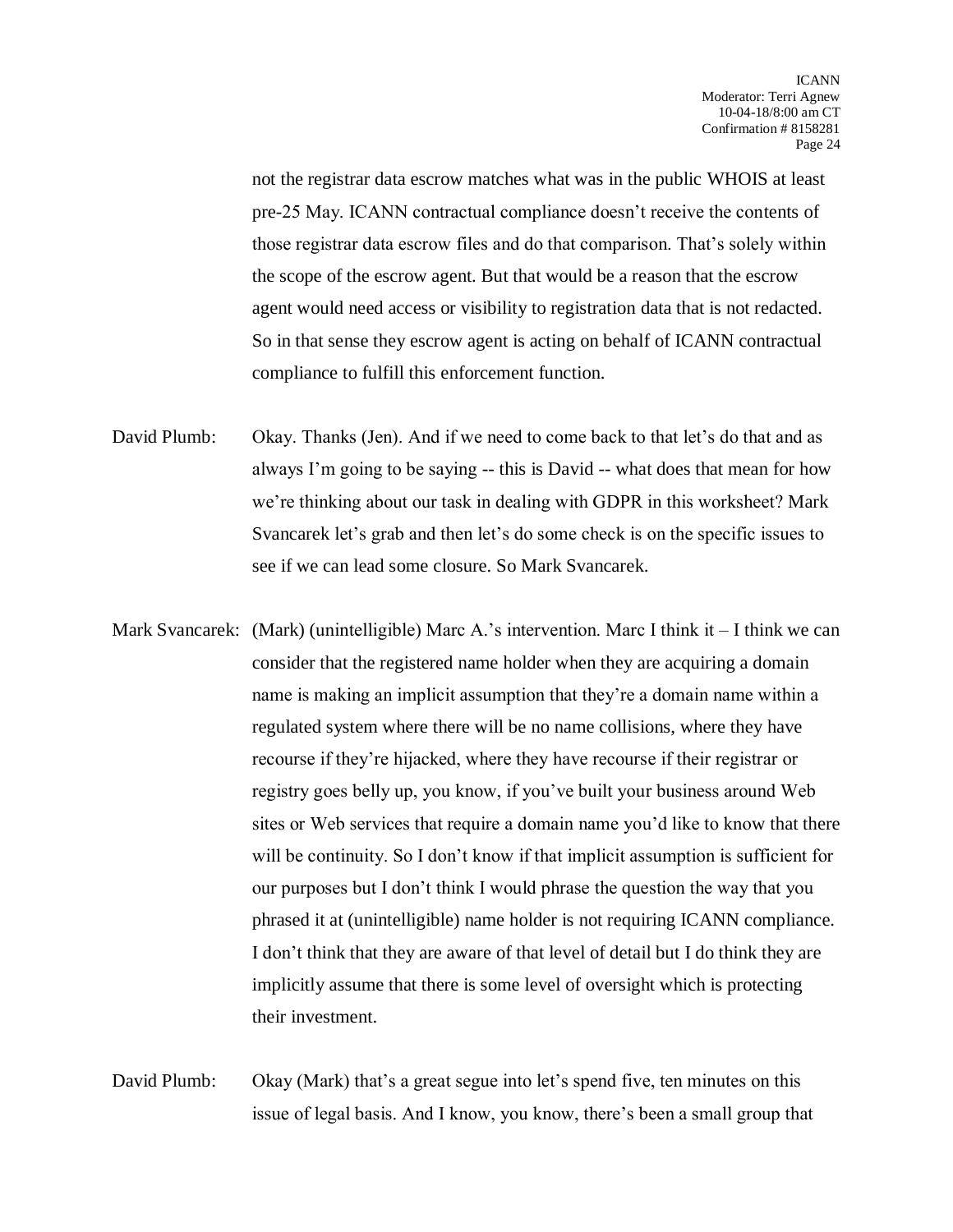not the registrar data escrow matches what was in the public WHOIS at least pre-25 May. ICANN contractual compliance doesn't receive the contents of those registrar data escrow files and do that comparison. That's solely within the scope of the escrow agent. But that would be a reason that the escrow agent would need access or visibility to registration data that is not redacted. So in that sense they escrow agent is acting on behalf of ICANN contractual compliance to fulfill this enforcement function.

David Plumb: Okay. Thanks (Jen). And if we need to come back to that let's do that and as always I'm going to be saying -- this is David -- what does that mean for how we're thinking about our task in dealing with GDPR in this worksheet? Mark Svancarek let's grab and then let's do some check is on the specific issues to see if we can lead some closure. So Mark Svancarek.

Mark Svancarek: (Mark) (unintelligible) Marc A.'s intervention. Marc I think it – I think we can consider that the registered name holder when they are acquiring a domain name is making an implicit assumption that they're a domain name within a regulated system where there will be no name collisions, where they have recourse if they're hijacked, where they have recourse if their registrar or registry goes belly up, you know, if you've built your business around Web sites or Web services that require a domain name you'd like to know that there will be continuity. So I don't know if that implicit assumption is sufficient for our purposes but I don't think I would phrase the question the way that you phrased it at (unintelligible) name holder is not requiring ICANN compliance. I don't think that they are aware of that level of detail but I do think they are implicitly assume that there is some level of oversight which is protecting their investment.

David Plumb: Okay (Mark) that's a great segue into let's spend five, ten minutes on this issue of legal basis. And I know, you know, there's been a small group that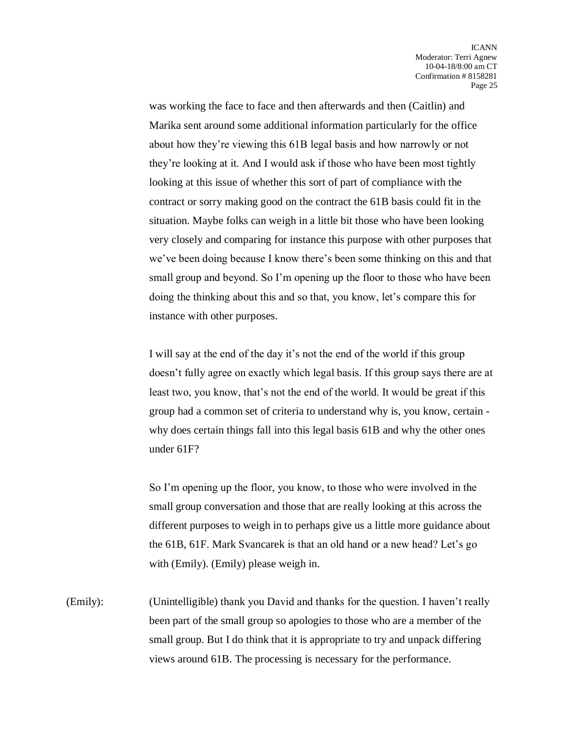was working the face to face and then afterwards and then (Caitlin) and Marika sent around some additional information particularly for the office about how they're viewing this 61B legal basis and how narrowly or not they're looking at it. And I would ask if those who have been most tightly looking at this issue of whether this sort of part of compliance with the contract or sorry making good on the contract the 61B basis could fit in the situation. Maybe folks can weigh in a little bit those who have been looking very closely and comparing for instance this purpose with other purposes that we've been doing because I know there's been some thinking on this and that small group and beyond. So I'm opening up the floor to those who have been doing the thinking about this and so that, you know, let's compare this for instance with other purposes.

I will say at the end of the day it's not the end of the world if this group doesn't fully agree on exactly which legal basis. If this group says there are at least two, you know, that's not the end of the world. It would be great if this group had a common set of criteria to understand why is, you know, certain - why does certain things fall into this legal basis 61B and why the other ones under 61F?

So I'm opening up the floor, you know, to those who were involved in the small group conversation and those that are really looking at this across the different purposes to weigh in to perhaps give us a little more guidance about the 61B, 61F. Mark Svancarek is that an old hand or a new head? Let's go with (Emily). (Emily) please weigh in.

(Emily): (Unintelligible) thank you David and thanks for the question. I haven't really been part of the small group so apologies to those who are a member of the small group. But I do think that it is appropriate to try and unpack differing views around 61B. The processing is necessary for the performance.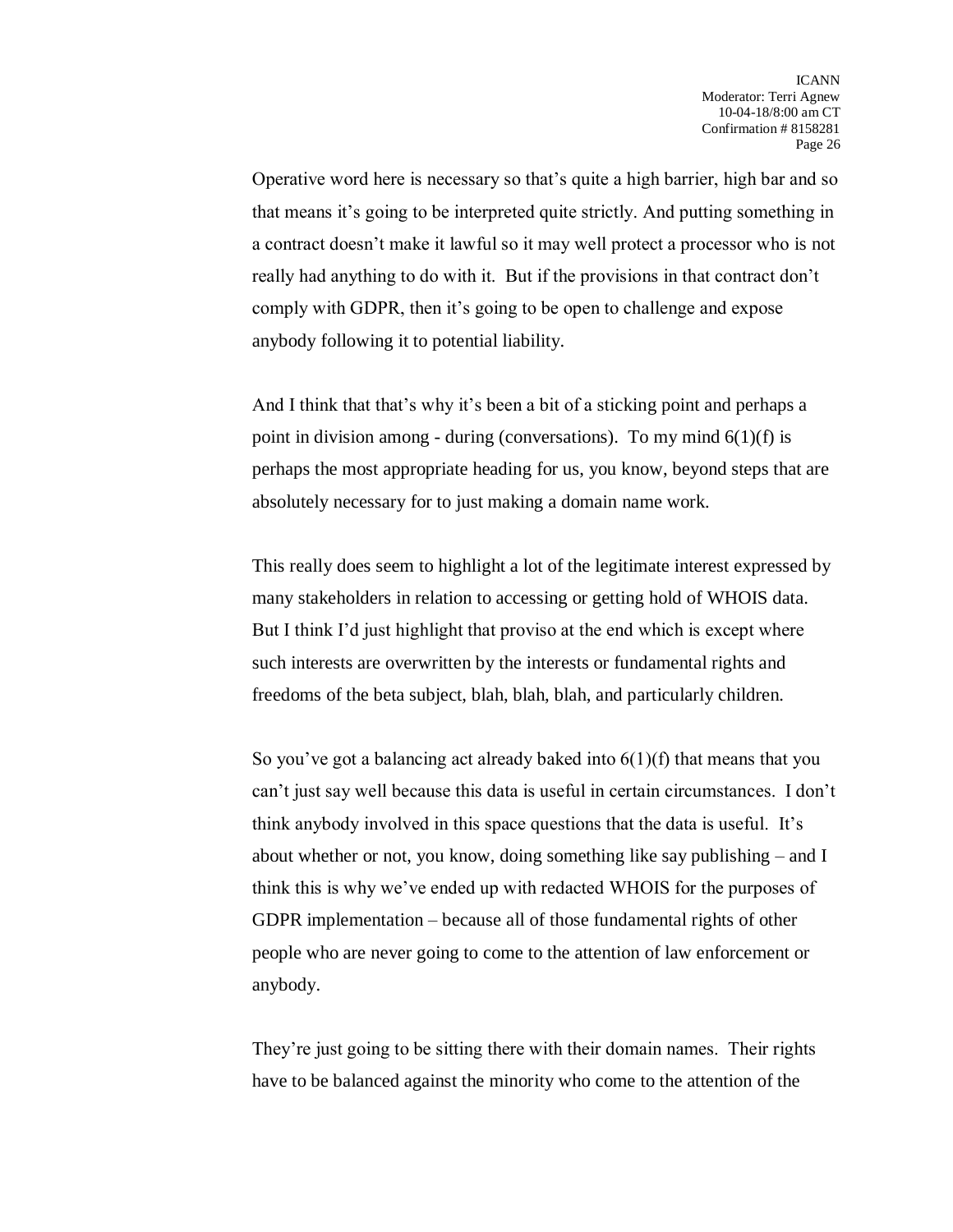Operative word here is necessary so that's quite a high barrier, high bar and so that means it's going to be interpreted quite strictly. And putting something in a contract doesn't make it lawful so it may well protect a processor who is not really had anything to do with it. But if the provisions in that contract don't comply with GDPR, then it's going to be open to challenge and expose anybody following it to potential liability.

And I think that that's why it's been a bit of a sticking point and perhaps a point in division among - during (conversations). To my mind 6(1)(f) is perhaps the most appropriate heading for us, you know, beyond steps that are absolutely necessary for to just making a domain name work.

This really does seem to highlight a lot of the legitimate interest expressed by many stakeholders in relation to accessing or getting hold of WHOIS data. But I think I'd just highlight that proviso at the end which is except where such interests are overwritten by the interests or fundamental rights and freedoms of the beta subject, blah, blah, blah, and particularly children.

So you've got a balancing act already baked into 6(1)(f) that means that you can't just say well because this data is useful in certain circumstances. I don't think anybody involved in this space questions that the data is useful. It's about whether or not, you know, doing something like say publishing – and I think this is why we've ended up with redacted WHOIS for the purposes of GDPR implementation – because all of those fundamental rights of other people who are never going to come to the attention of law enforcement or anybody.

They're just going to be sitting there with their domain names. Their rights have to be balanced against the minority who come to the attention of the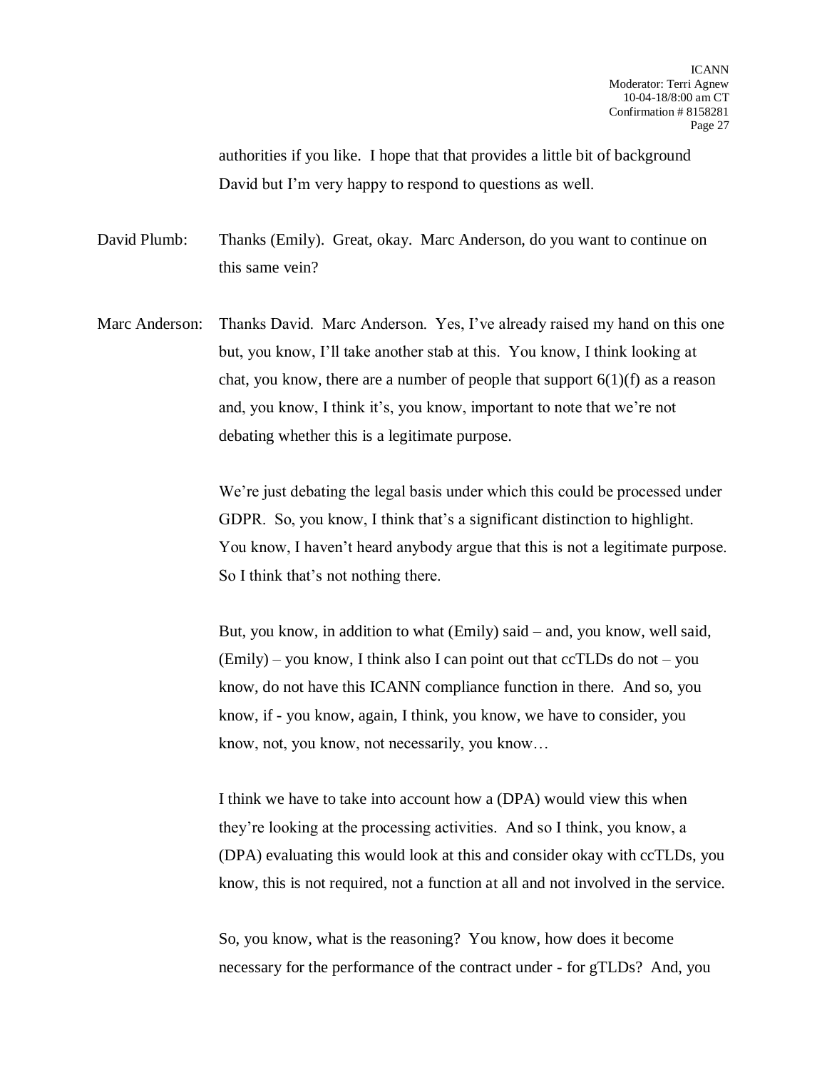authorities if you like. I hope that that provides a little bit of background David but I'm very happy to respond to questions as well.

David Plumb: Thanks (Emily). Great, okay. Marc Anderson, do you want to continue on this same vein?

Marc Anderson: Thanks David. Marc Anderson. Yes, I've already raised my hand on this one but, you know, I'll take another stab at this. You know, I think looking at chat, you know, there are a number of people that support 6(1)(f) as a reason and, you know, I think it's, you know, important to note that we're not debating whether this is a legitimate purpose.

We're just debating the legal basis under which this could be processed under GDPR. So, you know, I think that's a significant distinction to highlight. You know, I haven't heard anybody argue that this is not a legitimate purpose. So I think that's not nothing there.

But, you know, in addition to what (Emily) said – and, you know, well said, (Emily) – you know, I think also I can point out that ccTLDs do not – you know, do not have this ICANN compliance function in there. And so, you know, if - you know, again, I think, you know, we have to consider, you know, not, you know, not necessarily, you know…

I think we have to take into account how a (DPA) would view this when they're looking at the processing activities. And so I think, you know, a (DPA) evaluating this would look at this and consider okay with ccTLDs, you know, this is not required, not a function at all and not involved in the service.

So, you know, what is the reasoning? You know, how does it become necessary for the performance of the contract under - for gTLDs? And, you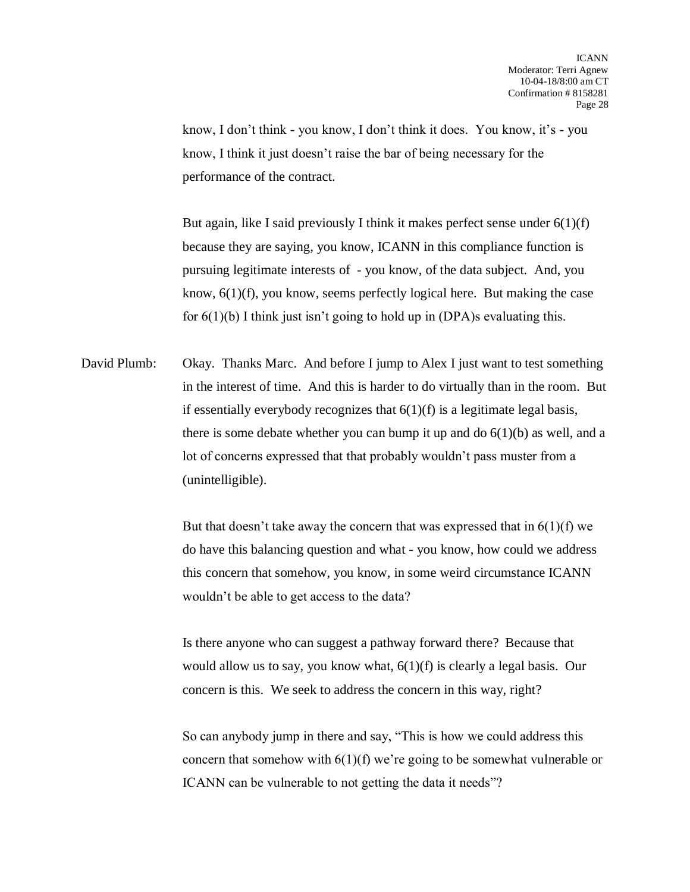know, I don't think - you know, I don't think it does. You know, it's - you know, I think it just doesn't raise the bar of being necessary for the performance of the contract.

But again, like I said previously I think it makes perfect sense under 6(1)(f) because they are saying, you know, ICANN in this compliance function is pursuing legitimate interests of - you know, of the data subject. And, you know, 6(1)(f), you know, seems perfectly logical here. But making the case for 6(1)(b) I think just isn't going to hold up in (DPA)s evaluating this.

David Plumb: Okay. Thanks Marc. And before I jump to Alex I just want to test something in the interest of time. And this is harder to do virtually than in the room. But if essentially everybody recognizes that 6(1)(f) is a legitimate legal basis, there is some debate whether you can bump it up and do 6(1)(b) as well, and a lot of concerns expressed that that probably wouldn't pass muster from a (unintelligible).

But that doesn't take away the concern that was expressed that in 6(1)(f) we do have this balancing question and what - you know, how could we address this concern that somehow, you know, in some weird circumstance ICANN wouldn't be able to get access to the data?

Is there anyone who can suggest a pathway forward there? Because that would allow us to say, you know what, 6(1)(f) is clearly a legal basis. Our concern is this. We seek to address the concern in this way, right?

So can anybody jump in there and say, "This is how we could address this concern that somehow with 6(1)(f) we're going to be somewhat vulnerable or ICANN can be vulnerable to not getting the data it needs"?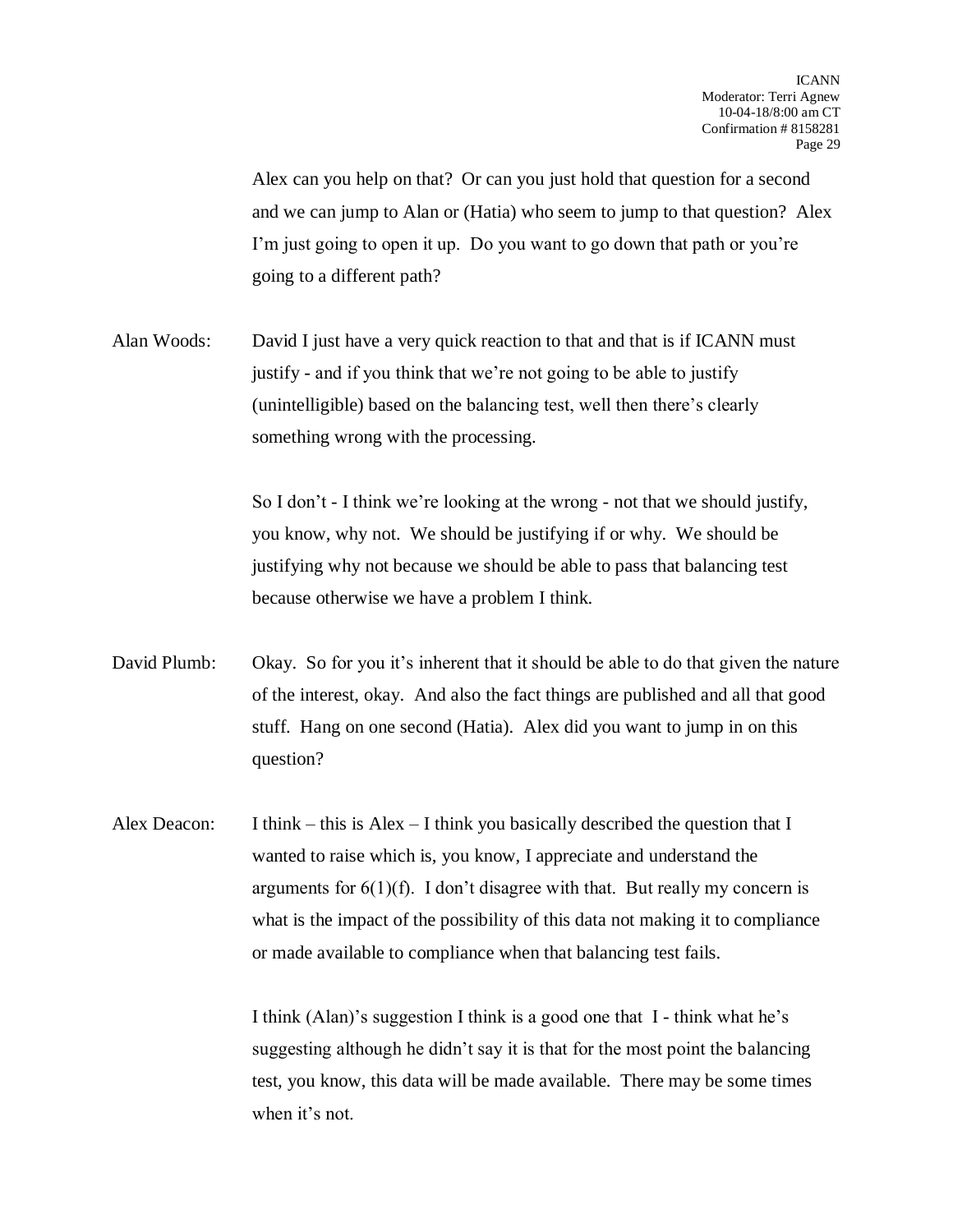Alex can you help on that? Or can you just hold that question for a second and we can jump to Alan or (Hatia) who seem to jump to that question? Alex I'm just going to open it up. Do you want to go down that path or you're going to a different path?

Alan Woods: David I just have a very quick reaction to that and that is if ICANN must justify - and if you think that we're not going to be able to justify (unintelligible) based on the balancing test, well then there's clearly something wrong with the processing.

So I don't - I think we're looking at the wrong - not that we should justify, you know, why not. We should be justifying if or why. We should be justifying why not because we should be able to pass that balancing test because otherwise we have a problem I think.

David Plumb: Okay. So for you it's inherent that it should be able to do that given the nature of the interest, okay. And also the fact things are published and all that good stuff. Hang on one second (Hatia). Alex did you want to jump in on this question?

Alex Deacon: I think – this is Alex – I think you basically described the question that I wanted to raise which is, you know, I appreciate and understand the arguments for 6(1)(f). I don't disagree with that. But really my concern is what is the impact of the possibility of this data not making it to compliance or made available to compliance when that balancing test fails.

I think (Alan)'s suggestion I think is a good one that I - think what he's suggesting although he didn't say it is that for the most point the balancing test, you know, this data will be made available. There may be some times when it's not.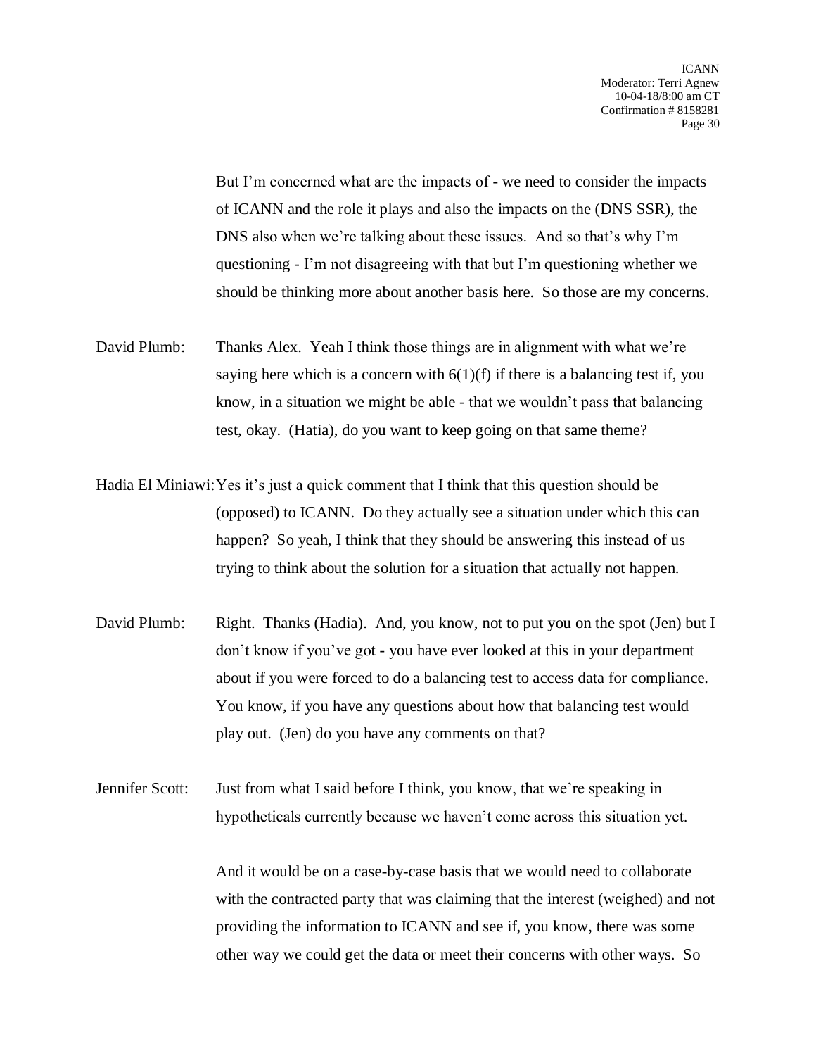But I'm concerned what are the impacts of - we need to consider the impacts of ICANN and the role it plays and also the impacts on the (DNS SSR), the DNS also when we're talking about these issues. And so that's why I'm questioning - I'm not disagreeing with that but I'm questioning whether we should be thinking more about another basis here. So those are my concerns.

David Plumb: Thanks Alex. Yeah I think those things are in alignment with what we're saying here which is a concern with 6(1)(f) if there is a balancing test if, you know, in a situation we might be able - that we wouldn't pass that balancing test, okay. (Hatia), do you want to keep going on that same theme?

Hadia El Miniawi: Yes it's just a quick comment that I think that this question should be (opposed) to ICANN. Do they actually see a situation under which this can happen? So yeah, I think that they should be answering this instead of us trying to think about the solution for a situation that actually not happen.

David Plumb: Right. Thanks (Hadia). And, you know, not to put you on the spot (Jen) but I don't know if you've got - you have ever looked at this in your department about if you were forced to do a balancing test to access data for compliance. You know, if you have any questions about how that balancing test would play out. (Jen) do you have any comments on that?

Jennifer Scott: Just from what I said before I think, you know, that we're speaking in hypotheticals currently because we haven't come across this situation yet.

And it would be on a case-by-case basis that we would need to collaborate with the contracted party that was claiming that the interest (weighed) and not providing the information to ICANN and see if, you know, there was some other way we could get the data or meet their concerns with other ways. So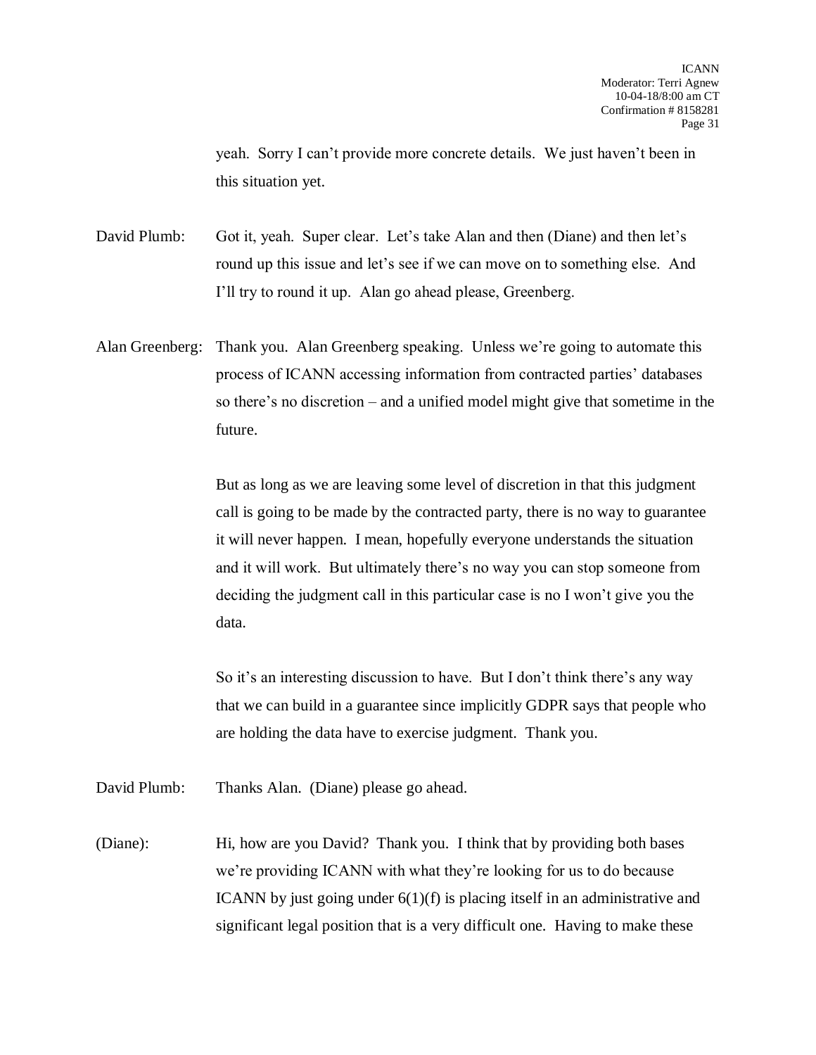yeah. Sorry I can't provide more concrete details. We just haven't been in this situation yet.

David Plumb: Got it, yeah. Super clear. Let's take Alan and then (Diane) and then let's round up this issue and let's see if we can move on to something else. And I'll try to round it up. Alan go ahead please, Greenberg.

Alan Greenberg: Thank you. Alan Greenberg speaking. Unless we're going to automate this process of ICANN accessing information from contracted parties' databases so there's no discretion – and a unified model might give that sometime in the future.

But as long as we are leaving some level of discretion in that this judgment call is going to be made by the contracted party, there is no way to guarantee it will never happen. I mean, hopefully everyone understands the situation and it will work. But ultimately there's no way you can stop someone from deciding the judgment call in this particular case is no I won't give you the data.

So it's an interesting discussion to have. But I don't think there's any way that we can build in a guarantee since implicitly GDPR says that people who are holding the data have to exercise judgment. Thank you.

David Plumb: Thanks Alan. (Diane) please go ahead.

(Diane): Hi, how are you David? Thank you. I think that by providing both bases we're providing ICANN with what they're looking for us to do because ICANN by just going under 6(1)(f) is placing itself in an administrative and significant legal position that is a very difficult one. Having to make these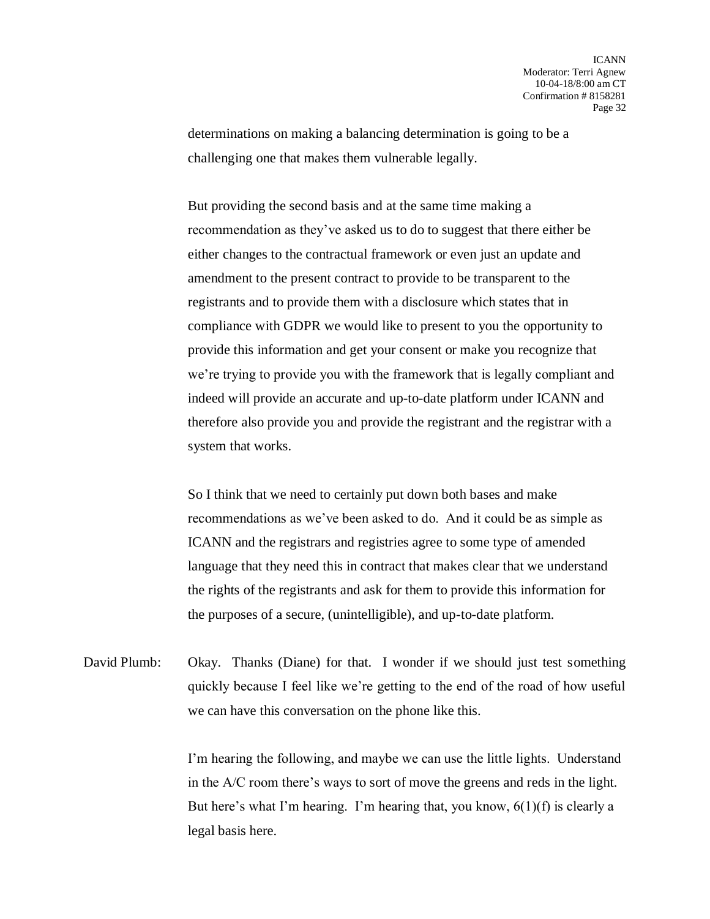determinations on making a balancing determination is going to be a challenging one that makes them vulnerable legally.

But providing the second basis and at the same time making a recommendation as they've asked us to do to suggest that there either be either changes to the contractual framework or even just an update and amendment to the present contract to provide to be transparent to the registrants and to provide them with a disclosure which states that in compliance with GDPR we would like to present to you the opportunity to provide this information and get your consent or make you recognize that we're trying to provide you with the framework that is legally compliant and indeed will provide an accurate and up-to-date platform under ICANN and therefore also provide you and provide the registrant and the registrar with a system that works.

So I think that we need to certainly put down both bases and make recommendations as we've been asked to do. And it could be as simple as ICANN and the registrars and registries agree to some type of amended language that they need this in contract that makes clear that we understand the rights of the registrants and ask for them to provide this information for the purposes of a secure, (unintelligible), and up-to-date platform.

David Plumb: Okay. Thanks (Diane) for that. I wonder if we should just test something quickly because I feel like we're getting to the end of the road of how useful we can have this conversation on the phone like this.

I'm hearing the following, and maybe we can use the little lights. Understand in the A/C room there's ways to sort of move the greens and reds in the light. But here's what I'm hearing. I'm hearing that, you know, 6(1)(f) is clearly a legal basis here.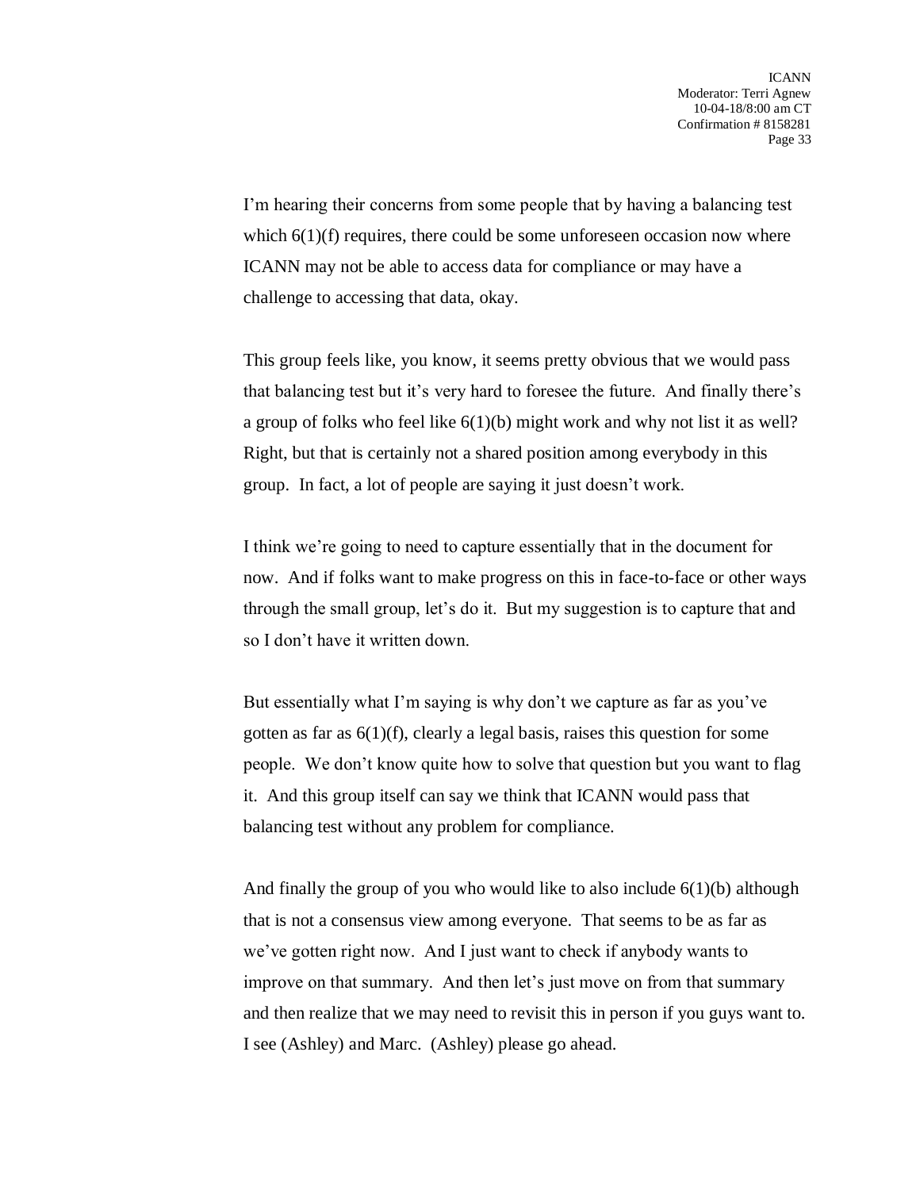I'm hearing their concerns from some people that by having a balancing test which 6(1)(f) requires, there could be some unforeseen occasion now where ICANN may not be able to access data for compliance or may have a challenge to accessing that data, okay.

This group feels like, you know, it seems pretty obvious that we would pass that balancing test but it's very hard to foresee the future. And finally there's a group of folks who feel like 6(1)(b) might work and why not list it as well? Right, but that is certainly not a shared position among everybody in this group. In fact, a lot of people are saying it just doesn't work.

I think we're going to need to capture essentially that in the document for now. And if folks want to make progress on this in face-to-face or other ways through the small group, let's do it. But my suggestion is to capture that and so I don't have it written down.

But essentially what I'm saying is why don't we capture as far as you've gotten as far as 6(1)(f), clearly a legal basis, raises this question for some people. We don't know quite how to solve that question but you want to flag it. And this group itself can say we think that ICANN would pass that balancing test without any problem for compliance.

And finally the group of you who would like to also include 6(1)(b) although that is not a consensus view among everyone. That seems to be as far as we've gotten right now. And I just want to check if anybody wants to improve on that summary. And then let's just move on from that summary and then realize that we may need to revisit this in person if you guys want to. I see (Ashley) and Marc. (Ashley) please go ahead.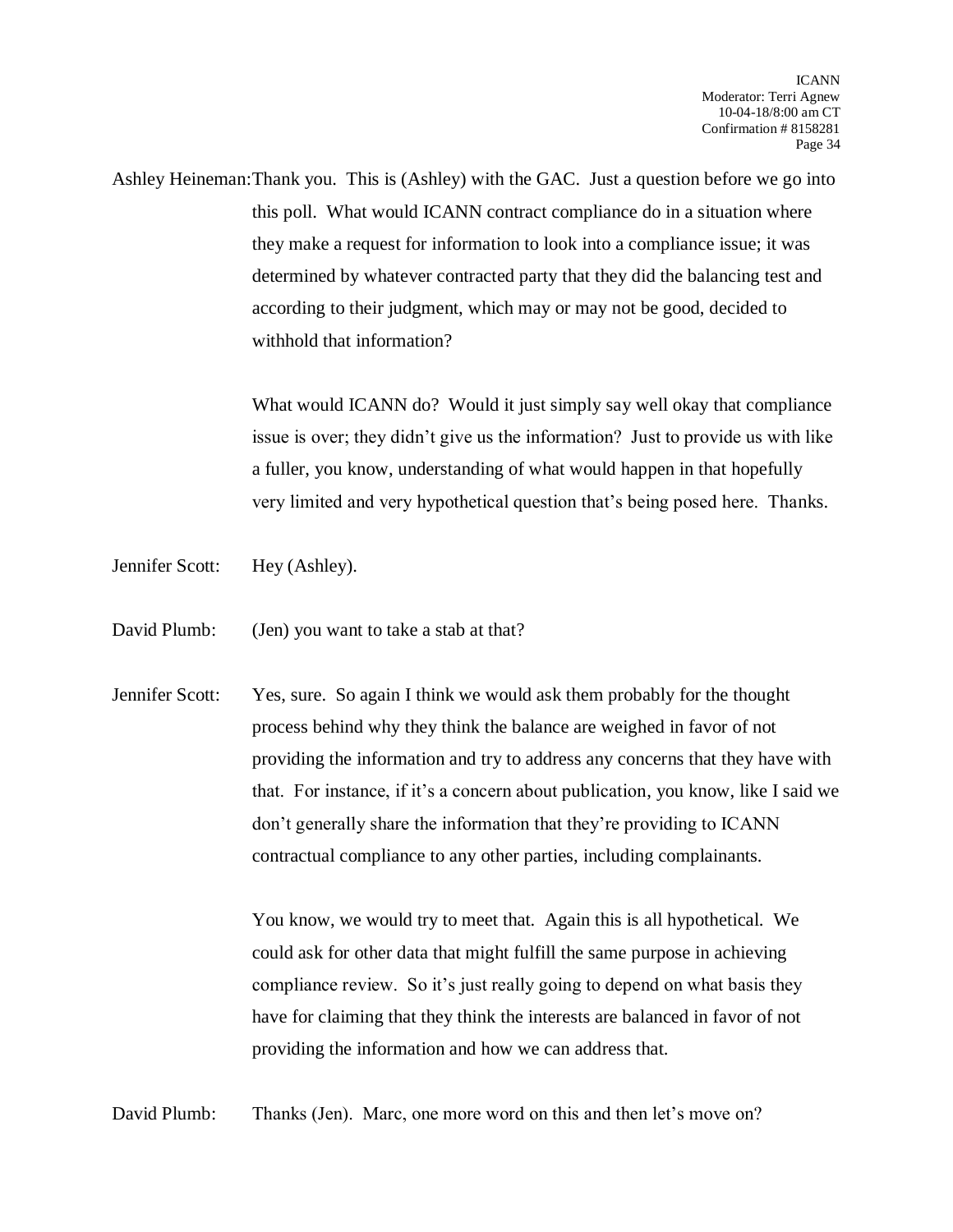Ashley Heineman: Thank you. This is (Ashley) with the GAC. Just a question before we go into this poll. What would ICANN contract compliance do in a situation where they make a request for information to look into a compliance issue; it was determined by whatever contracted party that they did the balancing test and according to their judgment, which may or may not be good, decided to withhold that information?

What would ICANN do? Would it just simply say well okay that compliance issue is over; they didn't give us the information? Just to provide us with like a fuller, you know, understanding of what would happen in that hopefully very limited and very hypothetical question that's being posed here. Thanks.

Jennifer Scott: Hey (Ashley).

David Plumb: (Jen) you want to take a stab at that?

Jennifer Scott: Yes, sure. So again I think we would ask them probably for the thought process behind why they think the balance are weighed in favor of not providing the information and try to address any concerns that they have with that. For instance, if it's a concern about publication, you know, like I said we don't generally share the information that they're providing to ICANN contractual compliance to any other parties, including complainants.

You know, we would try to meet that. Again this is all hypothetical. We could ask for other data that might fulfill the same purpose in achieving compliance review. So it's just really going to depend on what basis they have for claiming that they think the interests are balanced in favor of not providing the information and how we can address that.

David Plumb: Thanks (Jen). Marc, one more word on this and then let's move on?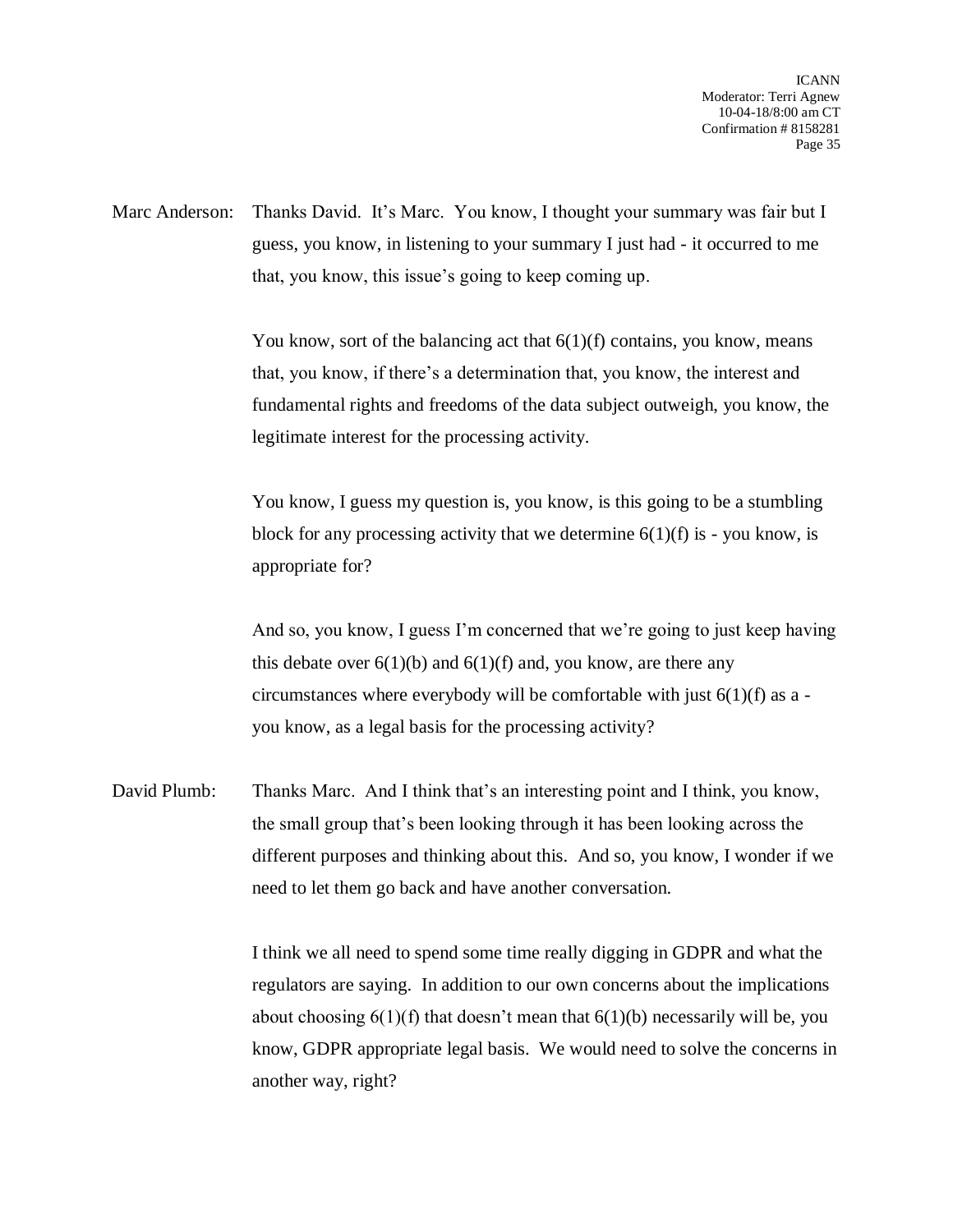Marc Anderson: Thanks David. It's Marc. You know, I thought your summary was fair but I guess, you know, in listening to your summary I just had - it occurred to me that, you know, this issue's going to keep coming up.

You know, sort of the balancing act that 6(1)(f) contains, you know, means that, you know, if there's a determination that, you know, the interest and fundamental rights and freedoms of the data subject outweigh, you know, the legitimate interest for the processing activity.

You know, I guess my question is, you know, is this going to be a stumbling block for any processing activity that we determine 6(1)(f) is - you know, is appropriate for?

And so, you know, I guess I'm concerned that we're going to just keep having this debate over 6(1)(b) and 6(1)(f) and, you know, are there any circumstances where everybody will be comfortable with just 6(1)(f) as a - you know, as a legal basis for the processing activity?

David Plumb: Thanks Marc. And I think that's an interesting point and I think, you know, the small group that's been looking through it has been looking across the different purposes and thinking about this. And so, you know, I wonder if we need to let them go back and have another conversation.

I think we all need to spend some time really digging in GDPR and what the regulators are saying. In addition to our own concerns about the implications about choosing 6(1)(f) that doesn't mean that 6(1)(b) necessarily will be, you know, GDPR appropriate legal basis. We would need to solve the concerns in another way, right?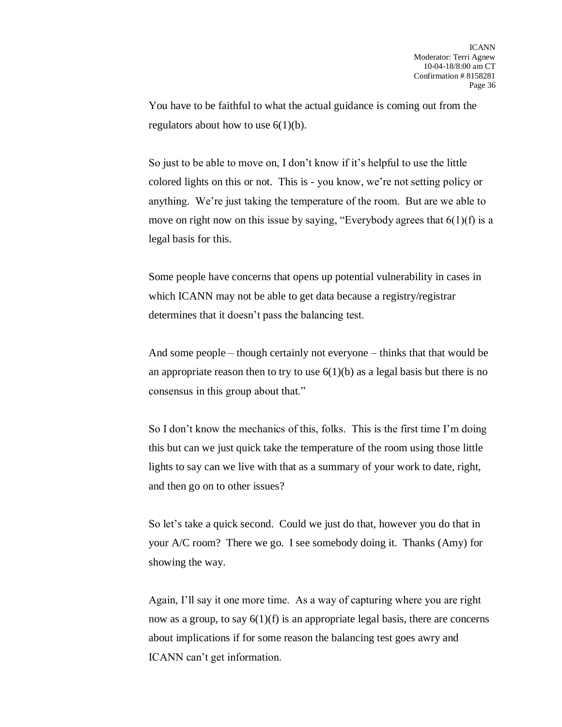You have to be faithful to what the actual guidance is coming out from the regulators about how to use 6(1)(b).

So just to be able to move on, I don't know if it's helpful to use the little colored lights on this or not. This is - you know, we're not setting policy or anything. We're just taking the temperature of the room. But are we able to move on right now on this issue by saying, "Everybody agrees that 6(1)(f) is a legal basis for this.

Some people have concerns that opens up potential vulnerability in cases in which ICANN may not be able to get data because a registry/registrar determines that it doesn't pass the balancing test.

And some people – though certainly not everyone – thinks that that would be an appropriate reason then to try to use 6(1)(b) as a legal basis but there is no consensus in this group about that."

So I don't know the mechanics of this, folks. This is the first time I'm doing this but can we just quick take the temperature of the room using those little lights to say can we live with that as a summary of your work to date, right, and then go on to other issues?

So let's take a quick second. Could we just do that, however you do that in your A/C room? There we go. I see somebody doing it. Thanks (Amy) for showing the way.

Again, I'll say it one more time. As a way of capturing where you are right now as a group, to say 6(1)(f) is an appropriate legal basis, there are concerns about implications if for some reason the balancing test goes awry and ICANN can't get information.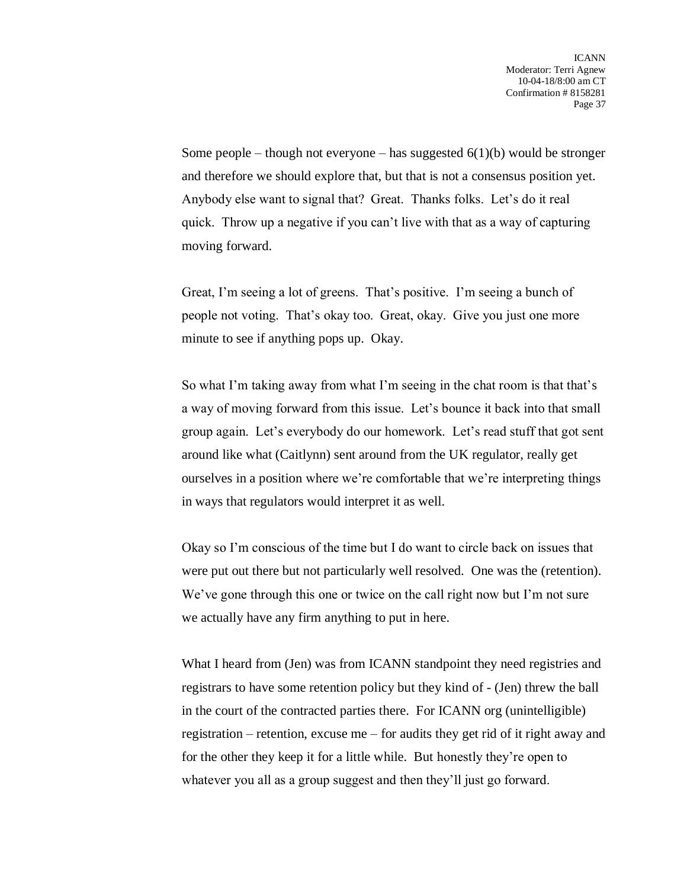Some people – though not everyone – has suggested 6(1)(b) would be stronger and therefore we should explore that, but that is not a consensus position yet. Anybody else want to signal that? Great. Thanks folks. Let's do it real quick. Throw up a negative if you can't live with that as a way of capturing moving forward.

Great, I'm seeing a lot of greens. That's positive. I'm seeing a bunch of people not voting. That's okay too. Great, okay. Give you just one more minute to see if anything pops up. Okay.

So what I'm taking away from what I'm seeing in the chat room is that that's a way of moving forward from this issue. Let's bounce it back into that small group again. Let's everybody do our homework. Let's read stuff that got sent around like what (Caitlynn) sent around from the UK regulator, really get ourselves in a position where we're comfortable that we're interpreting things in ways that regulators would interpret it as well.

Okay so I'm conscious of the time but I do want to circle back on issues that were put out there but not particularly well resolved. One was the (retention). We've gone through this one or twice on the call right now but I'm not sure we actually have any firm anything to put in here.

What I heard from (Jen) was from ICANN standpoint they need registries and registrars to have some retention policy but they kind of - (Jen) threw the ball in the court of the contracted parties there. For ICANN org (unintelligible) registration – retention, excuse me – for audits they get rid of it right away and for the other they keep it for a little while. But honestly they're open to whatever you all as a group suggest and then they'll just go forward.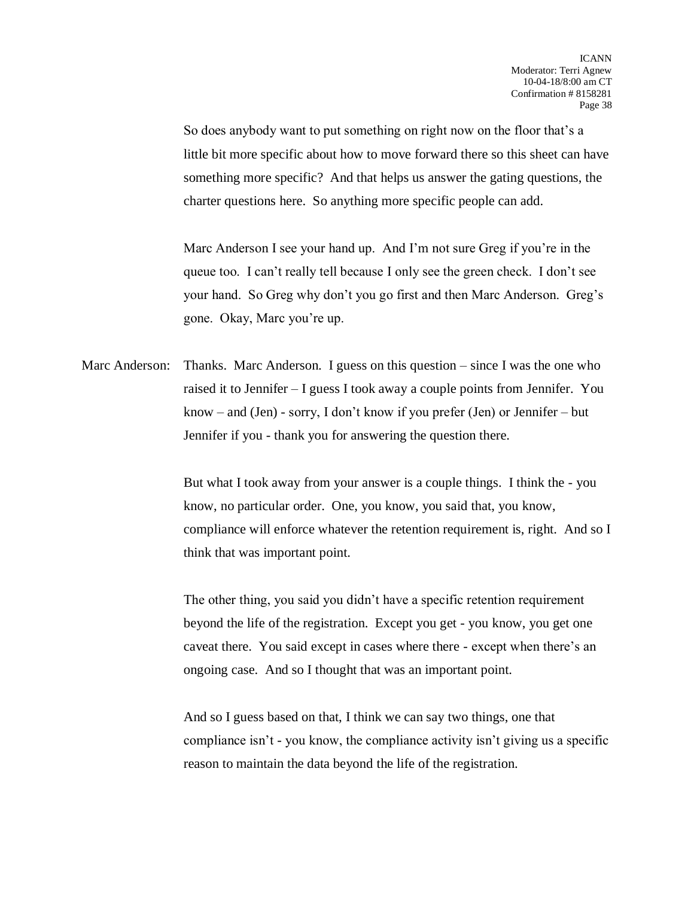So does anybody want to put something on right now on the floor that's a little bit more specific about how to move forward there so this sheet can have something more specific? And that helps us answer the gating questions, the charter questions here. So anything more specific people can add.

Marc Anderson I see your hand up. And I'm not sure Greg if you're in the queue too. I can't really tell because I only see the green check. I don't see your hand. So Greg why don't you go first and then Marc Anderson. Greg's gone. Okay, Marc you're up.

Marc Anderson: Thanks. Marc Anderson. I guess on this question – since I was the one who raised it to Jennifer – I guess I took away a couple points from Jennifer. You know – and (Jen) - sorry, I don't know if you prefer (Jen) or Jennifer – but Jennifer if you - thank you for answering the question there.

But what I took away from your answer is a couple things. I think the - you know, no particular order. One, you know, you said that, you know, compliance will enforce whatever the retention requirement is, right. And so I think that was important point.

The other thing, you said you didn't have a specific retention requirement beyond the life of the registration. Except you get - you know, you get one caveat there. You said except in cases where there - except when there's an ongoing case. And so I thought that was an important point.

And so I guess based on that, I think we can say two things, one that compliance isn't - you know, the compliance activity isn't giving us a specific reason to maintain the data beyond the life of the registration.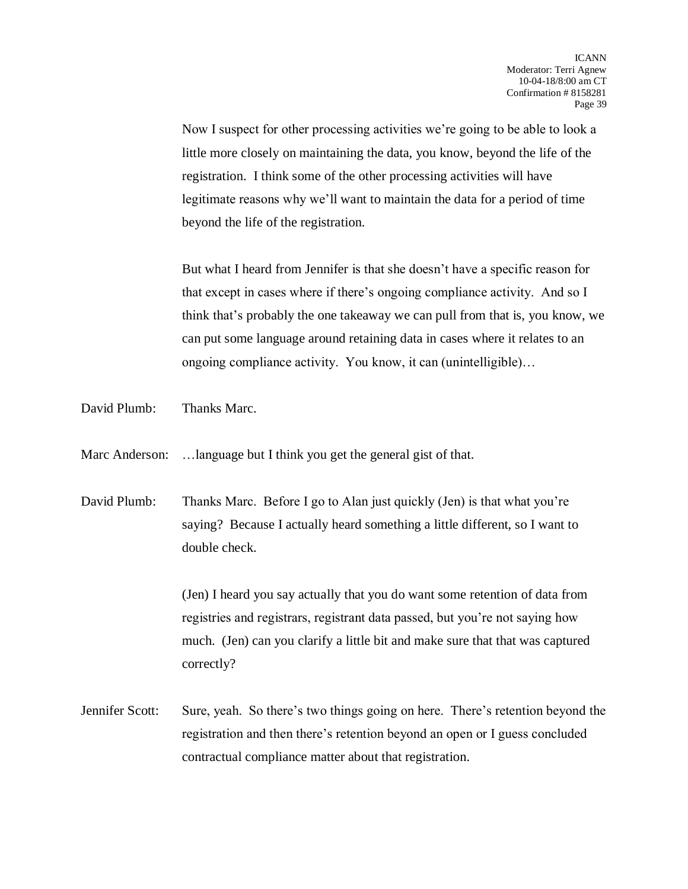Now I suspect for other processing activities we're going to be able to look a little more closely on maintaining the data, you know, beyond the life of the registration. I think some of the other processing activities will have legitimate reasons why we'll want to maintain the data for a period of time beyond the life of the registration.

But what I heard from Jennifer is that she doesn't have a specific reason for that except in cases where if there's ongoing compliance activity. And so I think that's probably the one takeaway we can pull from that is, you know, we can put some language around retaining data in cases where it relates to an ongoing compliance activity. You know, it can (unintelligible)…

David Plumb: Thanks Marc.

Marc Anderson: …language but I think you get the general gist of that.

David Plumb: Thanks Marc. Before I go to Alan just quickly (Jen) is that what you're saying? Because I actually heard something a little different, so I want to double check.

(Jen) I heard you say actually that you do want some retention of data from registries and registrars, registrant data passed, but you're not saying how much. (Jen) can you clarify a little bit and make sure that that was captured correctly?

Jennifer Scott: Sure, yeah. So there's two things going on here. There's retention beyond the registration and then there's retention beyond an open or I guess concluded contractual compliance matter about that registration.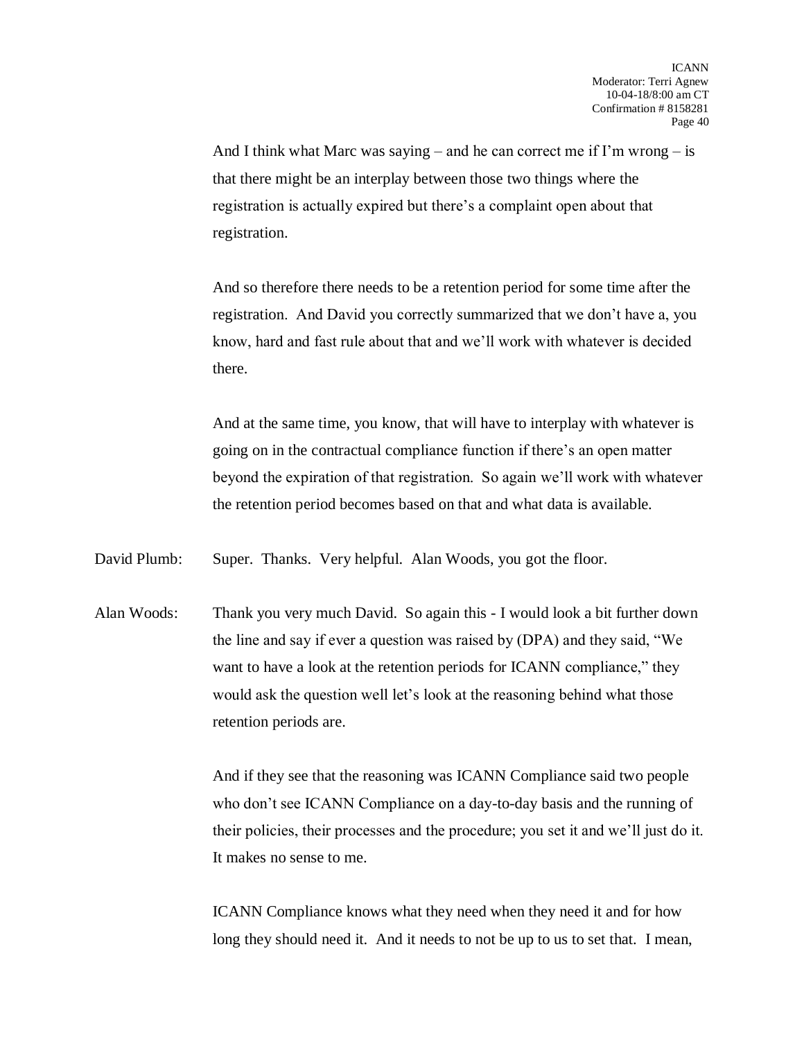And I think what Marc was saying – and he can correct me if I'm wrong – is that there might be an interplay between those two things where the registration is actually expired but there's a complaint open about that registration.

And so therefore there needs to be a retention period for some time after the registration. And David you correctly summarized that we don't have a, you know, hard and fast rule about that and we'll work with whatever is decided there.

And at the same time, you know, that will have to interplay with whatever is going on in the contractual compliance function if there's an open matter beyond the expiration of that registration. So again we'll work with whatever the retention period becomes based on that and what data is available.

David Plumb: Super. Thanks. Very helpful. Alan Woods, you got the floor.

Alan Woods: Thank you very much David. So again this - I would look a bit further down the line and say if ever a question was raised by (DPA) and they said, "We want to have a look at the retention periods for ICANN compliance," they would ask the question well let's look at the reasoning behind what those retention periods are.

And if they see that the reasoning was ICANN Compliance said two people who don't see ICANN Compliance on a day-to-day basis and the running of their policies, their processes and the procedure; you set it and we'll just do it. It makes no sense to me.

ICANN Compliance knows what they need when they need it and for how long they should need it. And it needs to not be up to us to set that. I mean,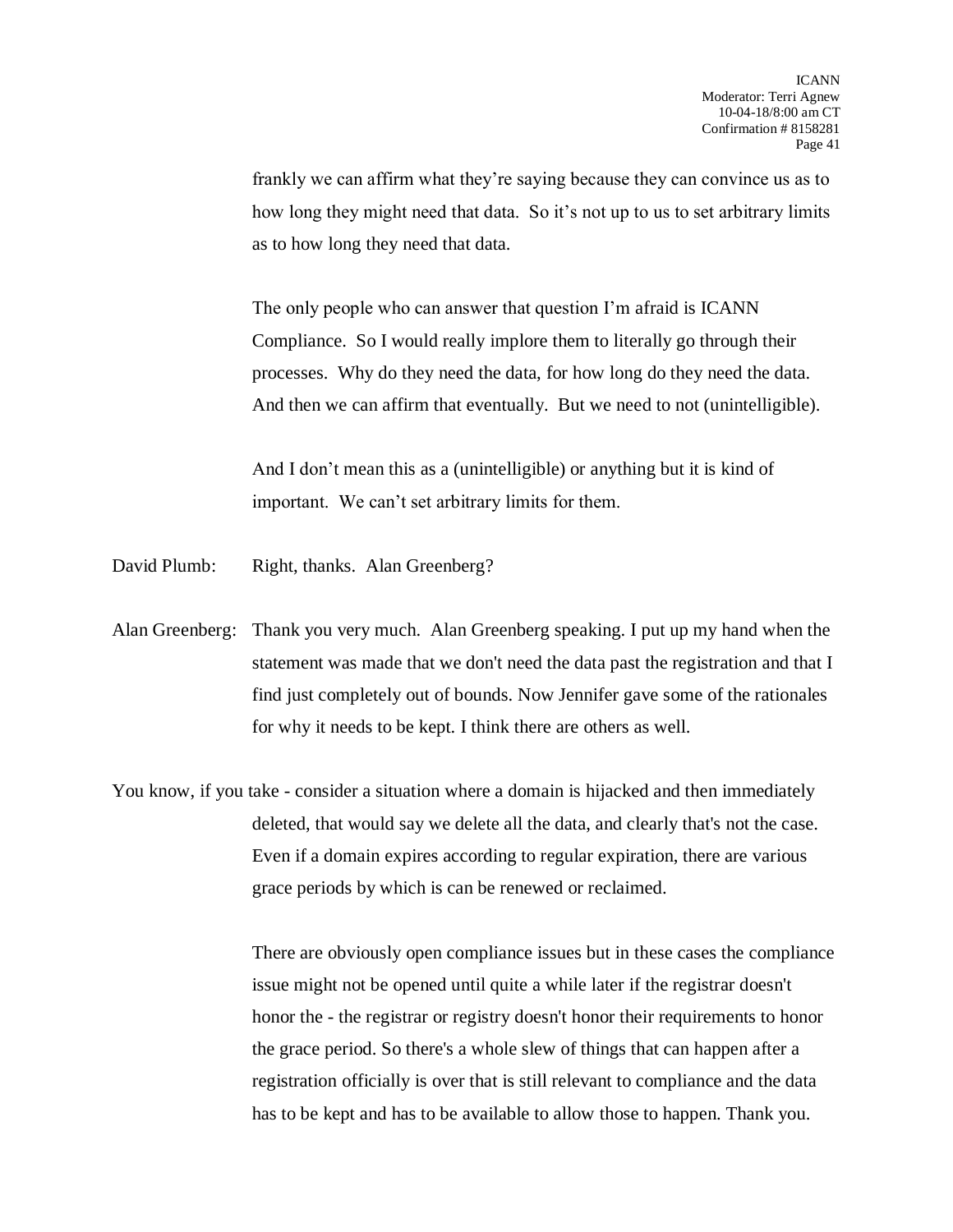frankly we can affirm what they're saying because they can convince us as to how long they might need that data. So it's not up to us to set arbitrary limits as to how long they need that data.

The only people who can answer that question I'm afraid is ICANN Compliance. So I would really implore them to literally go through their processes. Why do they need the data, for how long do they need the data. And then we can affirm that eventually. But we need to not (unintelligible).

And I don't mean this as a (unintelligible) or anything but it is kind of important. We can't set arbitrary limits for them.

David Plumb: Right, thanks. Alan Greenberg?

Alan Greenberg: Thank you very much. Alan Greenberg speaking. I put up my hand when the statement was made that we don't need the data past the registration and that I find just completely out of bounds. Now Jennifer gave some of the rationales for why it needs to be kept. I think there are others as well.

You know, if you take - consider a situation where a domain is hijacked and then immediately deleted, that would say we delete all the data, and clearly that's not the case. Even if a domain expires according to regular expiration, there are various grace periods by which is can be renewed or reclaimed.

There are obviously open compliance issues but in these cases the compliance issue might not be opened until quite a while later if the registrar doesn't honor the - the registrar or registry doesn't honor their requirements to honor the grace period. So there's a whole slew of things that can happen after a registration officially is over that is still relevant to compliance and the data has to be kept and has to be available to allow those to happen. Thank you.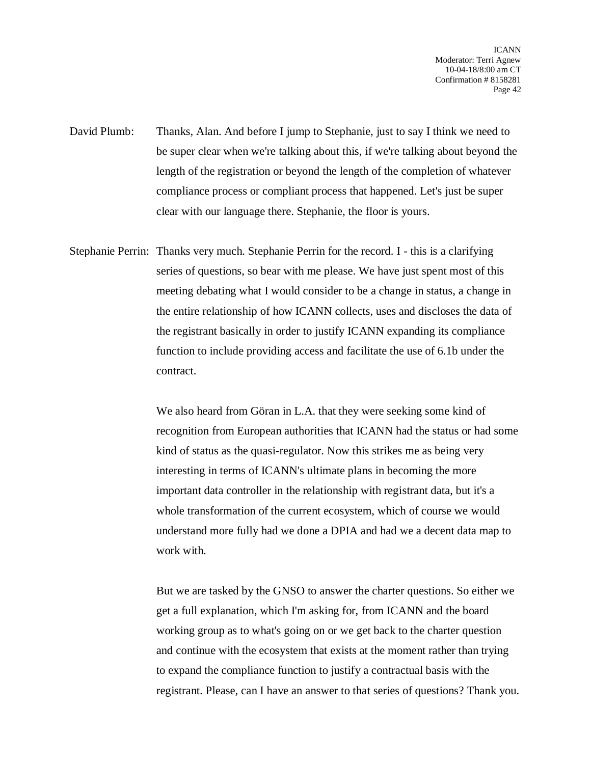David Plumb: Thanks, Alan. And before I jump to Stephanie, just to say I think we need to be super clear when we're talking about this, if we're talking about beyond the length of the registration or beyond the length of the completion of whatever compliance process or compliant process that happened. Let's just be super clear with our language there. Stephanie, the floor is yours.

Stephanie Perrin: Thanks very much. Stephanie Perrin for the record. I - this is a clarifying series of questions, so bear with me please. We have just spent most of this meeting debating what I would consider to be a change in status, a change in the entire relationship of how ICANN collects, uses and discloses the data of the registrant basically in order to justify ICANN expanding its compliance function to include providing access and facilitate the use of 6.1b under the contract.

We also heard from Göran in L.A. that they were seeking some kind of recognition from European authorities that ICANN had the status or had some kind of status as the quasi-regulator. Now this strikes me as being very interesting in terms of ICANN's ultimate plans in becoming the more important data controller in the relationship with registrant data, but it's a whole transformation of the current ecosystem, which of course we would understand more fully had we done a DPIA and had we a decent data map to work with.

But we are tasked by the GNSO to answer the charter questions. So either we get a full explanation, which I'm asking for, from ICANN and the board working group as to what's going on or we get back to the charter question and continue with the ecosystem that exists at the moment rather than trying to expand the compliance function to justify a contractual basis with the registrant. Please, can I have an answer to that series of questions? Thank you.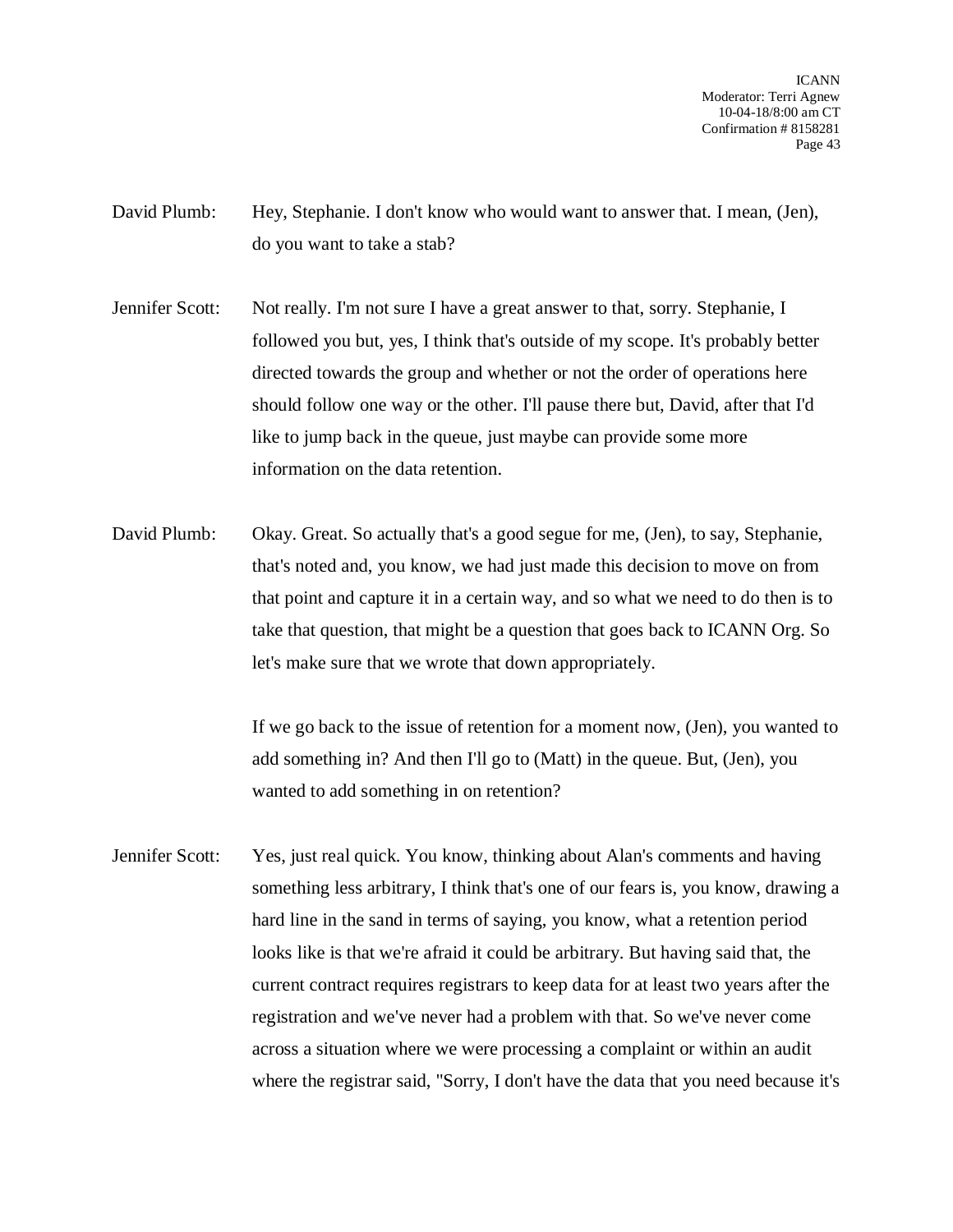David Plumb: Hey, Stephanie. I don't know who would want to answer that. I mean, (Jen), do you want to take a stab?

Jennifer Scott: Not really. I'm not sure I have a great answer to that, sorry. Stephanie, I followed you but, yes, I think that's outside of my scope. It's probably better directed towards the group and whether or not the order of operations here should follow one way or the other. I'll pause there but, David, after that I'd like to jump back in the queue, just maybe can provide some more information on the data retention.

David Plumb: Okay. Great. So actually that's a good segue for me, (Jen), to say, Stephanie, that's noted and, you know, we had just made this decision to move on from that point and capture it in a certain way, and so what we need to do then is to take that question, that might be a question that goes back to ICANN Org. So let's make sure that we wrote that down appropriately.

If we go back to the issue of retention for a moment now, (Jen), you wanted to add something in? And then I'll go to (Matt) in the queue. But, (Jen), you wanted to add something in on retention?

Jennifer Scott: Yes, just real quick. You know, thinking about Alan's comments and having something less arbitrary, I think that's one of our fears is, you know, drawing a hard line in the sand in terms of saying, you know, what a retention period looks like is that we're afraid it could be arbitrary. But having said that, the current contract requires registrars to keep data for at least two years after the registration and we've never had a problem with that. So we've never come across a situation where we were processing a complaint or within an audit where the registrar said, "Sorry, I don't have the data that you need because it's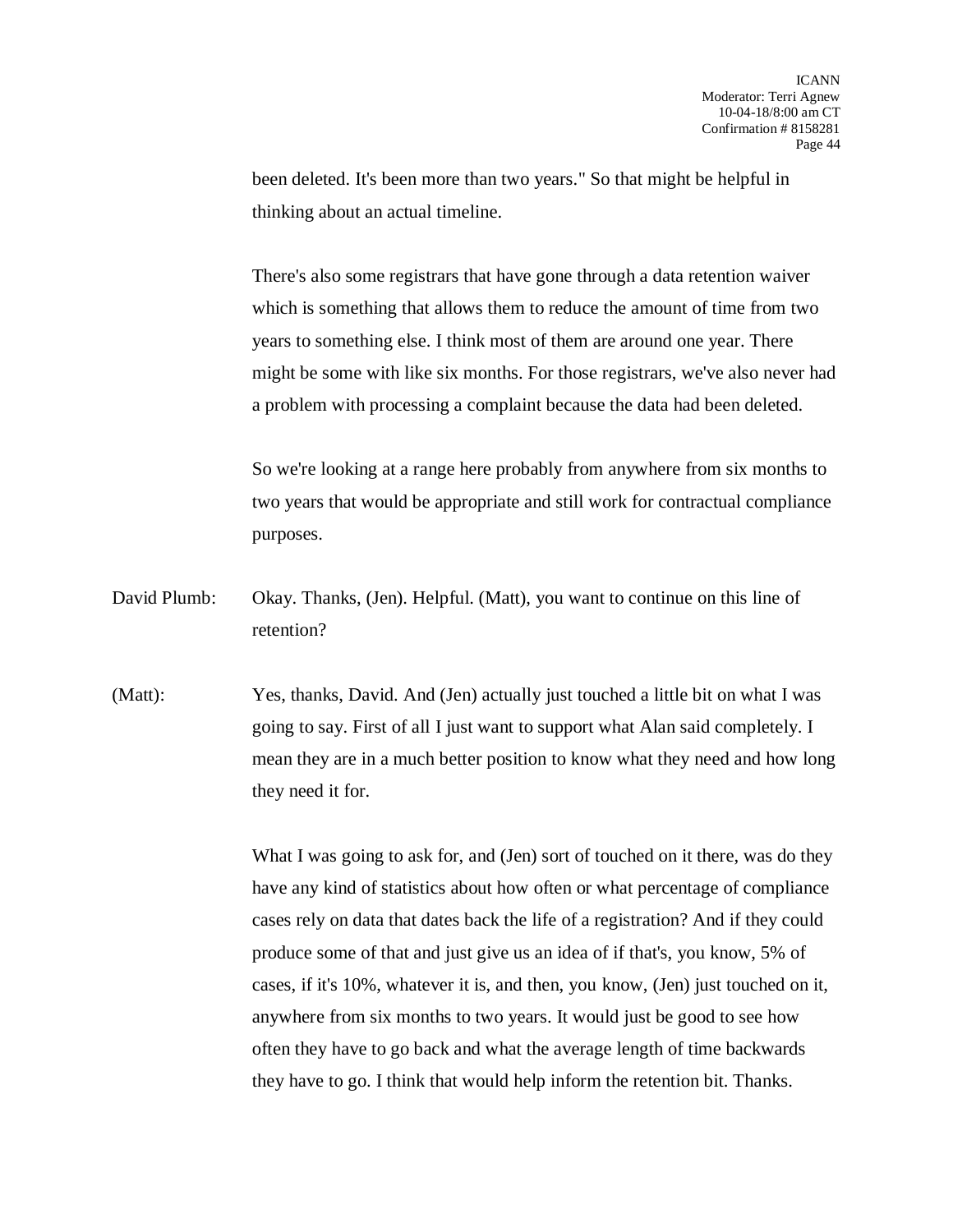been deleted. It's been more than two years." So that might be helpful in thinking about an actual timeline.

There's also some registrars that have gone through a data retention waiver which is something that allows them to reduce the amount of time from two years to something else. I think most of them are around one year. There might be some with like six months. For those registrars, we've also never had a problem with processing a complaint because the data had been deleted.

So we're looking at a range here probably from anywhere from six months to two years that would be appropriate and still work for contractual compliance purposes.

David Plumb: Okay. Thanks, (Jen). Helpful. (Matt), you want to continue on this line of retention?

(Matt): Yes, thanks, David. And (Jen) actually just touched a little bit on what I was going to say. First of all I just want to support what Alan said completely. I mean they are in a much better position to know what they need and how long they need it for.

What I was going to ask for, and (Jen) sort of touched on it there, was do they have any kind of statistics about how often or what percentage of compliance cases rely on data that dates back the life of a registration? And if they could produce some of that and just give us an idea of if that's, you know, 5% of cases, if it's 10%, whatever it is, and then, you know, (Jen) just touched on it, anywhere from six months to two years. It would just be good to see how often they have to go back and what the average length of time backwards they have to go. I think that would help inform the retention bit. Thanks.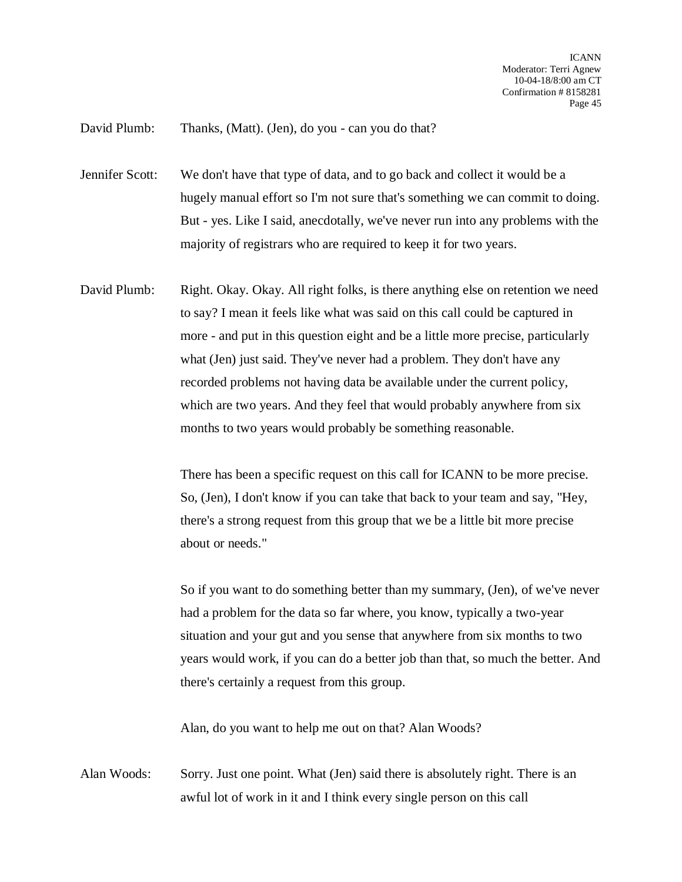David Plumb: Thanks, (Matt). (Jen), do you - can you do that?

Jennifer Scott: We don't have that type of data, and to go back and collect it would be a hugely manual effort so I'm not sure that's something we can commit to doing. But - yes. Like I said, anecdotally, we've never run into any problems with the majority of registrars who are required to keep it for two years.

David Plumb: Right. Okay. Okay. All right folks, is there anything else on retention we need to say? I mean it feels like what was said on this call could be captured in more - and put in this question eight and be a little more precise, particularly what (Jen) just said. They've never had a problem. They don't have any recorded problems not having data be available under the current policy, which are two years. And they feel that would probably anywhere from six months to two years would probably be something reasonable.

There has been a specific request on this call for ICANN to be more precise. So, (Jen), I don't know if you can take that back to your team and say, "Hey, there's a strong request from this group that we be a little bit more precise about or needs."

So if you want to do something better than my summary, (Jen), of we've never had a problem for the data so far where, you know, typically a two-year situation and your gut and you sense that anywhere from six months to two years would work, if you can do a better job than that, so much the better. And there's certainly a request from this group.

Alan, do you want to help me out on that? Alan Woods?

Alan Woods: Sorry. Just one point. What (Jen) said there is absolutely right. There is an awful lot of work in it and I think every single person on this call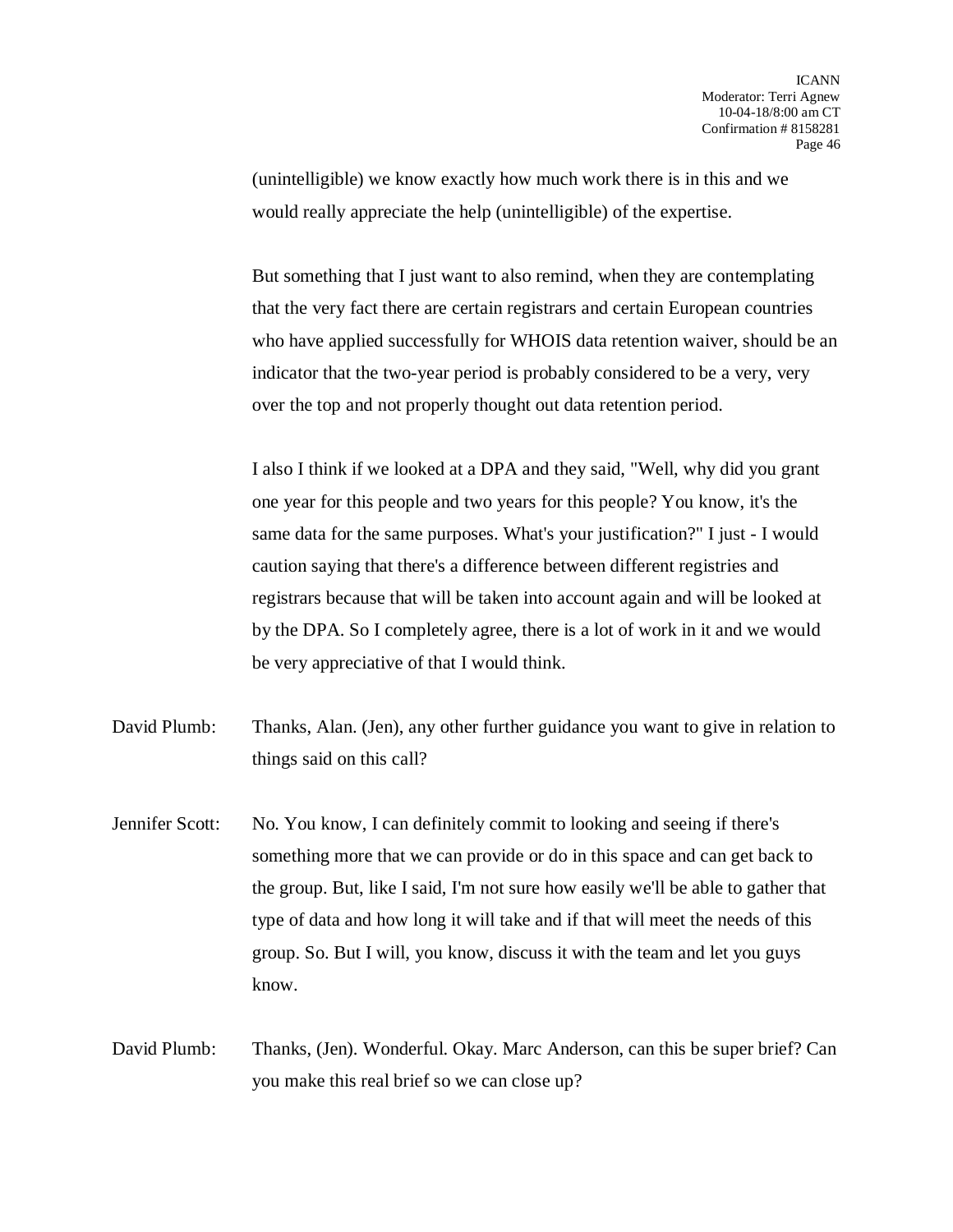(unintelligible) we know exactly how much work there is in this and we would really appreciate the help (unintelligible) of the expertise.

But something that I just want to also remind, when they are contemplating that the very fact there are certain registrars and certain European countries who have applied successfully for WHOIS data retention waiver, should be an indicator that the two-year period is probably considered to be a very, very over the top and not properly thought out data retention period.

I also I think if we looked at a DPA and they said, "Well, why did you grant one year for this people and two years for this people? You know, it's the same data for the same purposes. What's your justification?" I just - I would caution saying that there's a difference between different registries and registrars because that will be taken into account again and will be looked at by the DPA. So I completely agree, there is a lot of work in it and we would be very appreciative of that I would think.

David Plumb: Thanks, Alan. (Jen), any other further guidance you want to give in relation to things said on this call?

Jennifer Scott: No. You know, I can definitely commit to looking and seeing if there's something more that we can provide or do in this space and can get back to the group. But, like I said, I'm not sure how easily we'll be able to gather that type of data and how long it will take and if that will meet the needs of this group. So. But I will, you know, discuss it with the team and let you guys know.

David Plumb: Thanks, (Jen). Wonderful. Okay. Marc Anderson, can this be super brief? Can you make this real brief so we can close up?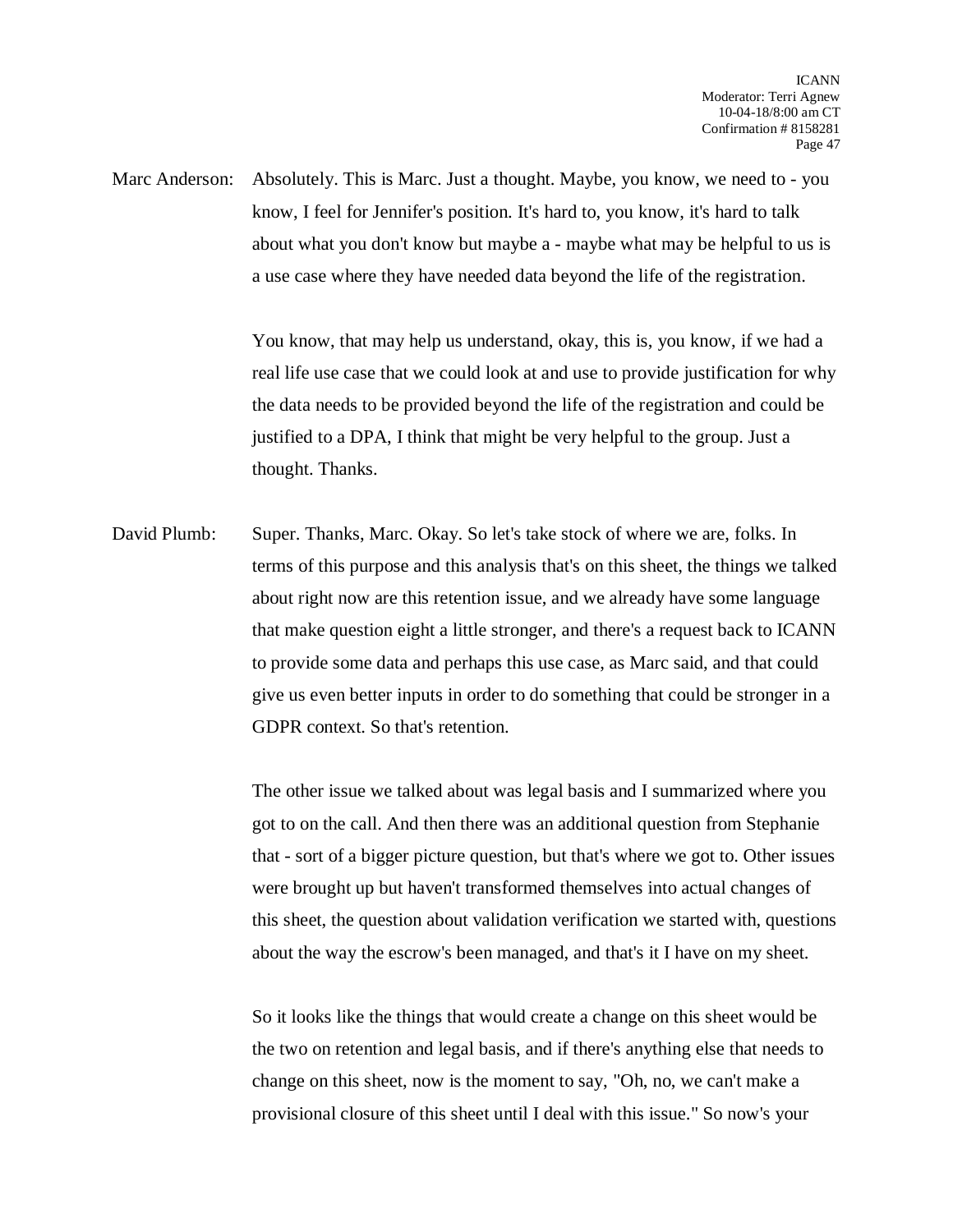Marc Anderson: Absolutely. This is Marc. Just a thought. Maybe, you know, we need to - you know, I feel for Jennifer's position. It's hard to, you know, it's hard to talk about what you don't know but maybe a - maybe what may be helpful to us is a use case where they have needed data beyond the life of the registration.

You know, that may help us understand, okay, this is, you know, if we had a real life use case that we could look at and use to provide justification for why the data needs to be provided beyond the life of the registration and could be justified to a DPA, I think that might be very helpful to the group. Just a thought. Thanks.

David Plumb: Super. Thanks, Marc. Okay. So let's take stock of where we are, folks. In terms of this purpose and this analysis that's on this sheet, the things we talked about right now are this retention issue, and we already have some language that make question eight a little stronger, and there's a request back to ICANN to provide some data and perhaps this use case, as Marc said, and that could give us even better inputs in order to do something that could be stronger in a GDPR context. So that's retention.

The other issue we talked about was legal basis and I summarized where you got to on the call. And then there was an additional question from Stephanie that - sort of a bigger picture question, but that's where we got to. Other issues were brought up but haven't transformed themselves into actual changes of this sheet, the question about validation verification we started with, questions about the way the escrow's been managed, and that's it I have on my sheet.

So it looks like the things that would create a change on this sheet would be the two on retention and legal basis, and if there's anything else that needs to change on this sheet, now is the moment to say, "Oh, no, we can't make a provisional closure of this sheet until I deal with this issue." So now's your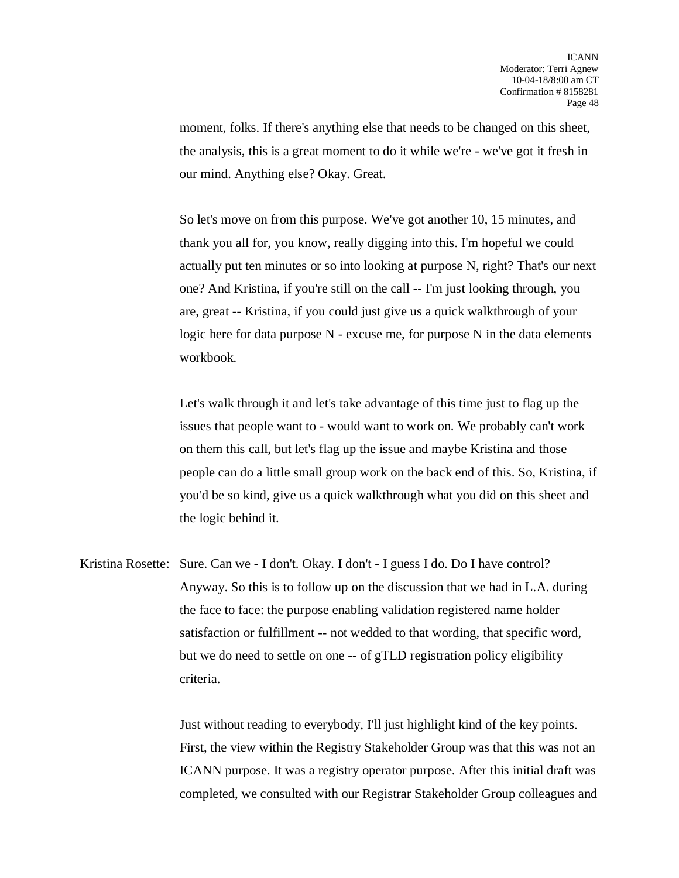moment, folks. If there's anything else that needs to be changed on this sheet, the analysis, this is a great moment to do it while we're - we've got it fresh in our mind. Anything else? Okay. Great.

So let's move on from this purpose. We've got another 10, 15 minutes, and thank you all for, you know, really digging into this. I'm hopeful we could actually put ten minutes or so into looking at purpose N, right? That's our next one? And Kristina, if you're still on the call -- I'm just looking through, you are, great -- Kristina, if you could just give us a quick walkthrough of your logic here for data purpose N - excuse me, for purpose N in the data elements workbook.

Let's walk through it and let's take advantage of this time just to flag up the issues that people want to - would want to work on. We probably can't work on them this call, but let's flag up the issue and maybe Kristina and those people can do a little small group work on the back end of this. So, Kristina, if you'd be so kind, give us a quick walkthrough what you did on this sheet and the logic behind it.

Kristina Rosette: Sure. Can we - I don't. Okay. I don't - I guess I do. Do I have control? Anyway. So this is to follow up on the discussion that we had in L.A. during the face to face: the purpose enabling validation registered name holder satisfaction or fulfillment -- not wedded to that wording, that specific word, but we do need to settle on one -- of gTLD registration policy eligibility criteria.

Just without reading to everybody, I'll just highlight kind of the key points. First, the view within the Registry Stakeholder Group was that this was not an ICANN purpose. It was a registry operator purpose. After this initial draft was completed, we consulted with our Registrar Stakeholder Group colleagues and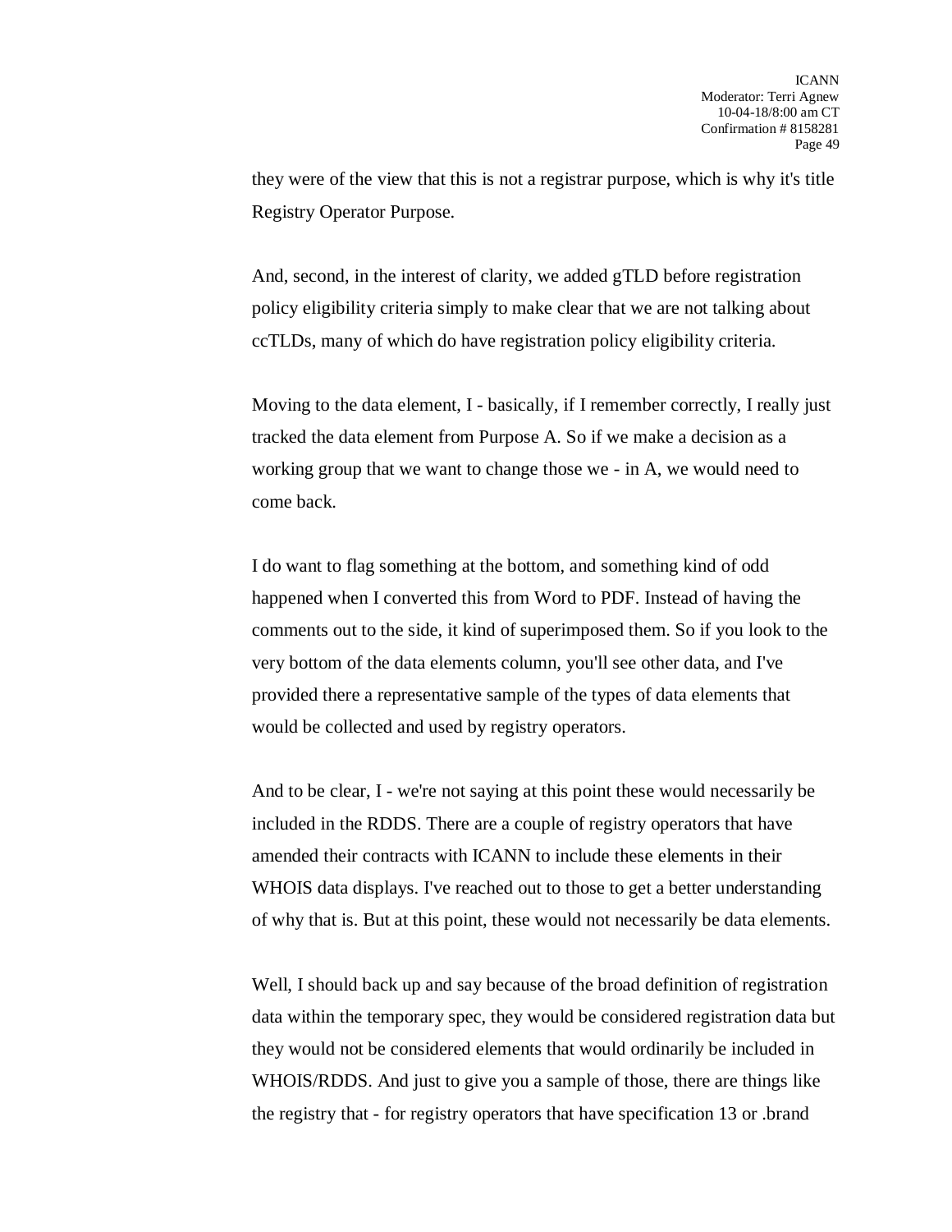they were of the view that this is not a registrar purpose, which is why it's title Registry Operator Purpose.

And, second, in the interest of clarity, we added gTLD before registration policy eligibility criteria simply to make clear that we are not talking about ccTLDs, many of which do have registration policy eligibility criteria.

Moving to the data element, I - basically, if I remember correctly, I really just tracked the data element from Purpose A. So if we make a decision as a working group that we want to change those we - in A, we would need to come back.

I do want to flag something at the bottom, and something kind of odd happened when I converted this from Word to PDF. Instead of having the comments out to the side, it kind of superimposed them. So if you look to the very bottom of the data elements column, you'll see other data, and I've provided there a representative sample of the types of data elements that would be collected and used by registry operators.

And to be clear, I - we're not saying at this point these would necessarily be included in the RDDS. There are a couple of registry operators that have amended their contracts with ICANN to include these elements in their WHOIS data displays. I've reached out to those to get a better understanding of why that is. But at this point, these would not necessarily be data elements.

Well, I should back up and say because of the broad definition of registration data within the temporary spec, they would be considered registration data but they would not be considered elements that would ordinarily be included in WHOIS/RDDS. And just to give you a sample of those, there are things like the registry that - for registry operators that have specification 13 or .brand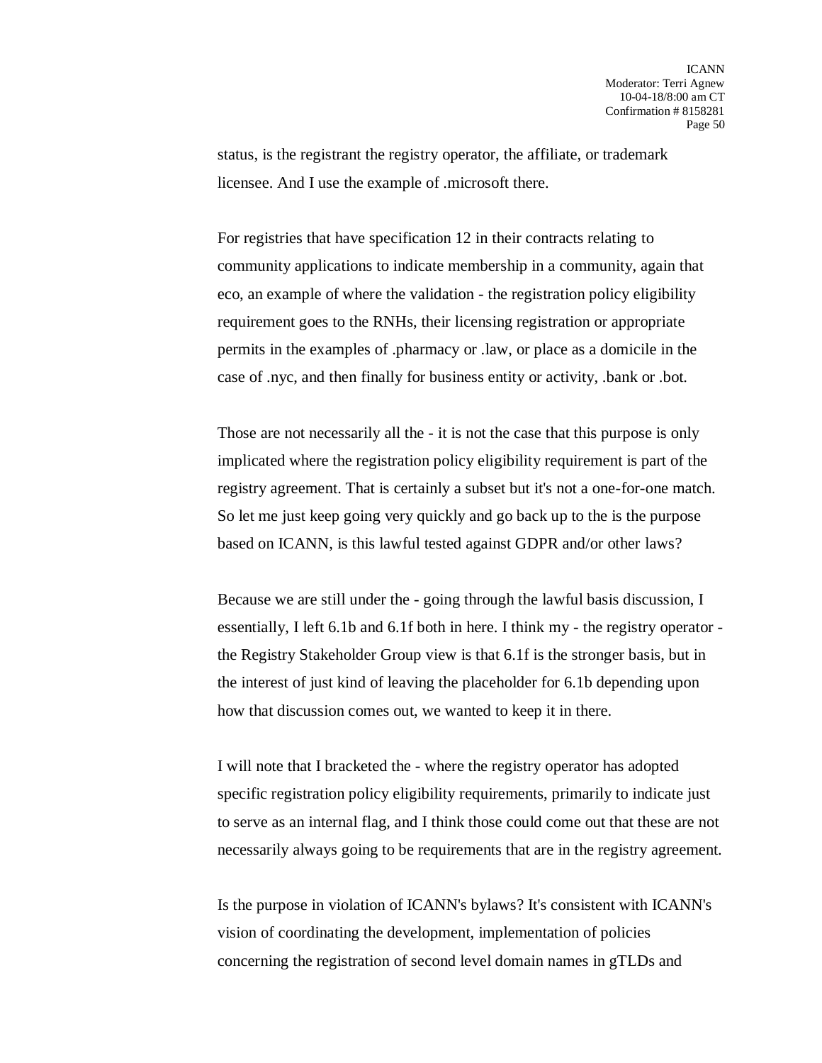status, is the registrant the registry operator, the affiliate, or trademark licensee. And I use the example of .microsoft there.

For registries that have specification 12 in their contracts relating to community applications to indicate membership in a community, again that eco, an example of where the validation - the registration policy eligibility requirement goes to the RNHs, their licensing registration or appropriate permits in the examples of .pharmacy or .law, or place as a domicile in the case of .nyc, and then finally for business entity or activity, .bank or .bot.

Those are not necessarily all the - it is not the case that this purpose is only implicated where the registration policy eligibility requirement is part of the registry agreement. That is certainly a subset but it's not a one-for-one match. So let me just keep going very quickly and go back up to the is the purpose based on ICANN, is this lawful tested against GDPR and/or other laws?

Because we are still under the - going through the lawful basis discussion, I essentially, I left 6.1b and 6.1f both in here. I think my - the registry operator - the Registry Stakeholder Group view is that 6.1f is the stronger basis, but in the interest of just kind of leaving the placeholder for 6.1b depending upon how that discussion comes out, we wanted to keep it in there.

I will note that I bracketed the - where the registry operator has adopted specific registration policy eligibility requirements, primarily to indicate just to serve as an internal flag, and I think those could come out that these are not necessarily always going to be requirements that are in the registry agreement.

Is the purpose in violation of ICANN's bylaws? It's consistent with ICANN's vision of coordinating the development, implementation of policies concerning the registration of second level domain names in gTLDs and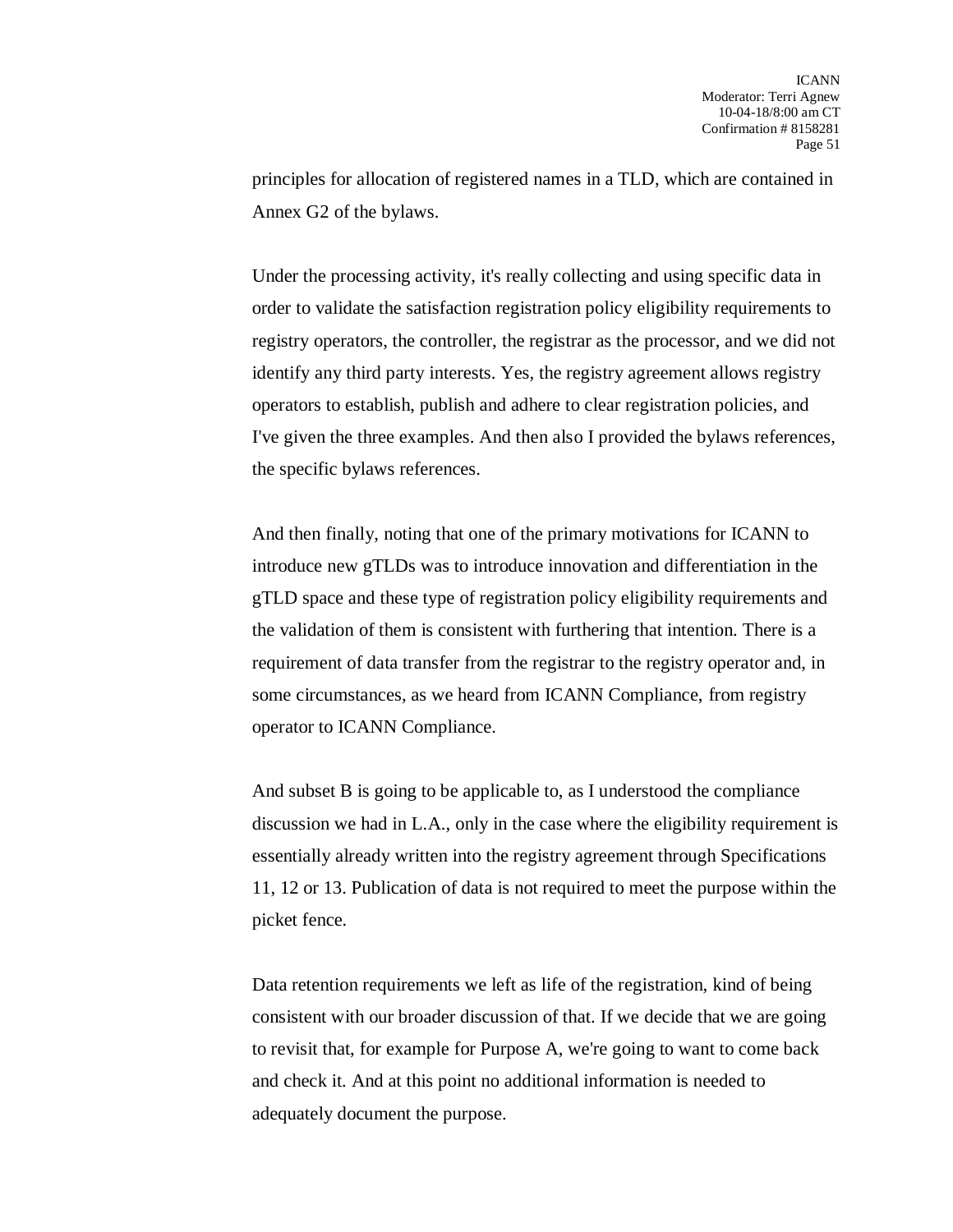principles for allocation of registered names in a TLD, which are contained in Annex G2 of the bylaws.

Under the processing activity, it's really collecting and using specific data in order to validate the satisfaction registration policy eligibility requirements to registry operators, the controller, the registrar as the processor, and we did not identify any third party interests. Yes, the registry agreement allows registry operators to establish, publish and adhere to clear registration policies, and I've given the three examples. And then also I provided the bylaws references, the specific bylaws references.

And then finally, noting that one of the primary motivations for ICANN to introduce new gTLDs was to introduce innovation and differentiation in the gTLD space and these type of registration policy eligibility requirements and the validation of them is consistent with furthering that intention. There is a requirement of data transfer from the registrar to the registry operator and, in some circumstances, as we heard from ICANN Compliance, from registry operator to ICANN Compliance.

And subset B is going to be applicable to, as I understood the compliance discussion we had in L.A., only in the case where the eligibility requirement is essentially already written into the registry agreement through Specifications 11, 12 or 13. Publication of data is not required to meet the purpose within the picket fence.

Data retention requirements we left as life of the registration, kind of being consistent with our broader discussion of that. If we decide that we are going to revisit that, for example for Purpose A, we're going to want to come back and check it. And at this point no additional information is needed to adequately document the purpose.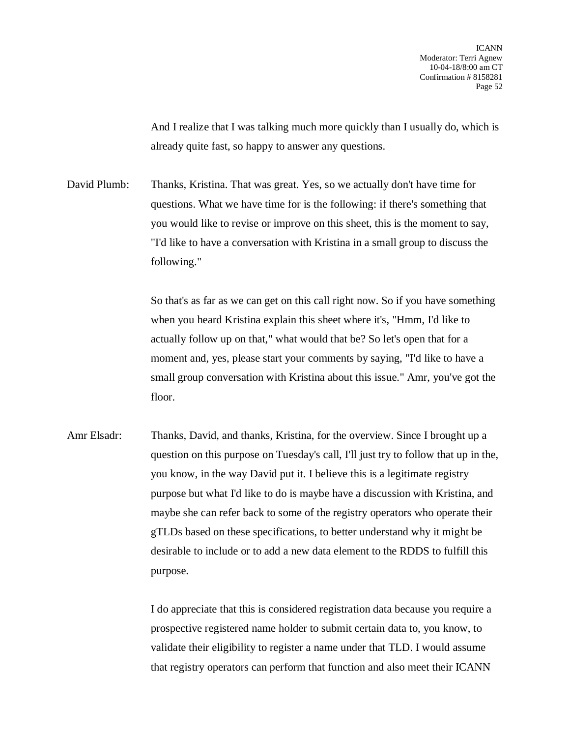And I realize that I was talking much more quickly than I usually do, which is already quite fast, so happy to answer any questions.

David Plumb: Thanks, Kristina. That was great. Yes, so we actually don't have time for questions. What we have time for is the following: if there's something that you would like to revise or improve on this sheet, this is the moment to say, "I'd like to have a conversation with Kristina in a small group to discuss the following."

So that's as far as we can get on this call right now. So if you have something when you heard Kristina explain this sheet where it's, "Hmm, I'd like to actually follow up on that," what would that be? So let's open that for a moment and, yes, please start your comments by saying, "I'd like to have a small group conversation with Kristina about this issue." Amr, you've got the floor.

Amr Elsadr: Thanks, David, and thanks, Kristina, for the overview. Since I brought up a question on this purpose on Tuesday's call, I'll just try to follow that up in the, you know, in the way David put it. I believe this is a legitimate registry purpose but what I'd like to do is maybe have a discussion with Kristina, and maybe she can refer back to some of the registry operators who operate their gTLDs based on these specifications, to better understand why it might be desirable to include or to add a new data element to the RDDS to fulfill this purpose.

I do appreciate that this is considered registration data because you require a prospective registered name holder to submit certain data to, you know, to validate their eligibility to register a name under that TLD. I would assume that registry operators can perform that function and also meet their ICANN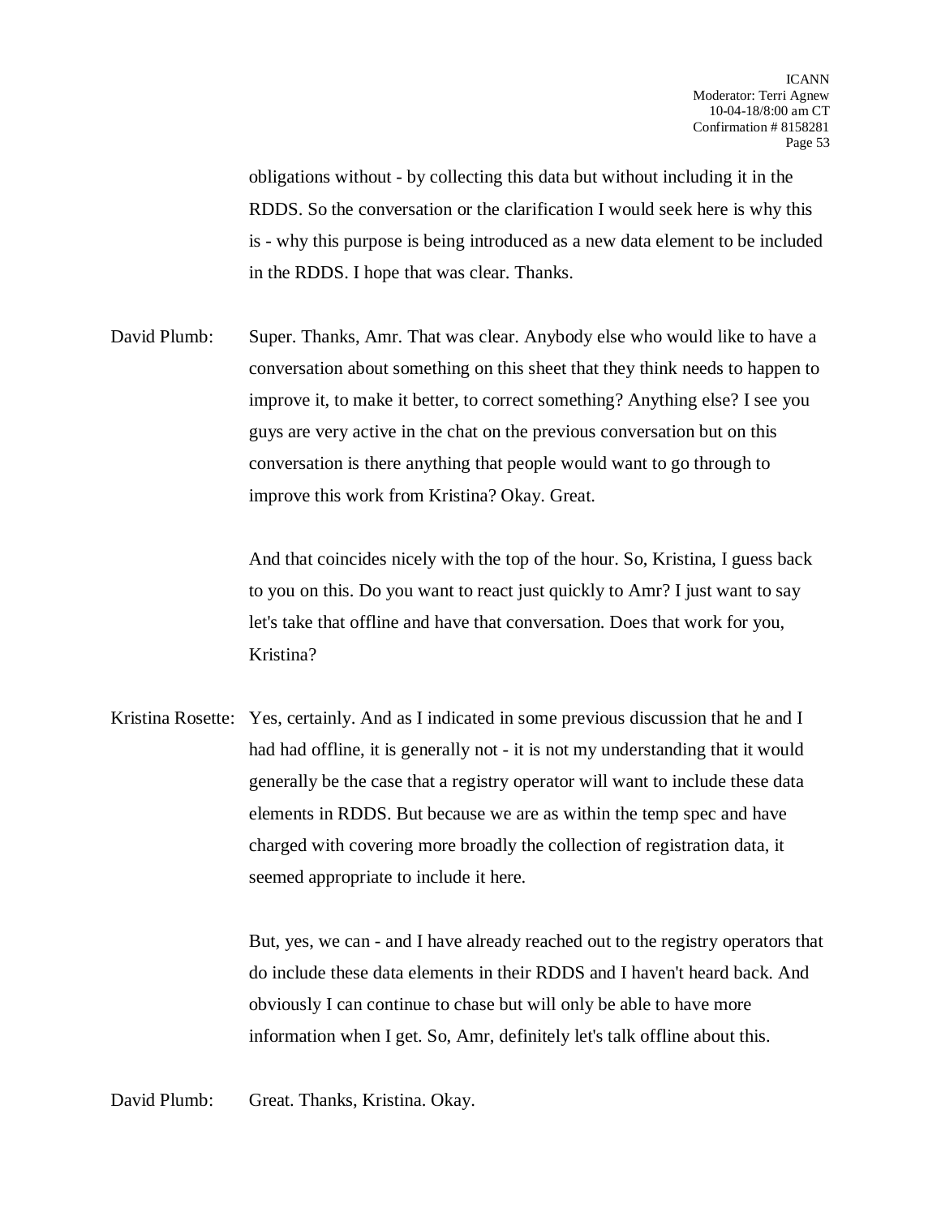obligations without - by collecting this data but without including it in the RDDS. So the conversation or the clarification I would seek here is why this is - why this purpose is being introduced as a new data element to be included in the RDDS. I hope that was clear. Thanks.

David Plumb: Super. Thanks, Amr. That was clear. Anybody else who would like to have a conversation about something on this sheet that they think needs to happen to improve it, to make it better, to correct something? Anything else? I see you guys are very active in the chat on the previous conversation but on this conversation is there anything that people would want to go through to improve this work from Kristina? Okay. Great.

And that coincides nicely with the top of the hour. So, Kristina, I guess back to you on this. Do you want to react just quickly to Amr? I just want to say let's take that offline and have that conversation. Does that work for you, Kristina?

Kristina Rosette: Yes, certainly. And as I indicated in some previous discussion that he and I had had offline, it is generally not - it is not my understanding that it would generally be the case that a registry operator will want to include these data elements in RDDS. But because we are as within the temp spec and have charged with covering more broadly the collection of registration data, it seemed appropriate to include it here.

But, yes, we can - and I have already reached out to the registry operators that do include these data elements in their RDDS and I haven't heard back. And obviously I can continue to chase but will only be able to have more information when I get. So, Amr, definitely let's talk offline about this.

David Plumb: Great. Thanks, Kristina. Okay.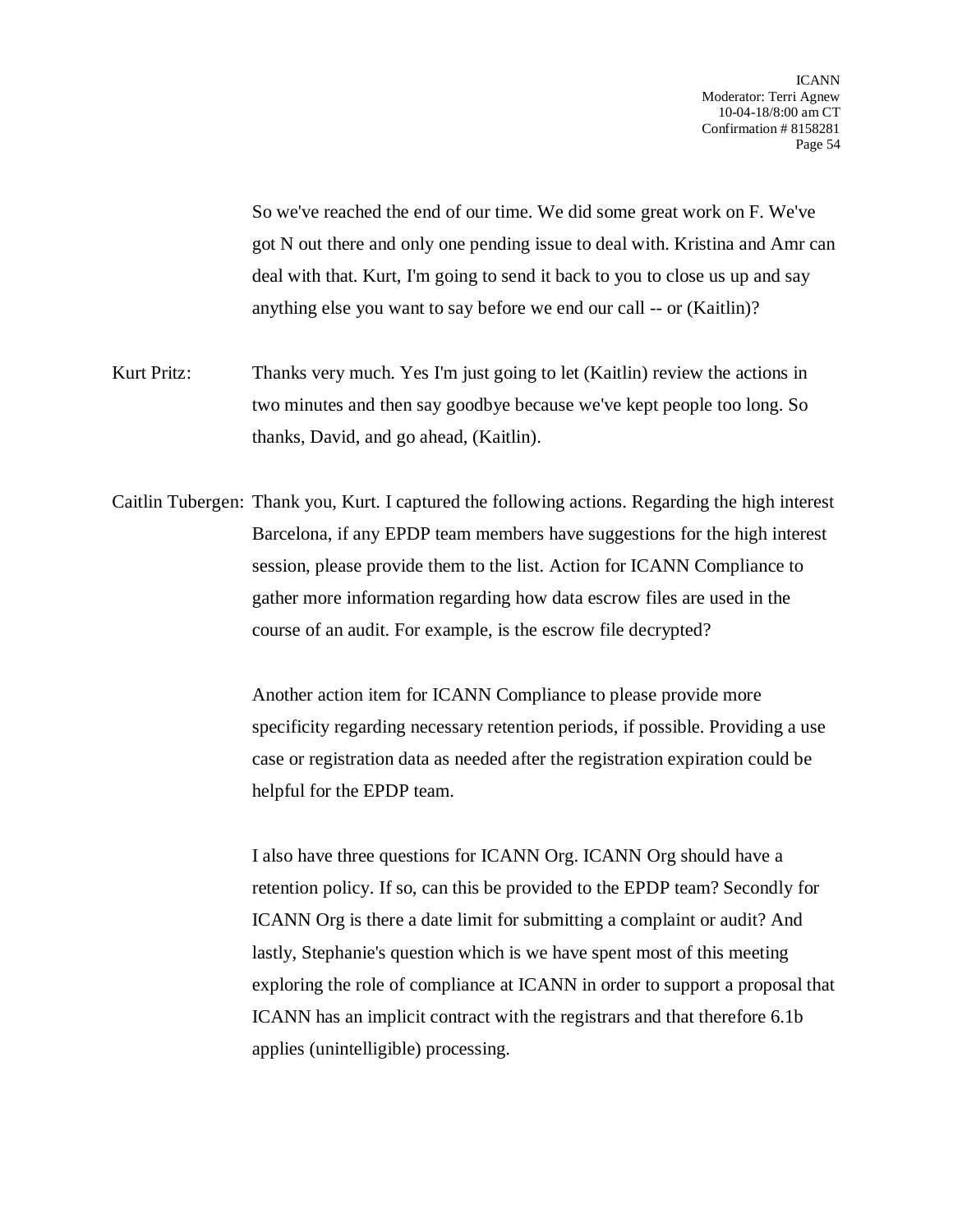So we've reached the end of our time. We did some great work on F. We've got N out there and only one pending issue to deal with. Kristina and Amr can deal with that. Kurt, I'm going to send it back to you to close us up and say anything else you want to say before we end our call -- or (Kaitlin)?

Kurt Pritz: Thanks very much. Yes I'm just going to let (Kaitlin) review the actions in two minutes and then say goodbye because we've kept people too long. So thanks, David, and go ahead, (Kaitlin).

Caitlin Tubergen: Thank you, Kurt. I captured the following actions. Regarding the high interest Barcelona, if any EPDP team members have suggestions for the high interest session, please provide them to the list. Action for ICANN Compliance to gather more information regarding how data escrow files are used in the course of an audit. For example, is the escrow file decrypted?

Another action item for ICANN Compliance to please provide more specificity regarding necessary retention periods, if possible. Providing a use case or registration data as needed after the registration expiration could be helpful for the EPDP team.

I also have three questions for ICANN Org. ICANN Org should have a retention policy. If so, can this be provided to the EPDP team? Secondly for ICANN Org is there a date limit for submitting a complaint or audit? And lastly, Stephanie's question which is we have spent most of this meeting exploring the role of compliance at ICANN in order to support a proposal that ICANN has an implicit contract with the registrars and that therefore 6.1b applies (unintelligible) processing.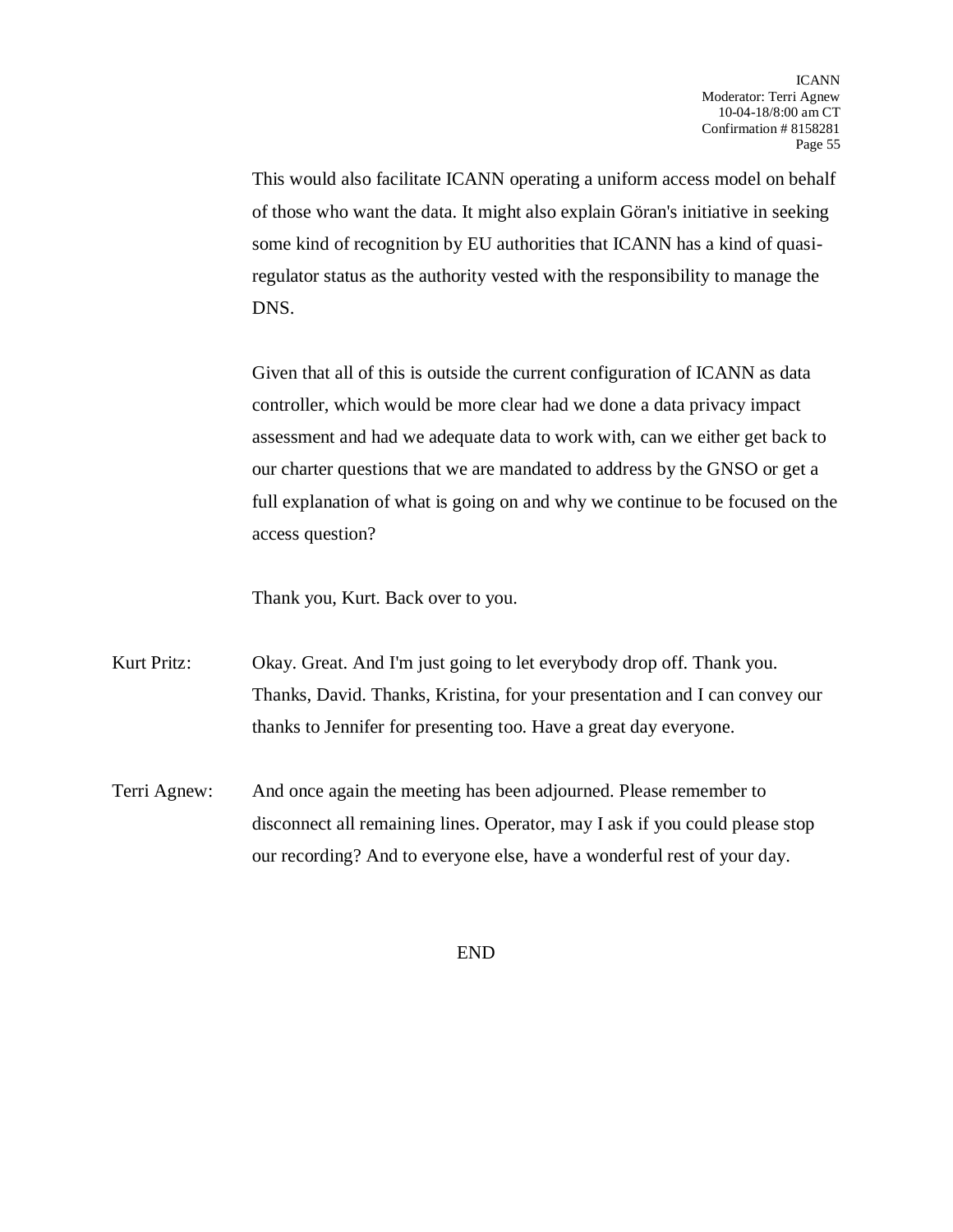This would also facilitate ICANN operating a uniform access model on behalf of those who want the data. It might also explain Göran's initiative in seeking some kind of recognition by EU authorities that ICANN has a kind of quasi-regulator status as the authority vested with the responsibility to manage the DNS.

Given that all of this is outside the current configuration of ICANN as data controller, which would be more clear had we done a data privacy impact assessment and had we adequate data to work with, can we either get back to our charter questions that we are mandated to address by the GNSO or get a full explanation of what is going on and why we continue to be focused on the access question?

Thank you, Kurt. Back over to you.

Kurt Pritz: Okay. Great. And I'm just going to let everybody drop off. Thank you. Thanks, David. Thanks, Kristina, for your presentation and I can convey our thanks to Jennifer for presenting too. Have a great day everyone.

Terri Agnew: And once again the meeting has been adjourned. Please remember to disconnect all remaining lines. Operator, may I ask if you could please stop our recording? And to everyone else, have a wonderful rest of your day.

END